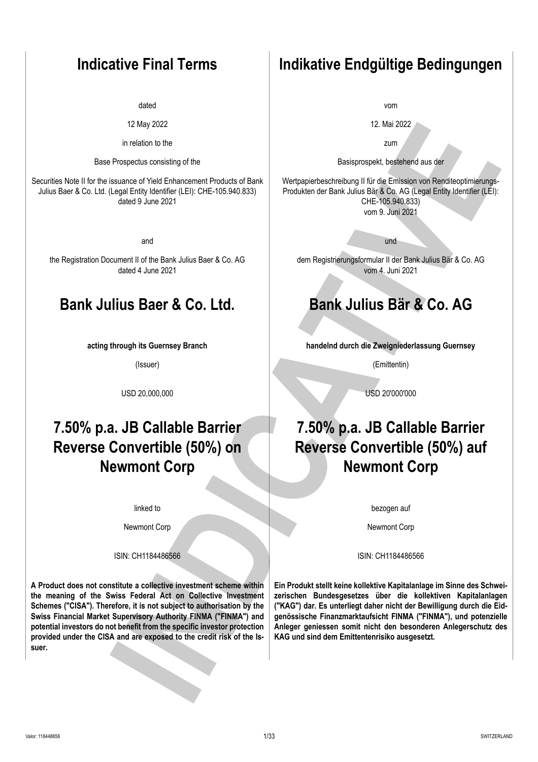# Indicative Final Terms

dated

12 May 2022

in relation to the

Base Prospectus consisting of the

Securities Note II for the issuance of Yield Enhancement Products of Bank Julius Baer & Co. Ltd. (Legal Entity Identifier (LEI): CHE-105.940.833) dated 9 June 2021

and

the Registration Document II of the Bank Julius Baer & Co. AG dated 4 June 2021

# Bank Julius Baer & Co. Ltd.

**acting through its Guernsey Branch**

(Issuer)

USD 20,000,000

# 7.50% p.a. JB Callable Barrier Reverse Convertible (50%) on Newmont Corp

linked to

Newmont Corp

ISIN: CH1184486566

**A Product does not constitute a collective investment scheme within the meaning of the Swiss Federal Act on Collective Investment Schemes ("CISA"). Therefore, it is not subject to authorisation by the Swiss Financial Market Supervisory Authority FINMA ("FINMA") and potential investors do not benefit from the specific investor protection provided under the CISA and are exposed to the credit risk of the Issuer.**

# Indikative Endgültige Bedingungen

vom

12. Mai 2022

zum

Basisprospekt, bestehend aus der

Wertpapierbeschreibung II für die Emission von Renditeoptimierungs-Produkten der Bank Julius Bär & Co. AG (Legal Entity Identifier (LEI): CHE-105.940.833) vom 9. Juni 2021

und

dem Registrierungsformular II der Bank Julius Bär & Co. AG vom 4. Juni 2021

# Bank Julius Bär & Co. AG

**handelnd durch die Zweigniederlassung Guernsey**

(Emittentin)

USD 20'000'000

# 7.50% p.a. JB Callable Barrier Reverse Convertible (50%) auf Newmont Corp

bezogen auf

Newmont Corp

ISIN: CH1184486566

**Ein Produkt stellt keine kollektive Kapitalanlage im Sinne des Schweizerischen Bundesgesetzes über die kollektiven Kapitalanlagen ("KAG") dar. Es unterliegt daher nicht der Bewilligung durch die Eidgenössische Finanzmarktaufsicht FINMA ("FINMA"), und potenzielle Anleger geniessen somit nicht den besonderen Anlegerschutz des KAG und sind dem Emittentenrisiko ausgesetzt.**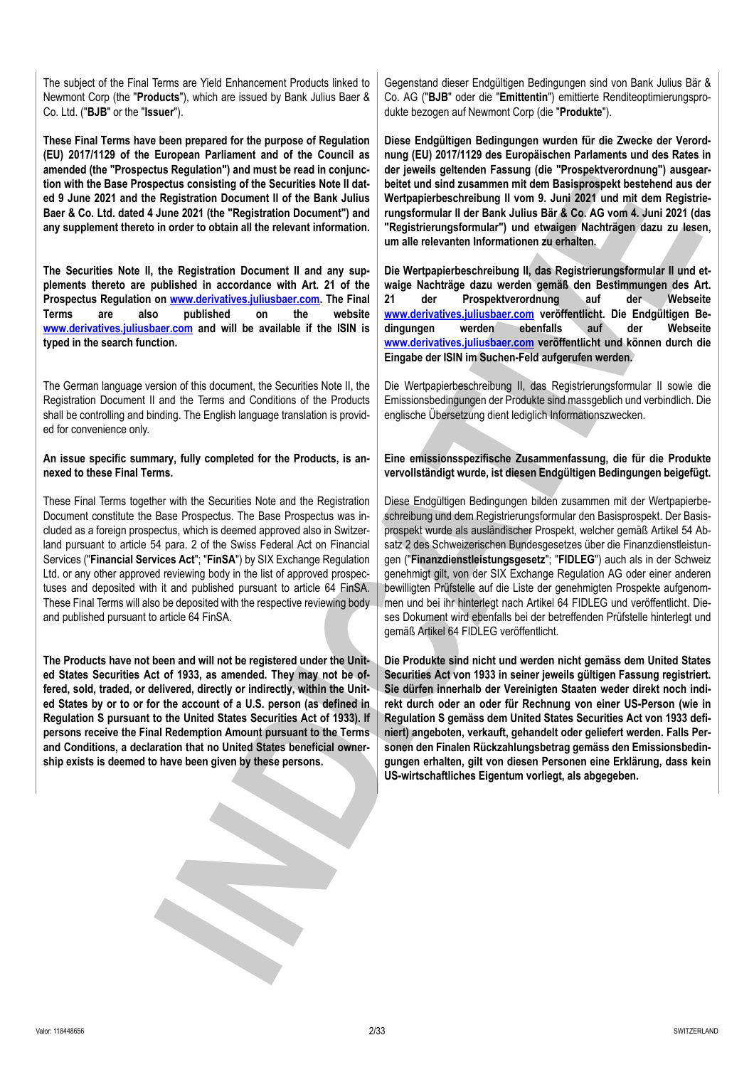The subject of the Final Terms are Yield Enhancement Products linked to Newmont Corp (the "**Products**"), which are issued by Bank Julius Baer & Co. Ltd. ("**BJB**" or the "**Issuer**").

Gegenstand dieser Endgültigen Bedingungen sind von Bank Julius Bär & Co. AG ("**BJB**" oder die "**Emittentin**") emittierte Renditeoptimierungsprodukte bezogen auf Newmont Corp (die "**Produkte**").

**These Final Terms have been prepared for the purpose of Regulation (EU) 2017/1129 of the European Parliament and of the Council as amended (the "Prospectus Regulation") and must be read in conjunction with the Base Prospectus consisting of the Securities Note II dated 9 June 2021 and the Registration Document II of the Bank Julius Baer & Co. Ltd. dated 4 June 2021 (the "Registration Document") and any supplement thereto in order to obtain all the relevant information.**

**Diese Endgültigen Bedingungen wurden für die Zwecke der Verordnung (EU) 2017/1129 des Europäischen Parlaments und des Rates in der jeweils geltenden Fassung (die "Prospektverordnung") ausgearbeitet und sind zusammen mit dem Basisprospekt bestehend aus der Wertpapierbeschreibung II vom 9. Juni 2021 und mit dem Registrierungsformular II der Bank Julius Bär & Co. AG vom 4. Juni 2021 (das "Registrierungsformular") und etwaigen Nachträgen dazu zu lesen, um alle relevanten Informationen zu erhalten.**

**The Securities Note II, the Registration Document II and any supplements thereto are published in accordance with Art. 21 of the Prospectus Regulation on www.derivatives.juliusbaer.com. The Final Terms are also published on the website www.derivatives.juliusbaer.com and will be available if the ISIN is typed in the search function.**

**Die Wertpapierbeschreibung II, das Registrierungsformular II und etwaige Nachträge dazu werden gemäß den Bestimmungen des Art. 21 der Prospektverordnung auf der Webseite www.derivatives.juliusbaer.com veröffentlicht. Die Endgültigen Bedingungen werden ebenfalls auf der Webseite www.derivatives.juliusbaer.com veröffentlicht und können durch die Eingabe der ISIN im Suchen-Feld aufgerufen werden.**

The German language version of this document, the Securities Note II, the Registration Document II and the Terms and Conditions of the Products shall be controlling and binding. The English language translation is provided for convenience only.

Die Wertpapierbeschreibung II, das Registrierungsformular II sowie die Emissionsbedingungen der Produkte sind massgeblich und verbindlich. Die englische Übersetzung dient lediglich Informationszwecken.

**An issue specific summary, fully completed for the Products, is annexed to these Final Terms.**

**Eine emissionsspezifische Zusammenfassung, die für die Produkte vervollständigt wurde, ist diesen Endgültigen Bedingungen beigefügt.**

These Final Terms together with the Securities Note and the Registration Document constitute the Base Prospectus. The Base Prospectus was included as a foreign prospectus, which is deemed approved also in Switzerland pursuant to article 54 para. 2 of the Swiss Federal Act on Financial Services ("**Financial Services Act**"; "**FinSA**") by SIX Exchange Regulation Ltd. or any other approved reviewing body in the list of approved prospectuses and deposited with it and published pursuant to article 64 FinSA. These Final Terms will also be deposited with the respective reviewing body and published pursuant to article 64 FinSA.

Diese Endgültigen Bedingungen bilden zusammen mit der Wertpapierbeschreibung und dem Registrierungsformular den Basisprospekt. Der Basisprospekt wurde als ausländischer Prospekt, welcher gemäß Artikel 54 Absatz 2 des Schweizerischen Bundesgesetzes über die Finanzdienstleistungen ("**Finanzdienstleistungsgesetz**"; "**FIDLEG**") auch als in der Schweiz genehmigt gilt, von der SIX Exchange Regulation AG oder einer anderen bewilligten Prüfstelle auf die Liste der genehmigten Prospekte aufgenommen und bei ihr hinterlegt nach Artikel 64 FIDLEG und veröffentlicht. Dieses Dokument wird ebenfalls bei der betreffenden Prüfstelle hinterlegt und gemäß Artikel 64 FIDLEG veröffentlicht.

**The Products have not been and will not be registered under the United States Securities Act of 1933, as amended. They may not be offered, sold, traded, or delivered, directly or indirectly, within the United States by or to or for the account of a U.S. person (as defined in Regulation S pursuant to the United States Securities Act of 1933). If persons receive the Final Redemption Amount pursuant to the Terms and Conditions, a declaration that no United States beneficial ownership exists is deemed to have been given by these persons.**

**Die Produkte sind nicht und werden nicht gemäss dem United States Securities Act von 1933 in seiner jeweils gültigen Fassung registriert. Sie dürfen innerhalb der Vereinigten Staaten weder direkt noch indirekt durch oder an oder für Rechnung von einer US-Person (wie in Regulation S gemäss dem United States Securities Act von 1933 definiert) angeboten, verkauft, gehandelt oder geliefert werden. Falls Personen den Finalen Rückzahlungsbetrag gemäss den Emissionsbedingungen erhalten, gilt von diesen Personen eine Erklärung, dass kein US-wirtschaftliches Eigentum vorliegt, als abgegeben.**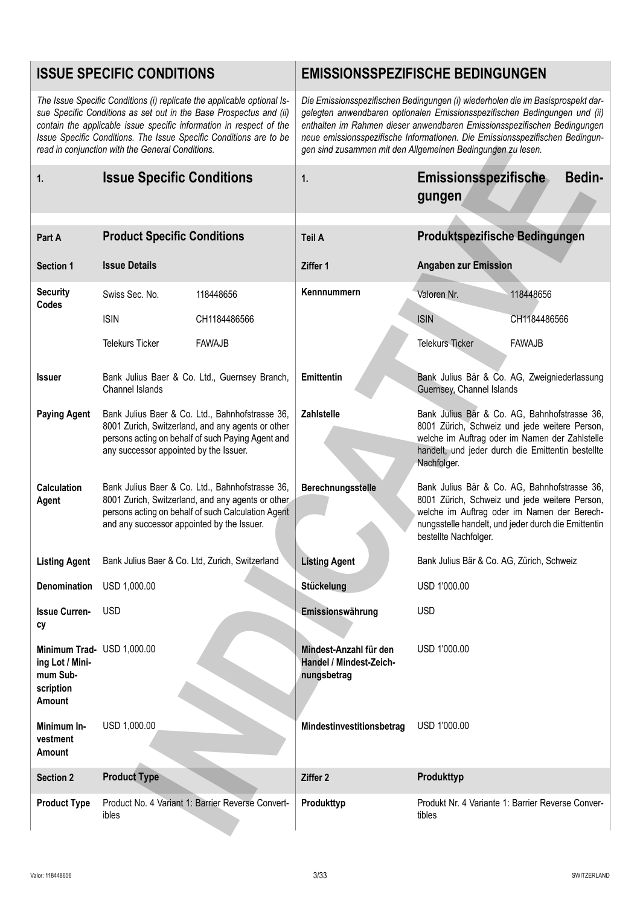| ISSUE SPECIFIC CONDITIONS | | | EMISSIONSSPEZIFISCHE BEDINGUNGEN | | |
|---|---|---|---|---|---|
| *The Issue Specific Conditions (i) replicate the applicable optional Issue Specific Conditions as set out in the Base Prospectus and (ii) contain the applicable issue specific information in respect of the Issue Specific Conditions. The Issue Specific Conditions are to be read in conjunction with the General Conditions.* | | | *Die Emissionsspezifischen Bedingungen (i) wiederholen die im Basisprospekt dargelegten anwendbaren optionalen Emissionsspezifischen Bedingungen und (ii) enthalten im Rahmen dieser anwendbaren Emissionsspezifischen Bedingungen neue emissionsspezifische Informationen. Die Emissionsspezifischen Bedingungen sind zusammen mit den Allgemeinen Bedingungen zu lesen.* | | |
| **1.** | **Issue Specific Conditions** | | **1.** | **Emissionsspezifische Bedingungen** | |
| **Part A** | **Product Specific Conditions** | | **Teil A** | **Produktspezifische Bedingungen** | |
| **Section 1** | **Issue Details** | | **Ziffer 1** | **Angaben zur Emission** | |
| **Security Codes** | Swiss Sec. No. | 118448656 | **Kennnummern** | Valoren Nr. | 118448656 |
| | ISIN | CH1184486566 | | ISIN | CH1184486566 |
| | Telekurs Ticker | FAWAJB | | Telekurs Ticker | FAWAJB |
| **Issuer** | Bank Julius Baer & Co. Ltd., Guernsey Branch, Channel Islands | | **Emittentin** | Bank Julius Bär & Co. AG, Zweigniederlassung Guernsey, Channel Islands | |
| **Paying Agent** | Bank Julius Baer & Co. Ltd., Bahnhofstrasse 36, 8001 Zurich, Switzerland, and any agents or other persons acting on behalf of such Paying Agent and any successor appointed by the Issuer. | | **Zahlstelle** | Bank Julius Bär & Co. AG, Bahnhofstrasse 36, 8001 Zürich, Schweiz und jede weitere Person, welche im Auftrag oder im Namen der Zahlstelle handelt, und jeder durch die Emittentin bestellte Nachfolger. | |
| **Calculation Agent** | Bank Julius Baer & Co. Ltd., Bahnhofstrasse 36, 8001 Zurich, Switzerland, and any agents or other persons acting on behalf of such Calculation Agent and any successor appointed by the Issuer. | | **Berechnungsstelle** | Bank Julius Bär & Co. AG, Bahnhofstrasse 36, 8001 Zürich, Schweiz und jede weitere Person, welche im Auftrag oder im Namen der Berechnungsstelle handelt, und jeder durch die Emittentin bestellte Nachfolger. | |
| **Listing Agent** | Bank Julius Baer & Co. Ltd, Zurich, Switzerland | | **Listing Agent** | Bank Julius Bär & Co. AG, Zürich, Schweiz | |
| **Denomination** | USD 1,000.00 | | **Stückelung** | USD 1'000.00 | |
| **Issue Currency** | USD | | **Emissionswährung** | USD | |
| **Minimum Trading Lot / Minimum Subscription Amount** | USD 1,000.00 | | **Mindest-Anzahl für den Handel / Mindest-Zeichnungsbetrag** | USD 1'000.00 | |
| **Minimum Investment Amount** | USD 1,000.00 | | **Mindestinvestitionsbetrag** | USD 1'000.00 | |
| **Section 2** | **Product Type** | | **Ziffer 2** | **Produkttyp** | |
| **Product Type** | Product No. 4 Variant 1: Barrier Reverse Convertibles | | **Produkttyp** | Produkt Nr. 4 Variante 1: Barrier Reverse Convertibles | |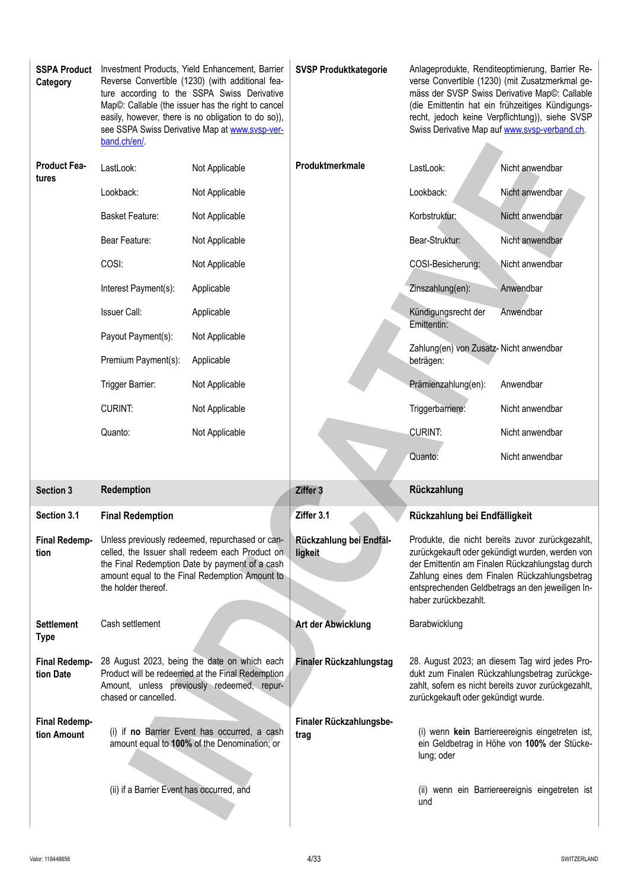| | | | |
|---|---|---|---|
| **SSPA Product Category** | Investment Products, Yield Enhancement, Barrier Reverse Convertible (1230) (with additional feature according to the SSPA Swiss Derivative Map©: Callable (the issuer has the right to cancel easily, however, there is no obligation to do so)), see SSPA Swiss Derivative Map at www.svsp-verband.ch/en/. | **SVSP Produktkategorie** | Anlageprodukte, Renditeoptimierung, Barrier Reverse Convertible (1230) (mit Zusatzmerkmal gemäss der SVSP Swiss Derivative Map©: Callable (die Emittentin hat ein frühzeitiges Kündigungsrecht, jedoch keine Verpflichtung)), siehe SVSP Swiss Derivative Map auf www.svsp-verband.ch. |

| | | | | | |
|---|---|---|---|---|---|
| **Product Features** | LastLook: | Not Applicable | **Produktmerkmale** | LastLook: | Nicht anwendbar |
| | Lookback: | Not Applicable | | Lookback: | Nicht anwendbar |
| | Basket Feature: | Not Applicable | | Korbstruktur: | Nicht anwendbar |
| | Bear Feature: | Not Applicable | | Bear-Struktur: | Nicht anwendbar |
| | COSI: | Not Applicable | | COSI-Besicherung: | Nicht anwendbar |
| | Interest Payment(s): | Applicable | | Zinszahlung(en): | Anwendbar |
| | Issuer Call: | Applicable | | Kündigungsrecht der Emittentin: | Anwendbar |
| | Payout Payment(s): | Not Applicable | | Zahlung(en) von Zusatzbeträgen: | Nicht anwendbar |
| | Premium Payment(s): | Applicable | | Prämienzahlung(en): | Anwendbar |
| | Trigger Barrier: | Not Applicable | | Triggerbarriere: | Nicht anwendbar |
| | CURINT: | Not Applicable | | CURINT: | Nicht anwendbar |
| | Quanto: | Not Applicable | | Quanto: | Nicht anwendbar |

| | | | |
|---|---|---|---|
| **Section 3** | **Redemption** | **Ziffer 3** | **Rückzahlung** |
| **Section 3.1** | **Final Redemption** | **Ziffer 3.1** | **Rückzahlung bei Endfälligkeit** |
| **Final Redemption** | Unless previously redeemed, repurchased or cancelled, the Issuer shall redeem each Product on the Final Redemption Date by payment of a cash amount equal to the Final Redemption Amount to the holder thereof. | **Rückzahlung bei Endfälligkeit** | Produkte, die nicht bereits zuvor zurückgezahlt, zurückgekauft oder gekündigt wurden, werden von der Emittentin am Finalen Rückzahlungstag durch Zahlung eines dem Finalen Rückzahlungsbetrag entsprechenden Geldbetrags an den jeweiligen Inhaber zurückbezahlt. |
| **Settlement Type** | Cash settlement | **Art der Abwicklung** | Barabwicklung |
| **Final Redemption Date** | 28 August 2023, being the date on which each Product will be redeemed at the Final Redemption Amount, unless previously redeemed, repurchased or cancelled. | **Finaler Rückzahlungstag** | 28. August 2023; an diesem Tag wird jedes Produkt zum Finalen Rückzahlungsbetrag zurückgezahlt, sofern es nicht bereits zuvor zurückgezahlt, zurückgekauft oder gekündigt wurde. |
| **Final Redemption Amount** | (i) if **no** Barrier Event has occurred, a cash amount equal to **100%** of the Denomination; or<br><br>(ii) if a Barrier Event has occurred, and | **Finaler Rückzahlungsbetrag** | (i) wenn **kein** Barriereereignis eingetreten ist, ein Geldbetrag in Höhe von **100%** der Stückelung; oder<br><br>(ii) wenn ein Barriereereignis eingetreten ist und |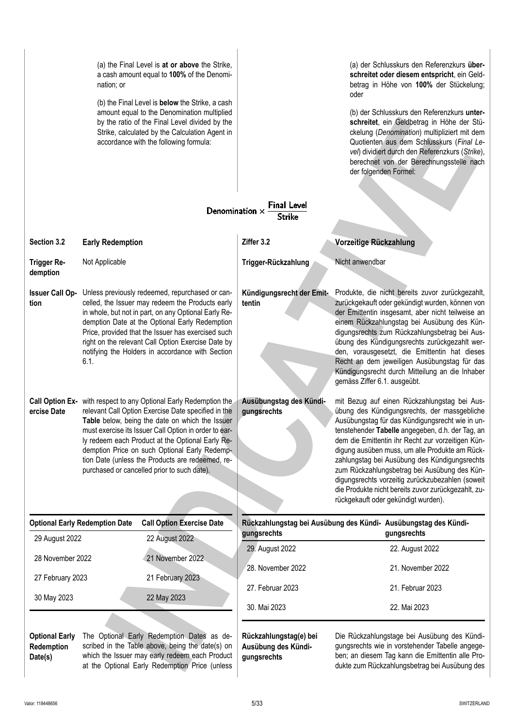(a) the Final Level is **at or above** the Strike, a cash amount equal to **100%** of the Denomination; or

(b) the Final Level is **below** the Strike, a cash amount equal to the Denomination multiplied by the ratio of the Final Level divided by the Strike, calculated by the Calculation Agent in accordance with the following formula:

(a) der Schlusskurs den Referenzkurs **überschreitet oder diesem entspricht**, ein Geldbetrag in Höhe von **100%** der Stückelung; oder

(b) der Schlusskurs den Referenzkurs **unterschreitet**, ein Geldbetrag in Höhe der Stückelung (*Denomination*) multipliziert mit dem Quotienten aus dem Schlusskurs (*Final Level*) dividiert durch den Referenzkurs (*Strike*), berechnet von der Berechnungsstelle nach der folgenden Formel:

$$\text{Denomination} \times \frac{\text{Final Level}}{\text{Strike}}$$

| | | | |
|---|---|---|---|
| **Section 3.2** | **Early Redemption** | **Ziffer 3.2** | **Vorzeitige Rückzahlung** |
| **Trigger Redemption** | Not Applicable | **Trigger-Rückzahlung** | Nicht anwendbar |
| **Issuer Call Option** | Unless previously redeemed, repurchased or cancelled, the Issuer may redeem the Products early in whole, but not in part, on any Optional Early Redemption Date at the Optional Early Redemption Price, provided that the Issuer has exercised such right on the relevant Call Option Exercise Date by notifying the Holders in accordance with Section 6.1. | **Kündigungsrecht der Emittentin** | Produkte, die nicht bereits zuvor zurückgezahlt, zurückgekauft oder gekündigt wurden, können von der Emittentin insgesamt, aber nicht teilweise an einem Rückzahlungstag bei Ausübung des Kündigungsrechts zum Rückzahlungsbetrag bei Ausübung des Kündigungsrechts zurückgezahlt werden, vorausgesetzt, die Emittentin hat dieses Recht an dem jeweiligen Ausübungstag für das Kündigungsrecht durch Mitteilung an die Inhaber gemäss Ziffer 6.1. ausgeübt. |
| **Call Option Exercise Date** | with respect to any Optional Early Redemption the relevant Call Option Exercise Date specified in the **Table** below, being the date on which the Issuer must exercise its Issuer Call Option in order to early redeem each Product at the Optional Early Redemption Price on such Optional Early Redemption Date (unless the Products are redeemed, repurchased or cancelled prior to such date). | **Ausübungstag des Kündigungsrechts** | mit Bezug auf einen Rückzahlungstag bei Ausübung des Kündigungsrechts, der massgebliche Ausübungstag für das Kündigungsrecht wie in untenstehender **Tabelle** angegeben, d.h. der Tag, an dem die Emittentin ihr Recht zur vorzeitigen Kündigung ausüben muss, um alle Produkte am Rückzahlungstag bei Ausübung des Kündigungsrechts zum Rückzahlungsbetrag bei Ausübung des Kündigungsrechts vorzeitig zurückzuzahlen (soweit die Produkte nicht bereits zuvor zurückgezahlt, zurückgekauft oder gekündigt wurden). |

| Optional Early Redemption Date | Call Option Exercise Date | Rückzahlungstag bei Ausübung des Kündigungsrechts | Ausübungstag des Kündigungsrechts |
|---|---|---|---|
| 29 August 2022 | 22 August 2022 | 29. August 2022 | 22. August 2022 |
| 28 November 2022 | 21 November 2022 | 28. November 2022 | 21. November 2022 |
| 27 February 2023 | 21 February 2023 | 27. Februar 2023 | 21. Februar 2023 |
| 30 May 2023 | 22 May 2023 | 30. Mai 2023 | 22. Mai 2023 |

| | | | |
|---|---|---|---|
| **Optional Early Redemption Date(s)** | The Optional Early Redemption Dates as described in the Table above, being the date(s) on which the Issuer may early redeem each Product at the Optional Early Redemption Price (unless | **Rückzahlungstag(e) bei Ausübung des Kündigungsrechts** | Die Rückzahlungstage bei Ausübung des Kündigungsrechts wie in vorstehender Tabelle angegeben; an diesem Tag kann die Emittentin alle Produkte zum Rückzahlungsbetrag bei Ausübung des |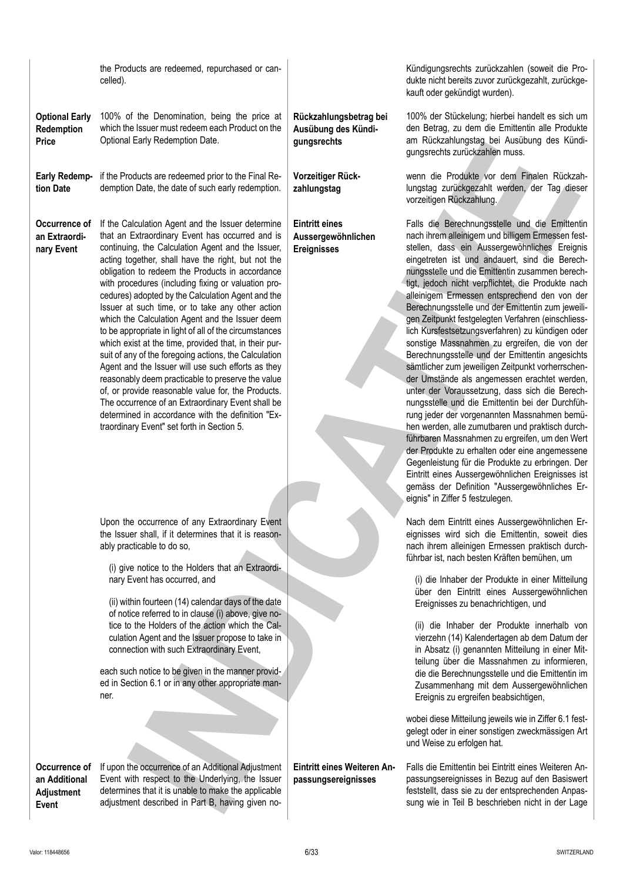| | | | |
|---|---|---|---|
| | the Products are redeemed, repurchased or cancelled). | | Kündigungsrechts zurückzahlen (soweit die Produkte nicht bereits zuvor zurückgezahlt, zurückgekauft oder gekündigt wurden). |
| **Optional Early Redemption Price** | 100% of the Denomination, being the price at which the Issuer must redeem each Product on the Optional Early Redemption Date. | **Rückzahlungsbetrag bei Ausübung des Kündigungsrechts** | 100% der Stückelung; hierbei handelt es sich um den Betrag, zu dem die Emittentin alle Produkte am Rückzahlungstag bei Ausübung des Kündigungsrechts zurückzahlen muss. |
| **Early Redemption Date** | if the Products are redeemed prior to the Final Redemption Date, the date of such early redemption. | **Vorzeitiger Rückzahlungstag** | wenn die Produkte vor dem Finalen Rückzahlungstag zurückgezahlt werden, der Tag dieser vorzeitigen Rückzahlung. |
| **Occurrence of an Extraordinary Event** | If the Calculation Agent and the Issuer determine that an Extraordinary Event has occurred and is continuing, the Calculation Agent and the Issuer, acting together, shall have the right, but not the obligation to redeem the Products in accordance with procedures (including fixing or valuation procedures) adopted by the Calculation Agent and the Issuer at such time, or to take any other action which the Calculation Agent and the Issuer deem to be appropriate in light of all of the circumstances which exist at the time, provided that, in their pursuit of any of the foregoing actions, the Calculation Agent and the Issuer will use such efforts as they reasonably deem practicable to preserve the value of, or provide reasonable value for, the Products. The occurrence of an Extraordinary Event shall be determined in accordance with the definition "Extraordinary Event" set forth in Section 5. | **Eintritt eines Aussergewöhnlichen Ereignisses** | Falls die Berechnungsstelle und die Emittentin nach ihrem alleinigem und billigem Ermessen feststellen, dass ein Aussergewöhnliches Ereignis eingetreten ist und andauert, sind die Berechnungsstelle und die Emittentin zusammen berechtigt, jedoch nicht verpflichtet, die Produkte nach alleinigem Ermessen entsprechend den von der Berechnungsstelle und der Emittentin zum jeweiligen Zeitpunkt festgelegten Verfahren (einschliesslich Kursfestsetzungsverfahren) zu kündigen oder sonstige Massnahmen zu ergreifen, die von der Berechnungsstelle und der Emittentin angesichts sämtlicher zum jeweiligen Zeitpunkt vorherrschender Umstände als angemessen erachtet werden, unter der Voraussetzung, dass sich die Berechnungsstelle und die Emittentin bei der Durchführung jeder der vorgenannten Massnahmen bemühen werden, alle zumutbaren und praktisch durchführbaren Massnahmen zu ergreifen, um den Wert der Produkte zu erhalten oder eine angemessene Gegenleistung für die Produkte zu erbringen. Der Eintritt eines Aussergewöhnlichen Ereignisses ist gemäss der Definition "Aussergewöhnliches Ereignis" in Ziffer 5 festzulegen. |
| | Upon the occurrence of any Extraordinary Event the Issuer shall, if it determines that it is reasonably practicable to do so,<br><br>(i) give notice to the Holders that an Extraordinary Event has occurred, and<br><br>(ii) within fourteen (14) calendar days of the date of notice referred to in clause (i) above, give notice to the Holders of the action which the Calculation Agent and the Issuer propose to take in connection with such Extraordinary Event,<br><br>each such notice to be given in the manner provided in Section 6.1 or in any other appropriate manner. | | Nach dem Eintritt eines Aussergewöhnlichen Ereignisses wird sich die Emittentin, soweit dies nach ihrem alleinigen Ermessen praktisch durchführbar ist, nach besten Kräften bemühen, um<br><br>(i) die Inhaber der Produkte in einer Mitteilung über den Eintritt eines Aussergewöhnlichen Ereignisses zu benachrichtigen, und<br><br>(ii) die Inhaber der Produkte innerhalb von vierzehn (14) Kalendertagen ab dem Datum der in Absatz (i) genannten Mitteilung in einer Mitteilung über die Massnahmen zu informieren, die die Berechnungsstelle und die Emittentin im Zusammenhang mit dem Aussergewöhnlichen Ereignis zu ergreifen beabsichtigen,<br><br>wobei diese Mitteilung jeweils wie in Ziffer 6.1 festgelegt oder in einer sonstigen zweckmässigen Art und Weise zu erfolgen hat. |
| **Occurrence of an Additional Adjustment Event** | If upon the occurrence of an Additional Adjustment Event with respect to the Underlying, the Issuer determines that it is unable to make the applicable adjustment described in Part B, having given no- | **Eintritt eines Weiteren Anpassungsereignisses** | Falls die Emittentin bei Eintritt eines Weiteren Anpassungsereignisses in Bezug auf den Basiswert feststellt, dass sie zu der entsprechenden Anpassung wie in Teil B beschrieben nicht in der Lage |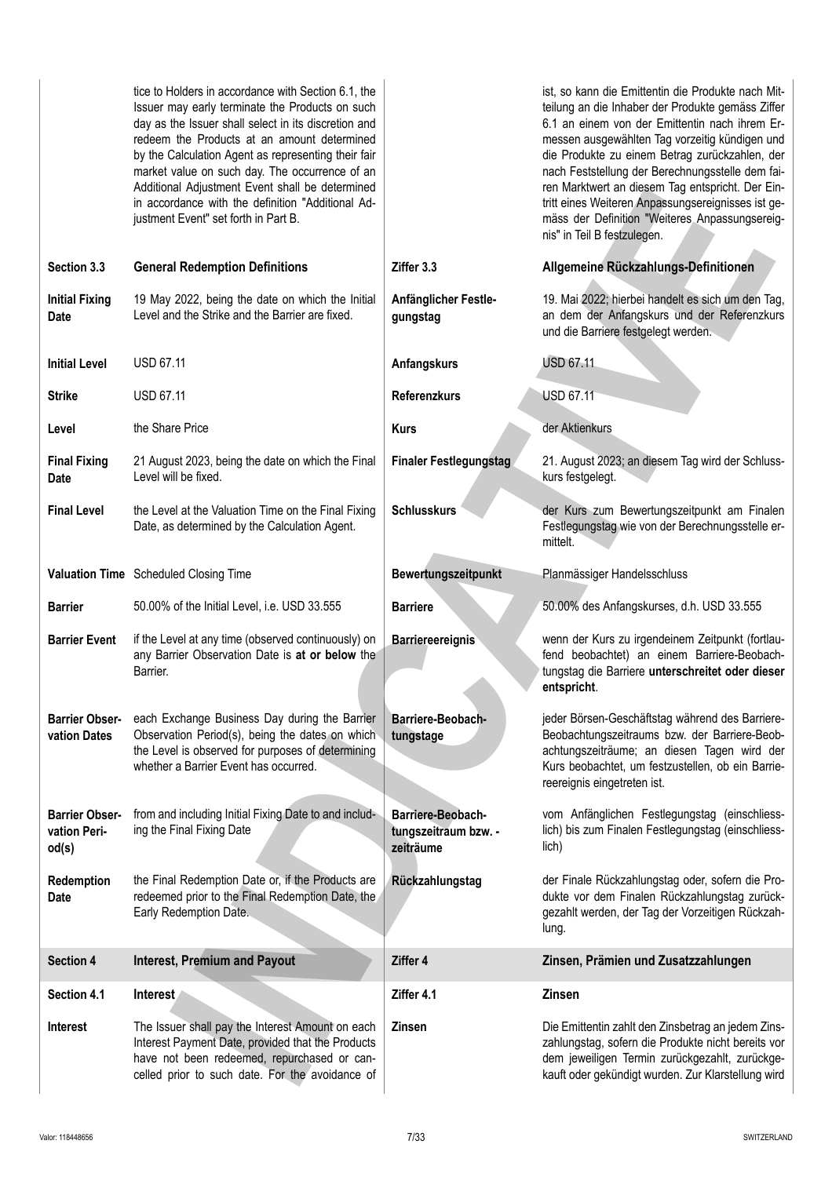| | | | |
|---|---|---|---|
| | tice to Holders in accordance with Section 6.1, the Issuer may early terminate the Products on such day as the Issuer shall select in its discretion and redeem the Products at an amount determined by the Calculation Agent as representing their fair market value on such day. The occurrence of an Additional Adjustment Event shall be determined in accordance with the definition "Additional Adjustment Event" set forth in Part B. | | ist, so kann die Emittentin die Produkte nach Mitteilung an die Inhaber der Produkte gemäss Ziffer 6.1 an einem von der Emittentin nach ihrem Ermessen ausgewählten Tag vorzeitig kündigen und die Produkte zu einem Betrag zurückzahlen, der nach Feststellung der Berechnungsstelle dem fairen Marktwert an diesem Tag entspricht. Der Eintritt eines Weiteren Anpassungsereignisses ist gemäss der Definition "Weiteres Anpassungsereignis" in Teil B festzulegen. |
| **Section 3.3** | **General Redemption Definitions** | **Ziffer 3.3** | **Allgemeine Rückzahlungs-Definitionen** |
| **Initial Fixing Date** | 19 May 2022, being the date on which the Initial Level and the Strike and the Barrier are fixed. | **Anfänglicher Festlegungstag** | 19. Mai 2022; hierbei handelt es sich um den Tag, an dem der Anfangskurs und der Referenzkurs und die Barriere festgelegt werden. |
| **Initial Level** | USD 67.11 | **Anfangskurs** | USD 67.11 |
| **Strike** | USD 67.11 | **Referenzkurs** | USD 67.11 |
| **Level** | the Share Price | **Kurs** | der Aktienkurs |
| **Final Fixing Date** | 21 August 2023, being the date on which the Final Level will be fixed. | **Finaler Festlegungstag** | 21. August 2023; an diesem Tag wird der Schlusskurs festgelegt. |
| **Final Level** | the Level at the Valuation Time on the Final Fixing Date, as determined by the Calculation Agent. | **Schlusskurs** | der Kurs zum Bewertungszeitpunkt am Finalen Festlegungstag wie von der Berechnungsstelle ermittelt. |
| **Valuation Time** | Scheduled Closing Time | **Bewertungszeitpunkt** | Planmässiger Handelsschluss |
| **Barrier** | 50.00% of the Initial Level, i.e. USD 33.555 | **Barriere** | 50.00% des Anfangskurses, d.h. USD 33.555 |
| **Barrier Event** | if the Level at any time (observed continuously) on any Barrier Observation Date is **at or below** the Barrier. | **Barriereereignis** | wenn der Kurs zu irgendeinem Zeitpunkt (fortlaufend beobachtet) an einem Barriere-Beobachtungstag die Barriere **unterschreitet oder dieser entspricht**. |
| **Barrier Observation Dates** | each Exchange Business Day during the Barrier Observation Period(s), being the dates on which the Level is observed for purposes of determining whether a Barrier Event has occurred. | **Barriere-Beobachtungstage** | jeder Börsen-Geschäftstag während des Barriere-Beobachtungszeitraums bzw. der Barriere-Beobachtungszeiträume; an diesen Tagen wird der Kurs beobachtet, um festzustellen, ob ein Barriereereignis eingetreten ist. |
| **Barrier Observation Period(s)** | from and including Initial Fixing Date to and including the Final Fixing Date | **Barriere-Beobachtungszeitraum bzw. -zeiträume** | vom Anfänglichen Festlegungstag (einschliesslich) bis zum Finalen Festlegungstag (einschliesslich) |
| **Redemption Date** | the Final Redemption Date or, if the Products are redeemed prior to the Final Redemption Date, the Early Redemption Date. | **Rückzahlungstag** | der Finale Rückzahlungstag oder, sofern die Produkte vor dem Finalen Rückzahlungstag zurückgezahlt werden, der Tag der Vorzeitigen Rückzahlung. |
| **Section 4** | **Interest, Premium and Payout** | **Ziffer 4** | **Zinsen, Prämien und Zusatzzahlungen** |
| **Section 4.1** | **Interest** | **Ziffer 4.1** | **Zinsen** |
| **Interest** | The Issuer shall pay the Interest Amount on each Interest Payment Date, provided that the Products have not been redeemed, repurchased or cancelled prior to such date. For the avoidance of | **Zinsen** | Die Emittentin zahlt den Zinsbetrag an jedem Zinszahlungstag, sofern die Produkte nicht bereits vor dem jeweiligen Termin zurückgezahlt, zurückgekauft oder gekündigt wurden. Zur Klarstellung wird |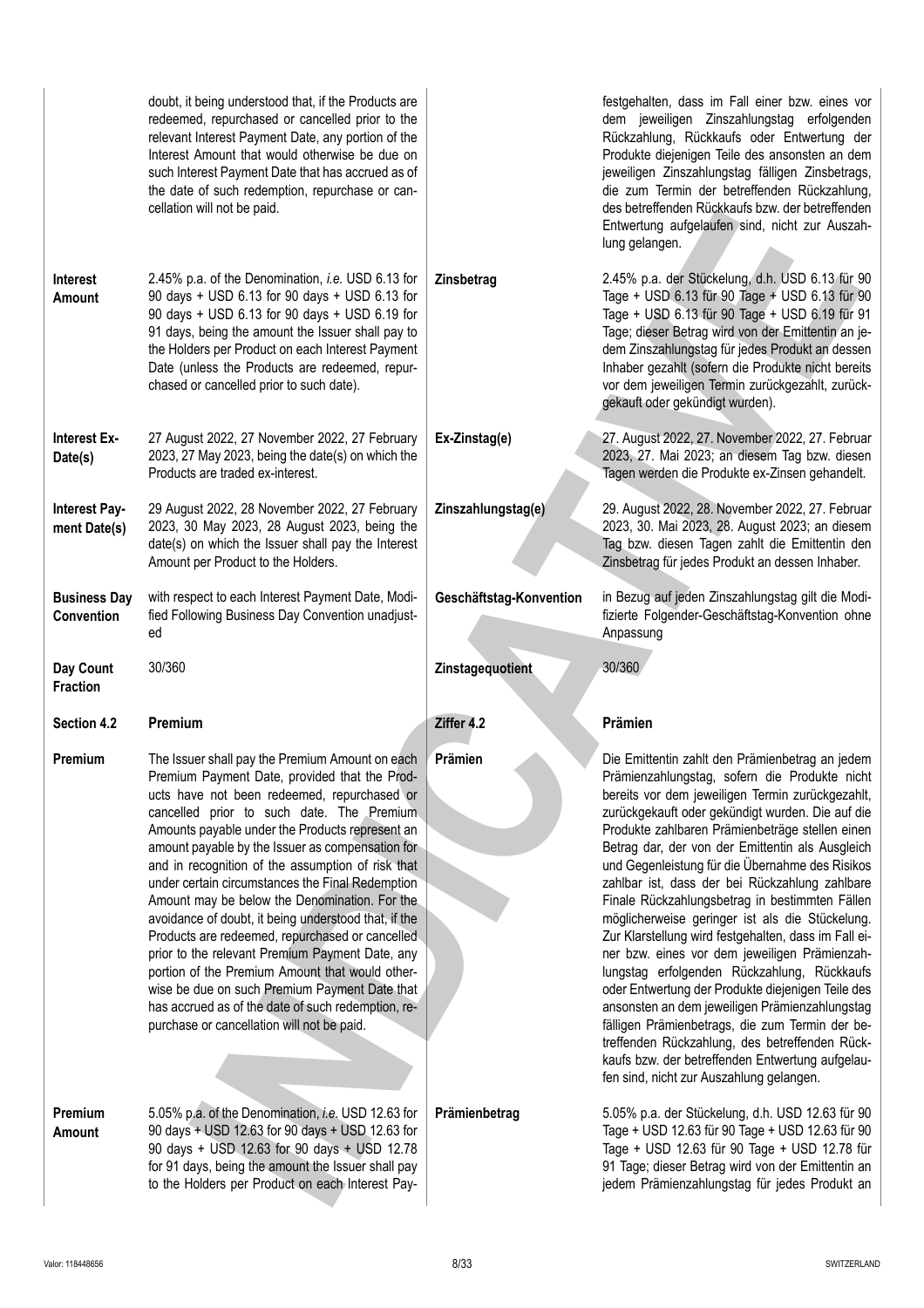| | | | |
|---|---|---|---|
| | doubt, it being understood that, if the Products are redeemed, repurchased or cancelled prior to the relevant Interest Payment Date, any portion of the Interest Amount that would otherwise be due on such Interest Payment Date that has accrued as of the date of such redemption, repurchase or cancellation will not be paid. | | festgehalten, dass im Fall einer bzw. eines vor dem jeweiligen Zinszahlungstag erfolgenden Rückzahlung, Rückkaufs oder Entwertung der Produkte diejenigen Teile des ansonsten an dem jeweiligen Zinszahlungstag fälligen Zinsbetrags, die zum Termin der betreffenden Rückzahlung, des betreffenden Rückkaufs bzw. der betreffenden Entwertung aufgelaufen sind, nicht zur Auszahlung gelangen. |
| **Interest Amount** | 2.45% p.a. of the Denomination, *i.e.* USD 6.13 for 90 days + USD 6.13 for 90 days + USD 6.13 for 90 days + USD 6.13 for 90 days + USD 6.19 for 91 days, being the amount the Issuer shall pay to the Holders per Product on each Interest Payment Date (unless the Products are redeemed, repurchased or cancelled prior to such date). | **Zinsbetrag** | 2.45% p.a. der Stückelung, d.h. USD 6.13 für 90 Tage + USD 6.13 für 90 Tage + USD 6.13 für 90 Tage + USD 6.13 für 90 Tage + USD 6.19 für 91 Tage; dieser Betrag wird von der Emittentin an jedem Zinszahlungstag für jedes Produkt an dessen Inhaber gezahlt (sofern die Produkte nicht bereits vor dem jeweiligen Termin zurückgezahlt, zurückgekauft oder gekündigt wurden). |
| **Interest Ex-Date(s)** | 27 August 2022, 27 November 2022, 27 February 2023, 27 May 2023, being the date(s) on which the Products are traded ex-interest. | **Ex-Zinstag(e)** | 27. August 2022, 27. November 2022, 27. Februar 2023, 27. Mai 2023; an diesem Tag bzw. diesen Tagen werden die Produkte ex-Zinsen gehandelt. |
| **Interest Payment Date(s)** | 29 August 2022, 28 November 2022, 27 February 2023, 30 May 2023, 28 August 2023, being the date(s) on which the Issuer shall pay the Interest Amount per Product to the Holders. | **Zinszahlungstag(e)** | 29. August 2022, 28. November 2022, 27. Februar 2023, 30. Mai 2023, 28. August 2023; an diesem Tag bzw. diesen Tagen zahlt die Emittentin den Zinsbetrag für jedes Produkt an dessen Inhaber. |
| **Business Day Convention** | with respect to each Interest Payment Date, Modified Following Business Day Convention unadjusted | **Geschäftstag-Konvention** | in Bezug auf jeden Zinszahlungstag gilt die Modifizierte Folgender-Geschäftstag-Konvention ohne Anpassung |
| **Day Count Fraction** | 30/360 | **Zinstagequotient** | 30/360 |
| **Section 4.2** | **Premium** | **Ziffer 4.2** | **Prämien** |
| **Premium** | The Issuer shall pay the Premium Amount on each Premium Payment Date, provided that the Products have not been redeemed, repurchased or cancelled prior to such date. The Premium Amounts payable under the Products represent an amount payable by the Issuer as compensation for and in recognition of the assumption of risk that under certain circumstances the Final Redemption Amount may be below the Denomination. For the avoidance of doubt, it being understood that, if the Products are redeemed, repurchased or cancelled prior to the relevant Premium Payment Date, any portion of the Premium Amount that would otherwise be due on such Premium Payment Date that has accrued as of the date of such redemption, repurchase or cancellation will not be paid. | **Prämien** | Die Emittentin zahlt den Prämienbetrag an jedem Prämienzahlungstag, sofern die Produkte nicht bereits vor dem jeweiligen Termin zurückgezahlt, zurückgekauft oder gekündigt wurden. Die auf die Produkte zahlbaren Prämienbeträge stellen einen Betrag dar, der von der Emittentin als Ausgleich und Gegenleistung für die Übernahme des Risikos zahlbar ist, dass der bei Rückzahlung zahlbare Finale Rückzahlungsbetrag in bestimmten Fällen möglicherweise geringer ist als die Stückelung. Zur Klarstellung wird festgehalten, dass im Fall einer bzw. eines vor dem jeweiligen Prämienzahlungstag erfolgenden Rückzahlung, Rückkaufs oder Entwertung der Produkte diejenigen Teile des ansonsten an dem jeweiligen Prämienzahlungstag fälligen Prämienbetrags, die zum Termin der betreffenden Rückzahlung, des betreffenden Rückkaufs bzw. der betreffenden Entwertung aufgelaufen sind, nicht zur Auszahlung gelangen. |
| **Premium Amount** | 5.05% p.a. of the Denomination, *i.e.* USD 12.63 for 90 days + USD 12.63 for 90 days + USD 12.63 for 90 days + USD 12.63 for 90 days + USD 12.78 for 91 days, being the amount the Issuer shall pay to the Holders per Product on each Interest Pay- | **Prämienbetrag** | 5.05% p.a. der Stückelung, d.h. USD 12.63 für 90 Tage + USD 12.63 für 90 Tage + USD 12.63 für 90 Tage + USD 12.63 für 90 Tage + USD 12.78 für 91 Tage; dieser Betrag wird von der Emittentin an jedem Prämienzahlungstag für jedes Produkt an |

Valor: 118448656

SWITZERLAND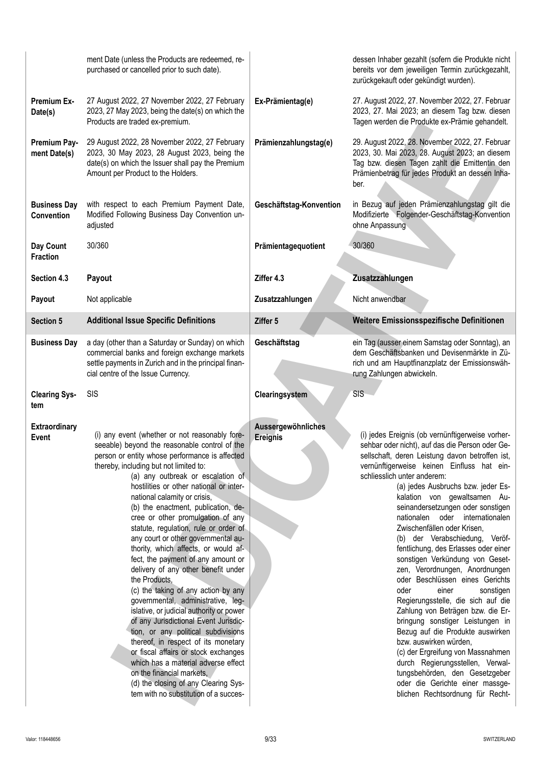| | | | |
|---|---|---|---|
| | ment Date (unless the Products are redeemed, repurchased or cancelled prior to such date). | | dessen Inhaber gezahlt (sofern die Produkte nicht bereits vor dem jeweiligen Termin zurückgezahlt, zurückgekauft oder gekündigt wurden). |
| **Premium Ex-Date(s)** | 27 August 2022, 27 November 2022, 27 February 2023, 27 May 2023, being the date(s) on which the Products are traded ex-premium. | **Ex-Prämientag(e)** | 27. August 2022, 27. November 2022, 27. Februar 2023, 27. Mai 2023; an diesem Tag bzw. diesen Tagen werden die Produkte ex-Prämie gehandelt. |
| **Premium Payment Date(s)** | 29 August 2022, 28 November 2022, 27 February 2023, 30 May 2023, 28 August 2023, being the date(s) on which the Issuer shall pay the Premium Amount per Product to the Holders. | **Prämienzahlungstag(e)** | 29. August 2022, 28. November 2022, 27. Februar 2023, 30. Mai 2023, 28. August 2023; an diesem Tag bzw. diesen Tagen zahlt die Emittentin den Prämienbetrag für jedes Produkt an dessen Inhaber. |
| **Business Day Convention** | with respect to each Premium Payment Date, Modified Following Business Day Convention unadjusted | **Geschäftstag-Konvention** | in Bezug auf jeden Prämienzahlungstag gilt die Modifizierte Folgender-Geschäftstag-Konvention ohne Anpassung |
| **Day Count Fraction** | 30/360 | **Prämientagequotient** | 30/360 |
| **Section 4.3** | **Payout** | **Ziffer 4.3** | **Zusatzzahlungen** |
| **Payout** | Not applicable | **Zusatzzahlungen** | Nicht anwendbar |
| **Section 5** | **Additional Issue Specific Definitions** | **Ziffer 5** | **Weitere Emissionsspezifische Definitionen** |
| **Business Day** | a day (other than a Saturday or Sunday) on which commercial banks and foreign exchange markets settle payments in Zurich and in the principal financial centre of the Issue Currency. | **Geschäftstag** | ein Tag (ausser einem Samstag oder Sonntag), an dem Geschäftsbanken und Devisenmärkte in Zürich und am Hauptfinanzplatz der Emissionswährung Zahlungen abwickeln. |
| **Clearing System** | SIS | **Clearingsystem** | SIS |
| **Extraordinary Event** | (i) any event (whether or not reasonably foreseeable) beyond the reasonable control of the person or entity whose performance is affected thereby, including but not limited to:<br>(a) any outbreak or escalation of hostilities or other national or international calamity or crisis,<br>(b) the enactment, publication, decree or other promulgation of any statute, regulation, rule or order of any court or other governmental authority, which affects, or would affect, the payment of any amount or delivery of any other benefit under the Products,<br>(c) the taking of any action by any governmental, administrative, legislative, or judicial authority or power of any Jurisdictional Event Jurisdiction, or any political subdivisions thereof, in respect of its monetary or fiscal affairs or stock exchanges which has a material adverse effect on the financial markets,<br>(d) the closing of any Clearing System with no substitution of a succes- | **Aussergewöhnliches Ereignis** | (i) jedes Ereignis (ob vernünftigerweise vorhersehbar oder nicht), auf das die Person oder Gesellschaft, deren Leistung davon betroffen ist, vernünftigerweise keinen Einfluss hat einschliesslich unter anderem:<br>(a) jedes Ausbruchs bzw. jeder Eskalation von gewaltsamen Auseinandersetzungen oder sonstigen nationalen oder internationalen Zwischenfällen oder Krisen,<br>(b) der Verabschiedung, Veröffentlichung, des Erlasses oder einer sonstigen Verkündung von Gesetzen, Verordnungen, Anordnungen oder Beschlüssen eines Gerichts oder einer sonstigen Regierungsstelle, die sich auf die Zahlung von Beträgen bzw. die Erbringung sonstiger Leistungen in Bezug auf die Produkte auswirken bzw. auswirken würden,<br>(c) der Ergreifung von Massnahmen durch Regierungsstellen, Verwaltungsbehörden, den Gesetzgeber oder die Gerichte einer massgeblichen Rechtsordnung für Recht- |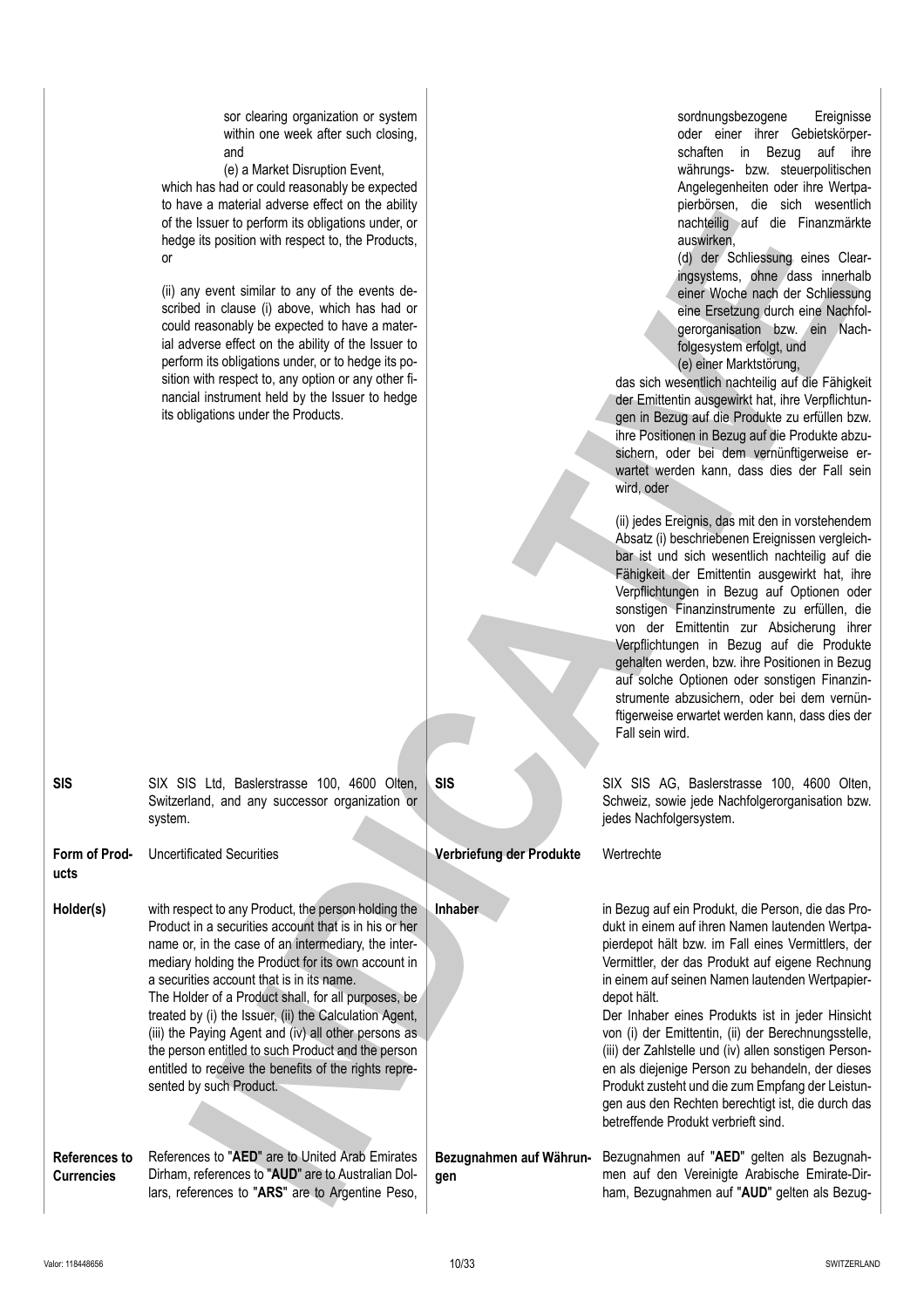| | | | |
|---|---|---|---|
| | sor clearing organization or system within one week after such closing, and<br>(e) a Market Disruption Event,<br>which has had or could reasonably be expected to have a material adverse effect on the ability of the Issuer to perform its obligations under, or hedge its position with respect to, the Products, or<br><br>(ii) any event similar to any of the events described in clause (i) above, which has had or could reasonably be expected to have a material adverse effect on the ability of the Issuer to perform its obligations under, or to hedge its position with respect to, any option or any other financial instrument held by the Issuer to hedge its obligations under the Products. | | sordnungsbezogene Ereignisse oder einer ihrer Gebietskörperschaften in Bezug auf ihre währungs- bzw. steuerpolitischen Angelegenheiten oder ihre Wertpapierbörsen, die sich wesentlich nachteilig auf die Finanzmärkte auswirken,<br>(d) der Schliessung eines Clearingsystems, ohne dass innerhalb einer Woche nach der Schliessung eine Ersetzung durch eine Nachfolgerorganisation bzw. ein Nachfolgesystem erfolgt, und<br>(e) einer Marktstörung,<br>das sich wesentlich nachteilig auf die Fähigkeit der Emittentin ausgewirkt hat, ihre Verpflichtungen in Bezug auf die Produkte zu erfüllen bzw. ihre Positionen in Bezug auf die Produkte abzusichern, oder bei dem vernünftigerweise erwartet werden kann, dass dies der Fall sein wird, oder<br><br>(ii) jedes Ereignis, das mit den in vorstehendem Absatz (i) beschriebenen Ereignissen vergleichbar ist und sich wesentlich nachteilig auf die Fähigkeit der Emittentin ausgewirkt hat, ihre Verpflichtungen in Bezug auf Optionen oder sonstigen Finanzinstrumente zu erfüllen, die von der Emittentin zur Absicherung ihrer Verpflichtungen in Bezug auf die Produkte gehalten werden, bzw. ihre Positionen in Bezug auf solche Optionen oder sonstigen Finanzinstrumente abzusichern, oder bei dem vernünftigerweise erwartet werden kann, dass dies der Fall sein wird. |
| **SIS** | SIX SIS Ltd, Baslerstrasse 100, 4600 Olten, Switzerland, and any successor organization or system. | **SIS** | SIX SIS AG, Baslerstrasse 100, 4600 Olten, Schweiz, sowie jede Nachfolgerorganisation bzw. jedes Nachfolgersystem. |
| **Form of Products** | Uncertificated Securities | **Verbriefung der Produkte** | Wertrechte |
| **Holder(s)** | with respect to any Product, the person holding the Product in a securities account that is in his or her name or, in the case of an intermediary, the intermediary holding the Product for its own account in a securities account that is in its name.<br>The Holder of a Product shall, for all purposes, be treated by (i) the Issuer, (ii) the Calculation Agent, (iii) the Paying Agent and (iv) all other persons as the person entitled to such Product and the person entitled to receive the benefits of the rights represented by such Product. | **Inhaber** | in Bezug auf ein Produkt, die Person, die das Produkt in einem auf ihren Namen lautenden Wertpapierdepot hält bzw. im Fall eines Vermittlers, der Vermittler, der das Produkt auf eigene Rechnung in einem auf seinen Namen lautenden Wertpapierdepot hält.<br>Der Inhaber eines Produkts ist in jeder Hinsicht von (i) der Emittentin, (ii) der Berechnungsstelle, (iii) der Zahlstelle und (iv) allen sonstigen Personen als diejenige Person zu behandeln, der dieses Produkt zusteht und die zum Empfang der Leistungen aus den Rechten berechtigt ist, die durch das betreffende Produkt verbrieft sind. |
| **References to Currencies** | References to "**AED**" are to United Arab Emirates Dirham, references to "**AUD**" are to Australian Dollars, references to "**ARS**" are to Argentine Peso, | **Bezugnahmen auf Währungen** | Bezugnahmen auf "**AED**" gelten als Bezugnahmen auf den Vereinigte Arabische Emirate-Dirham, Bezugnahmen auf "**AUD**" gelten als Bezug- |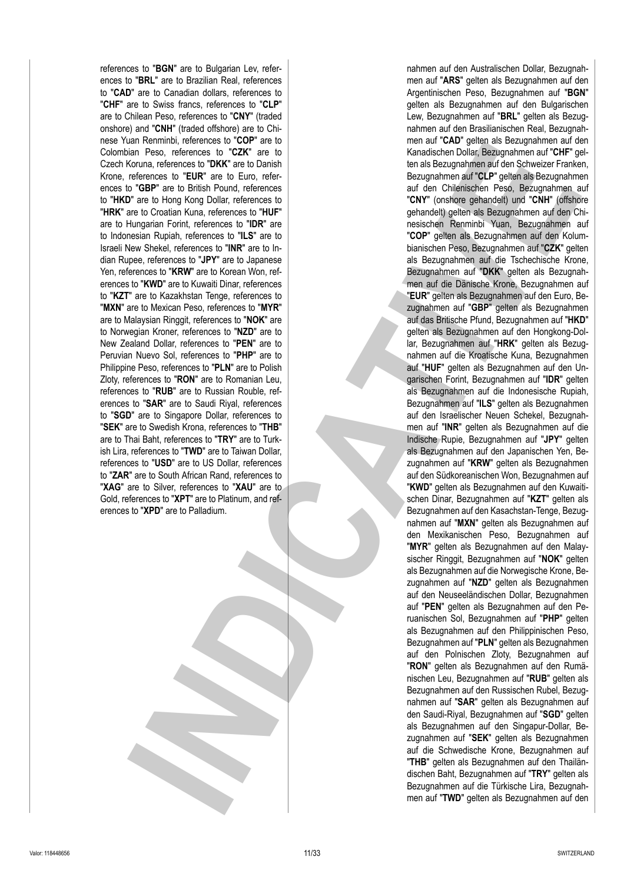references to "**BGN**" are to Bulgarian Lev, references to "**BRL**" are to Brazilian Real, references to "**CAD**" are to Canadian dollars, references to "**CHF**" are to Swiss francs, references to "**CLP**" are to Chilean Peso, references to "**CNY**" (traded onshore) and "**CNH**" (traded offshore) are to Chinese Yuan Renminbi, references to "**COP**" are to Colombian Peso, references to "**CZK**" are to Czech Koruna, references to "**DKK**" are to Danish Krone, references to "**EUR**" are to Euro, references to "**GBP**" are to British Pound, references to "**HKD**" are to Hong Kong Dollar, references to "**HRK**" are to Croatian Kuna, references to "**HUF**" are to Hungarian Forint, references to "**IDR**" are to Indonesian Rupiah, references to "**ILS**" are to Israeli New Shekel, references to "**INR**" are to Indian Rupee, references to "**JPY**" are to Japanese Yen, references to "**KRW**" are to Korean Won, references to "**KWD**" are to Kuwaiti Dinar, references to "**KZT**" are to Kazakhstan Tenge, references to "**MXN**" are to Mexican Peso, references to "**MYR**" are to Malaysian Ringgit, references to "**NOK**" are to Norwegian Kroner, references to "**NZD**" are to New Zealand Dollar, references to "**PEN**" are to Peruvian Nuevo Sol, references to "**PHP**" are to Philippine Peso, references to "**PLN**" are to Polish Zloty, references to "**RON**" are to Romanian Leu, references to "**RUB**" are to Russian Rouble, references to "**SAR**" are to Saudi Riyal, references to "**SGD**" are to Singapore Dollar, references to "**SEK**" are to Swedish Krona, references to "**THB**" are to Thai Baht, references to "**TRY**" are to Turkish Lira, references to "**TWD**" are to Taiwan Dollar, references to "**USD**" are to US Dollar, references to "**ZAR**" are to South African Rand, references to "**XAG**" are to Silver, references to "**XAU**" are to Gold, references to "**XPT**" are to Platinum, and references to "**XPD**" are to Palladium.

nahmen auf den Australischen Dollar, Bezugnahmen auf "**ARS**" gelten als Bezugnahmen auf den Argentinischen Peso, Bezugnahmen auf "**BGN**" gelten als Bezugnahmen auf den Bulgarischen Lew, Bezugnahmen auf "**BRL**" gelten als Bezugnahmen auf den Brasilianischen Real, Bezugnahmen auf "**CAD**" gelten als Bezugnahmen auf den Kanadischen Dollar, Bezugnahmen auf "**CHF**" gelten als Bezugnahmen auf den Schweizer Franken, Bezugnahmen auf "**CLP**" gelten als Bezugnahmen auf den Chilenischen Peso, Bezugnahmen auf "**CNY**" (onshore gehandelt) und "**CNH**" (offshore gehandelt) gelten als Bezugnahmen auf den Chinesischen Renminbi Yuan, Bezugnahmen auf "**COP**" gelten als Bezugnahmen auf den Kolumbianischen Peso, Bezugnahmen auf "**CZK**" gelten als Bezugnahmen auf die Tschechische Krone, Bezugnahmen auf "**DKK**" gelten als Bezugnahmen auf die Dänische Krone, Bezugnahmen auf "**EUR**" gelten als Bezugnahmen auf den Euro, Bezugnahmen auf "**GBP**" gelten als Bezugnahmen auf das Britische Pfund, Bezugnahmen auf "**HKD**" gelten als Bezugnahmen auf den Hongkong-Dollar, Bezugnahmen auf "**HRK**" gelten als Bezugnahmen auf die Kroatische Kuna, Bezugnahmen auf "**HUF**" gelten als Bezugnahmen auf den Ungarischen Forint, Bezugnahmen auf "**IDR**" gelten als Bezugnahmen auf die Indonesische Rupiah, Bezugnahmen auf "**ILS**" gelten als Bezugnahmen auf den Israelischer Neuen Schekel, Bezugnahmen auf "**INR**" gelten als Bezugnahmen auf die Indische Rupie, Bezugnahmen auf "**JPY**" gelten als Bezugnahmen auf den Japanischen Yen, Bezugnahmen auf "**KRW**" gelten als Bezugnahmen auf den Südkoreanischen Won, Bezugnahmen auf "**KWD**" gelten als Bezugnahmen auf den Kuwaitischen Dinar, Bezugnahmen auf "**KZT**" gelten als Bezugnahmen auf den Kasachstan-Tenge, Bezugnahmen auf "**MXN**" gelten als Bezugnahmen auf den Mexikanischen Peso, Bezugnahmen auf "**MYR**" gelten als Bezugnahmen auf den Malaysischer Ringgit, Bezugnahmen auf "**NOK**" gelten als Bezugnahmen auf die Norwegische Krone, Bezugnahmen auf "**NZD**" gelten als Bezugnahmen auf den Neuseeländischen Dollar, Bezugnahmen auf "**PEN**" gelten als Bezugnahmen auf den Peruanischen Sol, Bezugnahmen auf "**PHP**" gelten als Bezugnahmen auf den Philippinischen Peso, Bezugnahmen auf "**PLN**" gelten als Bezugnahmen auf den Polnischen Zloty, Bezugnahmen auf "**RON**" gelten als Bezugnahmen auf den Rumänischen Leu, Bezugnahmen auf "**RUB**" gelten als Bezugnahmen auf den Russischen Rubel, Bezugnahmen auf "**SAR**" gelten als Bezugnahmen auf den Saudi-Riyal, Bezugnahmen auf "**SGD**" gelten als Bezugnahmen auf den Singapur-Dollar, Bezugnahmen auf "**SEK**" gelten als Bezugnahmen auf die Schwedische Krone, Bezugnahmen auf "**THB**" gelten als Bezugnahmen auf den Thailändischen Baht, Bezugnahmen auf "**TRY**" gelten als Bezugnahmen auf die Türkische Lira, Bezugnahmen auf "**TWD**" gelten als Bezugnahmen auf den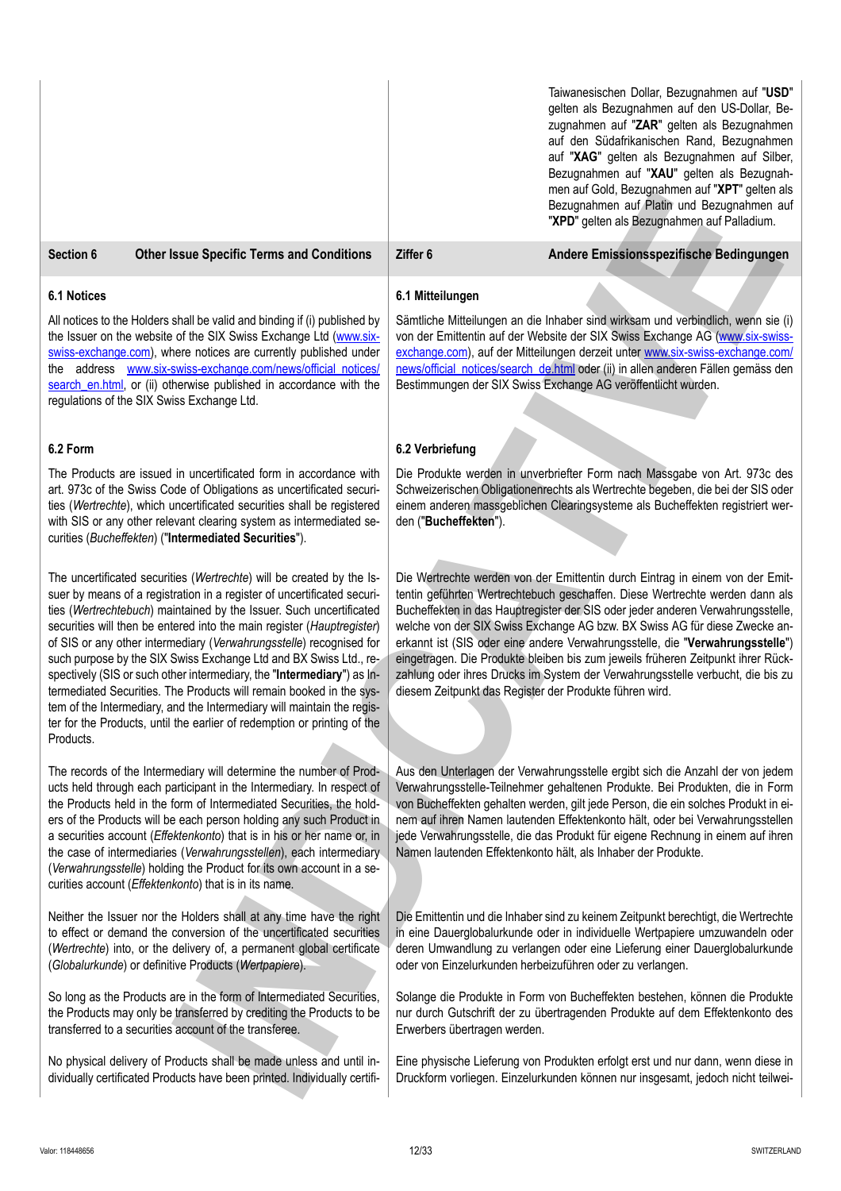Taiwanesischen Dollar, Bezugnahmen auf "**USD**" gelten als Bezugnahmen auf den US-Dollar, Bezugnahmen auf "**ZAR**" gelten als Bezugnahmen auf den Südafrikanischen Rand, Bezugnahmen auf "**XAG**" gelten als Bezugnahmen auf Silber, Bezugnahmen auf "**XAU**" gelten als Bezugnahmen auf Gold, Bezugnahmen auf "**XPT**" gelten als Bezugnahmen auf Platin und Bezugnahmen auf "**XPD**" gelten als Bezugnahmen auf Palladium.

## Section 6 Other Issue Specific Terms and Conditions

## Ziffer 6 Andere Emissionsspezifische Bedingungen

### 6.1 Notices

All notices to the Holders shall be valid and binding if (i) published by the Issuer on the website of the SIX Swiss Exchange Ltd (www.six-swiss-exchange.com), where notices are currently published under the address www.six-swiss-exchange.com/news/official_notices/search_en.html, or (ii) otherwise published in accordance with the regulations of the SIX Swiss Exchange Ltd.

### 6.1 Mitteilungen

Sämtliche Mitteilungen an die Inhaber sind wirksam und verbindlich, wenn sie (i) von der Emittentin auf der Website der SIX Swiss Exchange AG (www.six-swiss-exchange.com), auf der Mitteilungen derzeit unter www.six-swiss-exchange.com/news/official_notices/search_de.html oder (ii) in allen anderen Fällen gemäss den Bestimmungen der SIX Swiss Exchange AG veröffentlicht wurden.

### 6.2 Form

The Products are issued in uncertificated form in accordance with art. 973c of the Swiss Code of Obligations as uncertificated securities (*Wertrechte*), which uncertificated securities shall be registered with SIS or any other relevant clearing system as intermediated securities (*Bucheffekten*) ("**Intermediated Securities**").

The uncertificated securities (*Wertrechte*) will be created by the Issuer by means of a registration in a register of uncertificated securities (*Wertrechtebuch*) maintained by the Issuer. Such uncertificated securities will then be entered into the main register (*Hauptregister*) of SIS or any other intermediary (*Verwahrungsstelle*) recognised for such purpose by the SIX Swiss Exchange Ltd and BX Swiss Ltd., respectively (SIS or such other intermediary, the "**Intermediary**") as Intermediated Securities. The Products will remain booked in the system of the Intermediary, and the Intermediary will maintain the register for the Products, until the earlier of redemption or printing of the Products.

The records of the Intermediary will determine the number of Products held through each participant in the Intermediary. In respect of the Products held in the form of Intermediated Securities, the holders of the Products will be each person holding any such Product in a securities account (*Effektenkonto*) that is in his or her name or, in the case of intermediaries (*Verwahrungsstellen*), each intermediary (*Verwahrungsstelle*) holding the Product for its own account in a securities account (*Effektenkonto*) that is in its name.

Neither the Issuer nor the Holders shall at any time have the right to effect or demand the conversion of the uncertificated securities (*Wertrechte*) into, or the delivery of, a permanent global certificate (*Globalurkunde*) or definitive Products (*Wertpapiere*).

So long as the Products are in the form of Intermediated Securities, the Products may only be transferred by crediting the Products to be transferred to a securities account of the transferee.

No physical delivery of Products shall be made unless and until individually certificated Products have been printed. Individually certifi-

### 6.2 Verbriefung

Die Produkte werden in unverbriefter Form nach Massgabe von Art. 973c des Schweizerischen Obligationenrechts als Wertrechte begeben, die bei der SIS oder einem anderen massgeblichen Clearingsysteme als Bucheffekten registriert werden ("**Bucheffekten**").

Die Wertrechte werden von der Emittentin durch Eintrag in einem von der Emittentin geführten Wertrechtebuch geschaffen. Diese Wertrechte werden dann als Bucheffekten in das Hauptregister der SIS oder jeder anderen Verwahrungsstelle, welche von der SIX Swiss Exchange AG bzw. BX Swiss AG für diese Zwecke anerkannt ist (SIS oder eine andere Verwahrungsstelle, die "**Verwahrungsstelle**") eingetragen. Die Produkte bleiben bis zum jeweils früheren Zeitpunkt ihrer Rückzahlung oder ihres Drucks im System der Verwahrungsstelle verbucht, die bis zu diesem Zeitpunkt das Register der Produkte führen wird.

Aus den Unterlagen der Verwahrungsstelle ergibt sich die Anzahl der von jedem Verwahrungsstelle-Teilnehmer gehaltenen Produkte. Bei Produkten, die in Form von Bucheffekten gehalten werden, gilt jede Person, die ein solches Produkt in einem auf ihren Namen lautenden Effektenkonto hält, oder bei Verwahrungsstellen jede Verwahrungsstelle, die das Produkt für eigene Rechnung in einem auf ihren Namen lautenden Effektenkonto hält, als Inhaber der Produkte.

Die Emittentin und die Inhaber sind zu keinem Zeitpunkt berechtigt, die Wertrechte in eine Dauerglobalurkunde oder in individuelle Wertpapiere umzuwandeln oder deren Umwandlung zu verlangen oder eine Lieferung einer Dauerglobalurkunde oder von Einzelurkunden herbeizuführen oder zu verlangen.

Solange die Produkte in Form von Bucheffekten bestehen, können die Produkte nur durch Gutschrift der zu übertragenden Produkte auf dem Effektenkonto des Erwerbers übertragen werden.

Eine physische Lieferung von Produkten erfolgt erst und nur dann, wenn diese in Druckform vorliegen. Einzelurkunden können nur insgesamt, jedoch nicht teilwei-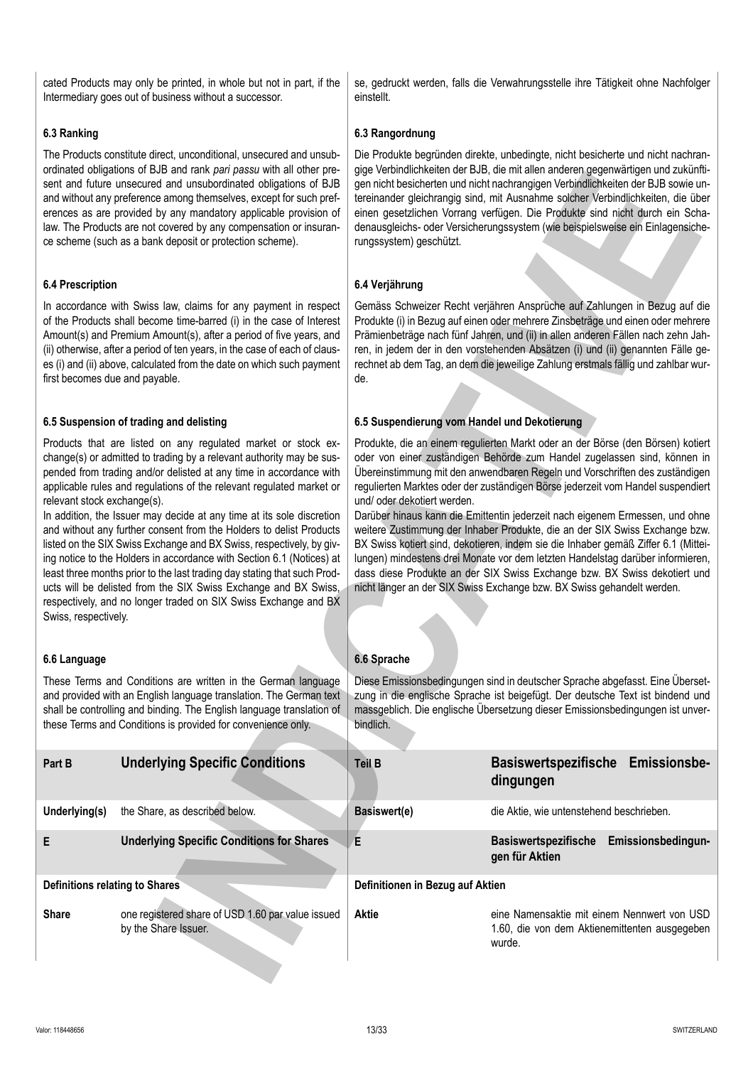cated Products may only be printed, in whole but not in part, if the Intermediary goes out of business without a successor.

se, gedruckt werden, falls die Verwahrungsstelle ihre Tätigkeit ohne Nachfolger einstellt.

### 6.3 Ranking

The Products constitute direct, unconditional, unsecured and unsubordinated obligations of BJB and rank *pari passu* with all other present and future unsecured and unsubordinated obligations of BJB and without any preference among themselves, except for such preferences as are provided by any mandatory applicable provision of law. The Products are not covered by any compensation or insurance scheme (such as a bank deposit or protection scheme).

### 6.3 Rangordnung

Die Produkte begründen direkte, unbedingte, nicht besicherte und nicht nachrangige Verbindlichkeiten der BJB, die mit allen anderen gegenwärtigen und zukünftigen nicht besicherten und nicht nachrangigen Verbindlichkeiten der BJB sowie untereinander gleichrangig sind, mit Ausnahme solcher Verbindlichkeiten, die über einen gesetzlichen Vorrang verfügen. Die Produkte sind nicht durch ein Schadenausgleichs- oder Versicherungssystem (wie beispielsweise ein Einlagensicherungssystem) geschützt.

### 6.4 Prescription

In accordance with Swiss law, claims for any payment in respect of the Products shall become time-barred (i) in the case of Interest Amount(s) and Premium Amount(s), after a period of five years, and (ii) otherwise, after a period of ten years, in the case of each of clauses (i) and (ii) above, calculated from the date on which such payment first becomes due and payable.

### 6.4 Verjährung

Gemäss Schweizer Recht verjähren Ansprüche auf Zahlungen in Bezug auf die Produkte (i) in Bezug auf einen oder mehrere Zinsbeträge und einen oder mehrere Prämienbeträge nach fünf Jahren, und (ii) in allen anderen Fällen nach zehn Jahren, in jedem der in den vorstehenden Absätzen (i) und (ii) genannten Fälle gerechnet ab dem Tag, an dem die jeweilige Zahlung erstmals fällig und zahlbar wurde.

### 6.5 Suspension of trading and delisting

Products that are listed on any regulated market or stock exchange(s) or admitted to trading by a relevant authority may be suspended from trading and/or delisted at any time in accordance with applicable rules and regulations of the relevant regulated market or relevant stock exchange(s).

In addition, the Issuer may decide at any time at its sole discretion and without any further consent from the Holders to delist Products listed on the SIX Swiss Exchange and BX Swiss, respectively, by giving notice to the Holders in accordance with Section 6.1 (Notices) at least three months prior to the last trading day stating that such Products will be delisted from the SIX Swiss Exchange and BX Swiss, respectively, and no longer traded on SIX Swiss Exchange and BX Swiss, respectively.

### 6.5 Suspendierung vom Handel und Dekotierung

Produkte, die an einem regulierten Markt oder an der Börse (den Börsen) kotiert oder von einer zuständigen Behörde zum Handel zugelassen sind, können in Übereinstimmung mit den anwendbaren Regeln und Vorschriften des zuständigen regulierten Marktes oder der zuständigen Börse jederzeit vom Handel suspendiert und/ oder dekotiert werden.

Darüber hinaus kann die Emittentin jederzeit nach eigenem Ermessen, und ohne weitere Zustimmung der Inhaber Produkte, die an der SIX Swiss Exchange bzw. BX Swiss kotiert sind, dekotieren, indem sie die Inhaber gemäß Ziffer 6.1 (Mitteilungen) mindestens drei Monate vor dem letzten Handelstag darüber informieren, dass diese Produkte an der SIX Swiss Exchange bzw. BX Swiss dekotiert und nicht länger an der SIX Swiss Exchange bzw. BX Swiss gehandelt werden.

### 6.6 Language

These Terms and Conditions are written in the German language and provided with an English language translation. The German text shall be controlling and binding. The English language translation of these Terms and Conditions is provided for convenience only.

### 6.6 Sprache

Diese Emissionsbedingungen sind in deutscher Sprache abgefasst. Eine Übersetzung in die englische Sprache ist beigefügt. Der deutsche Text ist bindend und massgeblich. Die englische Übersetzung dieser Emissionsbedingungen ist unverbindlich.

| **Part B** | **Underlying Specific Conditions** | **Teil B** | **Basiswertspezifische Emissionsbedingungen** |
|---|---|---|---|
| **Underlying(s)** | the Share, as described below. | **Basiswert(e)** | die Aktie, wie untenstehend beschrieben. |
| **E** | **Underlying Specific Conditions for Shares** | **E** | **Basiswertspezifische Emissionsbedingungen für Aktien** |
| **Definitions relating to Shares** | | **Definitionen in Bezug auf Aktien** | |
| **Share** | one registered share of USD 1.60 par value issued by the Share Issuer. | **Aktie** | eine Namensaktie mit einem Nennwert von USD 1.60, die von dem Aktienemittenten ausgegeben wurde. |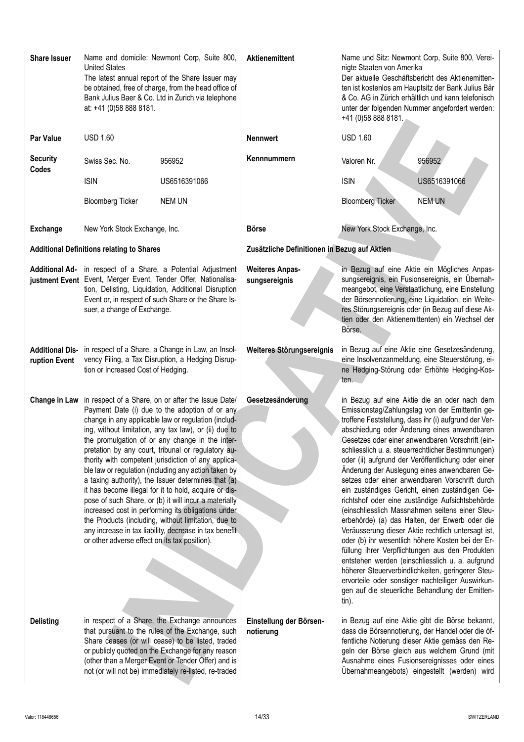| | | | |
|---|---|---|---|
| **Share Issuer** | Name and domicile: Newmont Corp, Suite 800, United States<br>The latest annual report of the Share Issuer may be obtained, free of charge, from the head office of Bank Julius Baer & Co. Ltd in Zurich via telephone at: +41 (0)58 888 8181. | **Aktienemittent** | Name und Sitz: Newmont Corp, Suite 800, Vereinigte Staaten von Amerika<br>Der aktuelle Geschäftsbericht des Aktienemittenten ist kostenlos am Hauptsitz der Bank Julius Bär & Co. AG in Zürich erhältlich und kann telefonisch unter der folgenden Nummer angefordert werden: +41 (0)58 888 8181. |
| **Par Value** | USD 1.60 | **Nennwert** | USD 1.60 |
| **Security Codes** | Swiss Sec. No. 956952<br>ISIN US6516391066<br>Bloomberg Ticker NEM UN | **Kennnummern** | Valoren Nr. 956952<br>ISIN US6516391066<br>Bloomberg Ticker NEM UN |
| **Exchange** | New York Stock Exchange, Inc. | **Börse** | New York Stock Exchange, Inc. |

**Additional Definitions relating to Shares** | **Zusätzliche Definitionen in Bezug auf Aktien**

| | | | |
|---|---|---|---|
| **Additional Adjustment Event** | in respect of a Share, a Potential Adjustment Event, Merger Event, Tender Offer, Nationalisation, Delisting, Liquidation, Additional Disruption Event or, in respect of such Share or the Share Issuer, a change of Exchange. | **Weiteres Anpassungsereignis** | in Bezug auf eine Aktie ein Mögliches Anpassungsereignis, ein Fusionsereignis, ein Übernahmeangebot, eine Verstaatlichung, eine Einstellung der Börsennotierung, eine Liquidation, ein Weiteres Störungsereignis oder (in Bezug auf diese Aktien oder den Aktienemittenten) ein Wechsel der Börse. |
| **Additional Disruption Event** | in respect of a Share, a Change in Law, an Insolvency Filing, a Tax Disruption, a Hedging Disruption or Increased Cost of Hedging. | **Weiteres Störungsereignis** | in Bezug auf eine Aktie eine Gesetzesänderung, eine Insolvenzanmeldung, eine Steuerstörung, eine Hedging-Störung oder Erhöhte Hedging-Kosten. |
| **Change in Law** | in respect of a Share, on or after the Issue Date/ Payment Date (i) due to the adoption of or any change in any applicable law or regulation (including, without limitation, any tax law), or (ii) due to the promulgation of or any change in the interpretation by any court, tribunal or regulatory authority with competent jurisdiction of any applicable law or regulation (including any action taken by a taxing authority), the Issuer determines that (a) it has become illegal for it to hold, acquire or dispose of such Share, or (b) it will incur a materially increased cost in performing its obligations under the Products (including, without limitation, due to any increase in tax liability, decrease in tax benefit or other adverse effect on its tax position). | **Gesetzesänderung** | in Bezug auf eine Aktie die an oder nach dem Emissionstag/Zahlungstag von der Emittentin getroffene Feststellung, dass ihr (i) aufgrund der Verabschiedung oder Änderung eines anwendbaren Gesetzes oder einer anwendbaren Vorschrift (einschliesslich u. a. steuerrechtlicher Bestimmungen) oder (ii) aufgrund der Veröffentlichung oder einer Änderung der Auslegung eines anwendbaren Gesetzes oder einer anwendbaren Vorschrift durch ein zuständiges Gericht, einen zuständigen Gerichtshof oder eine zuständige Aufsichtsbehörde (einschliesslich Massnahmen seitens einer Steuerbehörde) (a) das Halten, der Erwerb oder die Veräusserung dieser Aktie rechtlich untersagt ist, oder (b) ihr wesentlich höhere Kosten bei der Erfüllung ihrer Verpflichtungen aus den Produkten entstehen werden (einschliesslich u. a. aufgrund höherer Steuerverbindlichkeiten, geringerer Steuervorteile oder sonstiger nachteiliger Auswirkungen auf die steuerliche Behandlung der Emittentin). |
| **Delisting** | in respect of a Share, the Exchange announces that pursuant to the rules of the Exchange, such Share ceases (or will cease) to be listed, traded or publicly quoted on the Exchange for any reason (other than a Merger Event or Tender Offer) and is not (or will not be) immediately re-listed, re-traded | **Einstellung der Börsennotierung** | in Bezug auf eine Aktie gibt die Börse bekannt, dass die Börsennotierung, der Handel oder die öffentliche Notierung dieser Aktie gemäss den Regeln der Börse gleich aus welchem Grund (mit Ausnahme eines Fusionsereignisses oder eines Übernahmeangebots) eingestellt (werden) wird |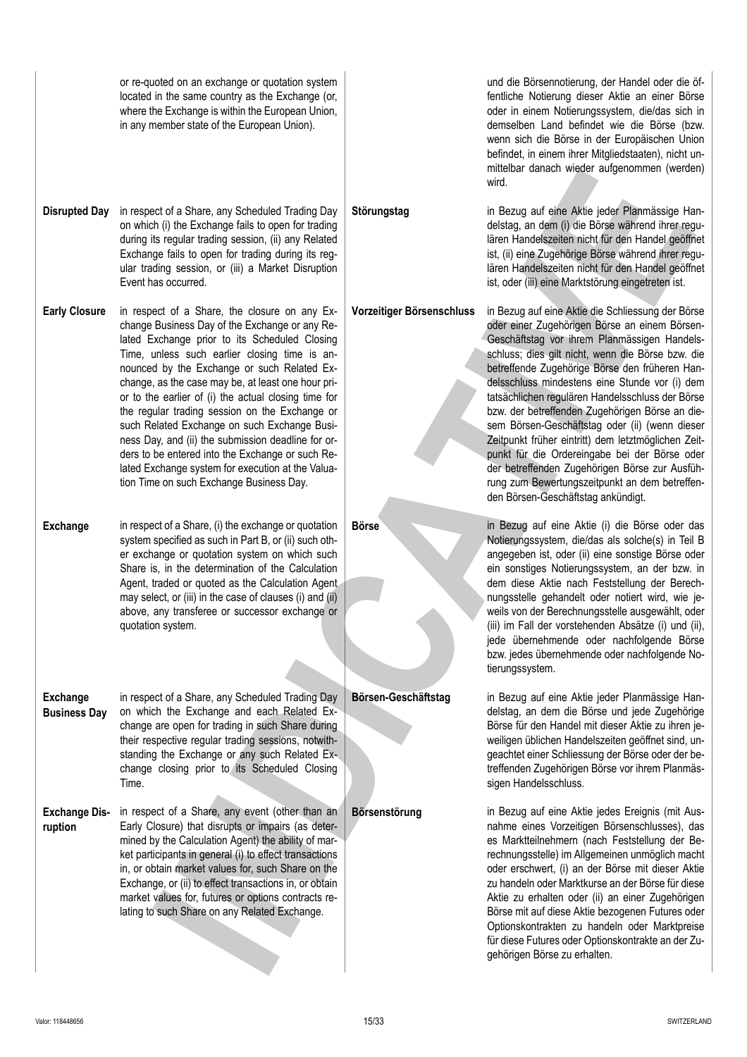| | | | |
|---|---|---|---|
| | or re-quoted on an exchange or quotation system located in the same country as the Exchange (or, where the Exchange is within the European Union, in any member state of the European Union). | | und die Börsennotierung, der Handel oder die öffentliche Notierung dieser Aktie an einer Börse oder in einem Notierungssystem, die/das sich in demselben Land befindet wie die Börse (bzw. wenn sich die Börse in der Europäischen Union befindet, in einem ihrer Mitgliedstaaten), nicht unmittelbar danach wieder aufgenommen (werden) wird. |
| **Disrupted Day** | in respect of a Share, any Scheduled Trading Day on which (i) the Exchange fails to open for trading during its regular trading session, (ii) any Related Exchange fails to open for trading during its regular trading session, or (iii) a Market Disruption Event has occurred. | **Störungstag** | in Bezug auf eine Aktie jeder Planmässige Handelstag, an dem (i) die Börse während ihrer regulären Handelszeiten nicht für den Handel geöffnet ist, (ii) eine Zugehörige Börse während ihrer regulären Handelszeiten nicht für den Handel geöffnet ist, oder (iii) eine Marktstörung eingetreten ist. |
| **Early Closure** | in respect of a Share, the closure on any Exchange Business Day of the Exchange or any Related Exchange prior to its Scheduled Closing Time, unless such earlier closing time is announced by the Exchange or such Related Exchange, as the case may be, at least one hour prior to the earlier of (i) the actual closing time for the regular trading session on the Exchange or such Related Exchange on such Exchange Business Day, and (ii) the submission deadline for orders to be entered into the Exchange or such Related Exchange system for execution at the Valuation Time on such Exchange Business Day. | **Vorzeitiger Börsenschluss** | in Bezug auf eine Aktie die Schliessung der Börse oder einer Zugehörigen Börse an einem Börsen-Geschäftstag vor ihrem Planmässigen Handelsschluss; dies gilt nicht, wenn die Börse bzw. die betreffende Zugehörige Börse den früheren Handelsschluss mindestens eine Stunde vor (i) dem tatsächlichen regulären Handelsschluss der Börse bzw. der betreffenden Zugehörigen Börse an diesem Börsen-Geschäftstag oder (ii) (wenn dieser Zeitpunkt früher eintritt) dem letztmöglichen Zeitpunkt für die Ordereingabe bei der Börse oder der betreffenden Zugehörigen Börse zur Ausführung zum Bewertungszeitpunkt an dem betreffenden Börsen-Geschäftstag ankündigt. |
| **Exchange** | in respect of a Share, (i) the exchange or quotation system specified as such in Part B, or (ii) such other exchange or quotation system on which such Share is, in the determination of the Calculation Agent, traded or quoted as the Calculation Agent may select, or (iii) in the case of clauses (i) and (ii) above, any transferee or successor exchange or quotation system. | **Börse** | in Bezug auf eine Aktie (i) die Börse oder das Notierungssystem, die/das als solche(s) in Teil B angegeben ist, oder (ii) eine sonstige Börse oder ein sonstiges Notierungssystem, an der bzw. in dem diese Aktie nach Feststellung der Berechnungsstelle gehandelt oder notiert wird, wie jeweils von der Berechnungsstelle ausgewählt, oder (iii) im Fall der vorstehenden Absätze (i) und (ii), jede übernehmende oder nachfolgende Börse bzw. jedes übernehmende oder nachfolgende Notierungssystem. |
| **Exchange Business Day** | in respect of a Share, any Scheduled Trading Day on which the Exchange and each Related Exchange are open for trading in such Share during their respective regular trading sessions, notwithstanding the Exchange or any such Related Exchange closing prior to its Scheduled Closing Time. | **Börsen-Geschäftstag** | in Bezug auf eine Aktie jeder Planmässige Handelstag, an dem die Börse und jede Zugehörige Börse für den Handel mit dieser Aktie zu ihren jeweiligen üblichen Handelszeiten geöffnet sind, ungeachtet einer Schliessung der Börse oder der betreffenden Zugehörigen Börse vor ihrem Planmässigen Handelsschluss. |
| **Exchange Disruption** | in respect of a Share, any event (other than an Early Closure) that disrupts or impairs (as determined by the Calculation Agent) the ability of market participants in general (i) to effect transactions in, or obtain market values for, such Share on the Exchange, or (ii) to effect transactions in, or obtain market values for, futures or options contracts relating to such Share on any Related Exchange. | **Börsenstörung** | in Bezug auf eine Aktie jedes Ereignis (mit Ausnahme eines Vorzeitigen Börsenschlusses), das es Marktteilnehmern (nach Feststellung der Berechnungsstelle) im Allgemeinen unmöglich macht oder erschwert, (i) an der Börse mit dieser Aktie zu handeln oder Marktkurse an der Börse für diese Aktie zu erhalten oder (ii) an einer Zugehörigen Börse mit auf diese Aktie bezogenen Futures oder Optionskontrakten zu handeln oder Marktpreise für diese Futures oder Optionskontrakte an der Zugehörigen Börse zu erhalten. |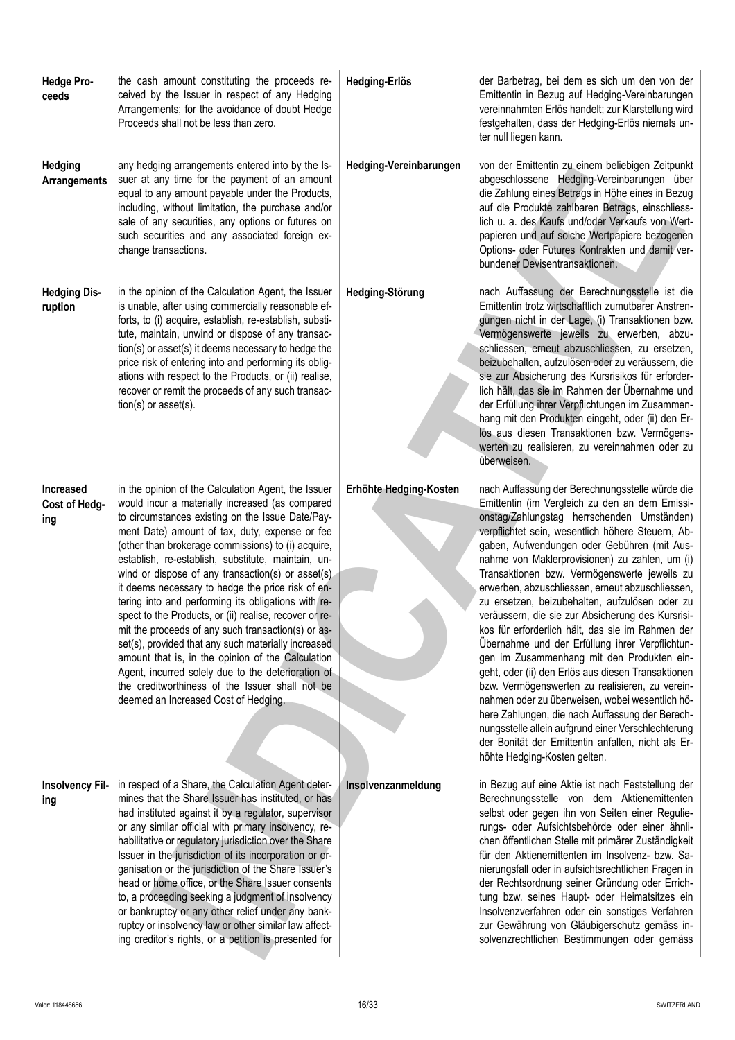| | | | |
|---|---|---|---|
| **Hedge Proceeds** | the cash amount constituting the proceeds received by the Issuer in respect of any Hedging Arrangements; for the avoidance of doubt Hedge Proceeds shall not be less than zero. | **Hedging-Erlös** | der Barbetrag, bei dem es sich um den von der Emittentin in Bezug auf Hedging-Vereinbarungen vereinnahmten Erlös handelt; zur Klarstellung wird festgehalten, dass der Hedging-Erlös niemals unter null liegen kann. |
| **Hedging Arrangements** | any hedging arrangements entered into by the Issuer at any time for the payment of an amount equal to any amount payable under the Products, including, without limitation, the purchase and/or sale of any securities, any options or futures on such securities and any associated foreign exchange transactions. | **Hedging-Vereinbarungen** | von der Emittentin zu einem beliebigen Zeitpunkt abgeschlossene Hedging-Vereinbarungen über die Zahlung eines Betrags in Höhe eines in Bezug auf die Produkte zahlbaren Betrags, einschliesslich u. a. des Kaufs und/oder Verkaufs von Wertpapieren und auf solche Wertpapiere bezogenen Options- oder Futures Kontrakten und damit verbundener Devisentransaktionen. |
| **Hedging Disruption** | in the opinion of the Calculation Agent, the Issuer is unable, after using commercially reasonable efforts, to (i) acquire, establish, re-establish, substitute, maintain, unwind or dispose of any transaction(s) or asset(s) it deems necessary to hedge the price risk of entering into and performing its obligations with respect to the Products, or (ii) realise, recover or remit the proceeds of any such transaction(s) or asset(s). | **Hedging-Störung** | nach Auffassung der Berechnungsstelle ist die Emittentin trotz wirtschaftlich zumutbarer Anstrengungen nicht in der Lage, (i) Transaktionen bzw. Vermögenswerte jeweils zu erwerben, abzuschliessen, erneut abzuschliessen, zu ersetzen, beizubehalten, aufzulösen oder zu veräussern, die sie zur Absicherung des Kursrisikos für erforderlich hält, das sie im Rahmen der Übernahme und der Erfüllung ihrer Verpflichtungen im Zusammenhang mit den Produkten eingeht, oder (ii) den Erlös aus diesen Transaktionen bzw. Vermögenswerten zu realisieren, zu vereinnahmen oder zu überweisen. |
| **Increased Cost of Hedging** | in the opinion of the Calculation Agent, the Issuer would incur a materially increased (as compared to circumstances existing on the Issue Date/Payment Date) amount of tax, duty, expense or fee (other than brokerage commissions) to (i) acquire, establish, re-establish, substitute, maintain, unwind or dispose of any transaction(s) or asset(s) it deems necessary to hedge the price risk of entering into and performing its obligations with respect to the Products, or (ii) realise, recover or remit the proceeds of any such transaction(s) or asset(s), provided that any such materially increased amount that is, in the opinion of the Calculation Agent, incurred solely due to the deterioration of the creditworthiness of the Issuer shall not be deemed an Increased Cost of Hedging. | **Erhöhte Hedging-Kosten** | nach Auffassung der Berechnungsstelle würde die Emittentin (im Vergleich zu den an dem Emissionstag/Zahlungstag herrschenden Umständen) verpflichtet sein, wesentlich höhere Steuern, Abgaben, Aufwendungen oder Gebühren (mit Ausnahme von Maklerprovisionen) zu zahlen, um (i) Transaktionen bzw. Vermögenswerte jeweils zu erwerben, abzuschliessen, erneut abzuschliessen, zu ersetzen, beizubehalten, aufzulösen oder zu veräussern, die sie zur Absicherung des Kursrisikos für erforderlich hält, das sie im Rahmen der Übernahme und der Erfüllung ihrer Verpflichtungen im Zusammenhang mit den Produkten eingeht, oder (ii) den Erlös aus diesen Transaktionen bzw. Vermögenswerten zu realisieren, zu vereinnahmen oder zu überweisen, wobei wesentlich höhere Zahlungen, die nach Auffassung der Berechnungsstelle allein aufgrund einer Verschlechterung der Bonität der Emittentin anfallen, nicht als Erhöhte Hedging-Kosten gelten. |
| **Insolvency Filing** | in respect of a Share, the Calculation Agent determines that the Share Issuer has instituted, or has had instituted against it by a regulator, supervisor or any similar official with primary insolvency, rehabilitative or regulatory jurisdiction over the Share Issuer in the jurisdiction of its incorporation or organisation or the jurisdiction of the Share Issuer's head or home office, or the Share Issuer consents to, a proceeding seeking a judgment of insolvency or bankruptcy or any other relief under any bankruptcy or insolvency law or other similar law affecting creditor's rights, or a petition is presented for | **Insolvenzanmeldung** | in Bezug auf eine Aktie ist nach Feststellung der Berechnungsstelle von dem Aktienemittenten selbst oder gegen ihn von Seiten einer Regulierungs- oder Aufsichtsbehörde oder einer ähnlichen öffentlichen Stelle mit primärer Zuständigkeit für den Aktienemittenten im Insolvenz- bzw. Sanierungsfall oder in aufsichtsrechtlichen Fragen in der Rechtsordnung seiner Gründung oder Errichtung bzw. seines Haupt- oder Heimatsitzes ein Insolvenzverfahren oder ein sonstiges Verfahren zur Gewährung von Gläubigerschutz gemäss insolvenzrechtlichen Bestimmungen oder gemäss |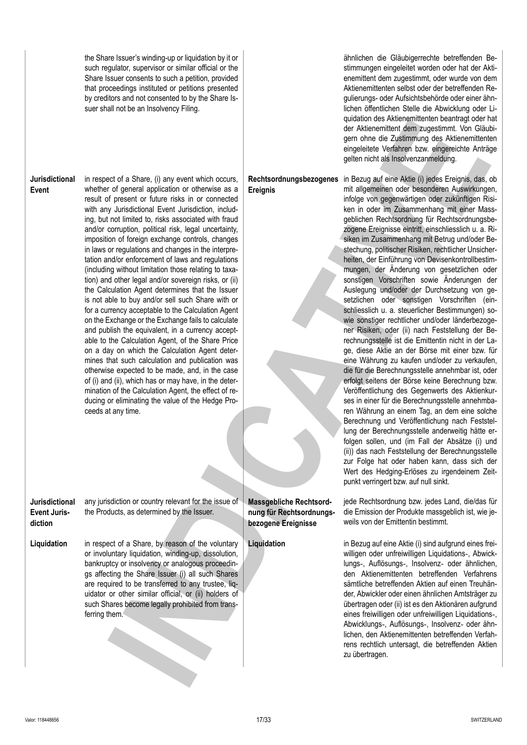| | | | |
|---|---|---|---|
| | the Share Issuer's winding-up or liquidation by it or such regulator, supervisor or similar official or the Share Issuer consents to such a petition, provided that proceedings instituted or petitions presented by creditors and not consented to by the Share Issuer shall not be an Insolvency Filing. | | ähnlichen die Gläubigerrechte betreffenden Bestimmungen eingeleitet worden oder hat der Aktienemittent dem zugestimmt, oder wurde von dem Aktienemittenten selbst oder der betreffenden Regulierungs- oder Aufsichtsbehörde oder einer ähnlichen öffentlichen Stelle die Abwicklung oder Liquidation des Aktienemittenten beantragt oder hat der Aktienemittent dem zugestimmt. Von Gläubigern ohne die Zustimmung des Aktienemittenten eingeleitete Verfahren bzw. eingereichte Anträge gelten nicht als Insolvenzanmeldung. |
| **Jurisdictional Event** | in respect of a Share, (i) any event which occurs, whether of general application or otherwise as a result of present or future risks in or connected with any Jurisdictional Event Jurisdiction, including, but not limited to, risks associated with fraud and/or corruption, political risk, legal uncertainty, imposition of foreign exchange controls, changes in laws or regulations and changes in the interpretation and/or enforcement of laws and regulations (including without limitation those relating to taxation) and other legal and/or sovereign risks, or (ii) the Calculation Agent determines that the Issuer is not able to buy and/or sell such Share with or for a currency acceptable to the Calculation Agent on the Exchange or the Exchange fails to calculate and publish the equivalent, in a currency acceptable to the Calculation Agent, of the Share Price on a day on which the Calculation Agent determines that such calculation and publication was otherwise expected to be made, and, in the case of (i) and (ii), which has or may have, in the determination of the Calculation Agent, the effect of reducing or eliminating the value of the Hedge Proceeds at any time. | **Rechtsordnungsbezogenes Ereignis** | in Bezug auf eine Aktie (i) jedes Ereignis, das, ob mit allgemeinen oder besonderen Auswirkungen, infolge von gegenwärtigen oder zukünftigen Risiken in oder im Zusammenhang mit einer Massgeblichen Rechtsordnung für Rechtsordnungsbezogene Ereignisse eintritt, einschliesslich u. a. Risiken im Zusammenhang mit Betrug und/oder Bestechung, politischer Risiken, rechtlicher Unsicherheiten, der Einführung von Devisenkontrollbestimmungen, der Änderung von gesetzlichen oder sonstigen Vorschriften sowie Änderungen der Auslegung und/oder der Durchsetzung von gesetzlichen oder sonstigen Vorschriften (einschliesslich u. a. steuerlicher Bestimmungen) sowie sonstiger rechtlicher und/oder länderbezogener Risiken, oder (ii) nach Feststellung der Berechnungsstelle ist die Emittentin nicht in der Lage, diese Aktie an der Börse mit einer bzw. für eine Währung zu kaufen und/oder zu verkaufen, die für die Berechnungsstelle annehmbar ist, oder erfolgt seitens der Börse keine Berechnung bzw. Veröffentlichung des Gegenwerts des Aktienkurses in einer für die Berechnungsstelle annehmbaren Währung an einem Tag, an dem eine solche Berechnung und Veröffentlichung nach Feststellung der Berechnungsstelle anderweitig hätte erfolgen sollen, und (im Fall der Absätze (i) und (ii)) das nach Feststellung der Berechnungsstelle zur Folge hat oder haben kann, dass sich der Wert des Hedging-Erlöses zu irgendeinem Zeitpunkt verringert bzw. auf null sinkt. |
| **Jurisdictional Event Jurisdiction** | any jurisdiction or country relevant for the issue of the Products, as determined by the Issuer. | **Massgebliche Rechtsordnung für Rechtsordnungsbezogene Ereignisse** | jede Rechtsordnung bzw. jedes Land, die/das für die Emission der Produkte massgeblich ist, wie jeweils von der Emittentin bestimmt. |
| **Liquidation** | in respect of a Share, by reason of the voluntary or involuntary liquidation, winding-up, dissolution, bankruptcy or insolvency or analogous proceedings affecting the Share Issuer (i) all such Shares are required to be transferred to any trustee, liquidator or other similar official, or (ii) holders of such Shares become legally prohibited from transferring them. | **Liquidation** | in Bezug auf eine Aktie (i) sind aufgrund eines freiwilligen oder unfreiwilligen Liquidations-, Abwicklungs-, Auflösungs-, Insolvenz- oder ähnlichen, den Aktienemittenten betreffenden Verfahrens sämtliche betreffenden Aktien auf einen Treuhänder, Abwickler oder einen ähnlichen Amtsträger zu übertragen oder (ii) ist es den Aktionären aufgrund eines freiwilligen oder unfreiwilligen Liquidations-, Abwicklungs-, Auflösungs-, Insolvenz- oder ähnlichen, den Aktienemittenten betreffenden Verfahrens rechtlich untersagt, die betreffenden Aktien zu übertragen. |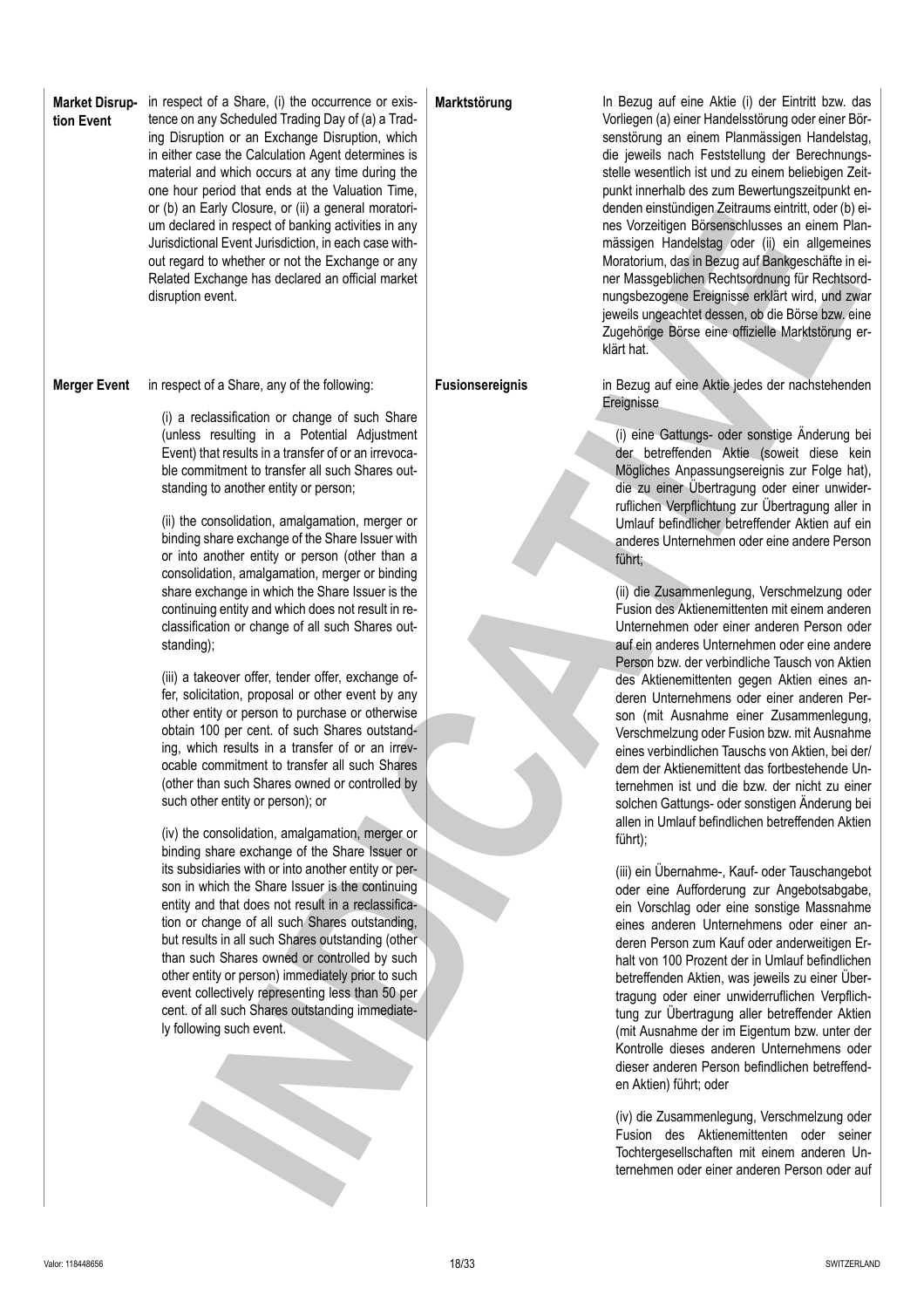| | | | |
|---|---|---|---|
| **Market Disruption Event** | in respect of a Share, (i) the occurrence or existence on any Scheduled Trading Day of (a) a Trading Disruption or an Exchange Disruption, which in either case the Calculation Agent determines is material and which occurs at any time during the one hour period that ends at the Valuation Time, or (b) an Early Closure, or (ii) a general moratorium declared in respect of banking activities in any Jurisdictional Event Jurisdiction, in each case without regard to whether or not the Exchange or any Related Exchange has declared an official market disruption event. | **Marktstörung** | In Bezug auf eine Aktie (i) der Eintritt bzw. das Vorliegen (a) einer Handelsstörung oder einer Börsenstörung an einem Planmässigen Handelstag, die jeweils nach Feststellung der Berechnungsstelle wesentlich ist und zu einem beliebigen Zeitpunkt innerhalb des zum Bewertungszeitpunkt endenden einstündigen Zeitraums eintritt, oder (b) eines Vorzeitigen Börsenschlusses an einem Planmässigen Handelstag oder (ii) ein allgemeines Moratorium, das in Bezug auf Bankgeschäfte in einer Massgeblichen Rechtsordnung für Rechtsordnungsbezogene Ereignisse erklärt wird, und zwar jeweils ungeachtet dessen, ob die Börse bzw. eine Zugehörige Börse eine offizielle Marktstörung erklärt hat. |
| **Merger Event** | in respect of a Share, any of the following:<br><br>(i) a reclassification or change of such Share (unless resulting in a Potential Adjustment Event) that results in a transfer of or an irrevocable commitment to transfer all such Shares outstanding to another entity or person;<br><br>(ii) the consolidation, amalgamation, merger or binding share exchange of the Share Issuer with or into another entity or person (other than a consolidation, amalgamation, merger or binding share exchange in which the Share Issuer is the continuing entity and which does not result in reclassification or change of all such Shares outstanding);<br><br>(iii) a takeover offer, tender offer, exchange offer, solicitation, proposal or other event by any other entity or person to purchase or otherwise obtain 100 per cent. of such Shares outstanding, which results in a transfer of or an irrevocable commitment to transfer all such Shares (other than such Shares owned or controlled by such other entity or person); or<br><br>(iv) the consolidation, amalgamation, merger or binding share exchange of the Share Issuer or its subsidiaries with or into another entity or person in which the Share Issuer is the continuing entity and that does not result in a reclassification or change of all such Shares outstanding, but results in all such Shares outstanding (other than such Shares owned or controlled by such other entity or person) immediately prior to such event collectively representing less than 50 per cent. of all such Shares outstanding immediately following such event. | **Fusionsereignis** | in Bezug auf eine Aktie jedes der nachstehenden Ereignisse<br><br>(i) eine Gattungs- oder sonstige Änderung bei der betreffenden Aktie (soweit diese kein Mögliches Anpassungsereignis zur Folge hat), die zu einer Übertragung oder einer unwiderruflichen Verpflichtung zur Übertragung aller in Umlauf befindlicher betreffender Aktien auf ein anderes Unternehmen oder eine andere Person führt;<br><br>(ii) die Zusammenlegung, Verschmelzung oder Fusion des Aktienemittenten mit einem anderen Unternehmen oder einer anderen Person oder auf ein anderes Unternehmen oder eine andere Person bzw. der verbindliche Tausch von Aktien des Aktienemittenten gegen Aktien eines anderen Unternehmens oder einer anderen Person (mit Ausnahme einer Zusammenlegung, Verschmelzung oder Fusion bzw. mit Ausnahme eines verbindlichen Tauschs von Aktien, bei der/dem der Aktienemittent das fortbestehende Unternehmen ist und die bzw. der nicht zu einer solchen Gattungs- oder sonstigen Änderung bei allen in Umlauf befindlichen betreffenden Aktien führt);<br><br>(iii) ein Übernahme-, Kauf- oder Tauschangebot oder eine Aufforderung zur Angebotsabgabe, ein Vorschlag oder eine sonstige Massnahme eines anderen Unternehmens oder einer anderen Person zum Kauf oder anderweitigen Erhalt von 100 Prozent der in Umlauf befindlichen betreffenden Aktien, was jeweils zu einer Übertragung oder einer unwiderruflichen Verpflichtung zur Übertragung aller betreffender Aktien (mit Ausnahme der im Eigentum bzw. unter der Kontrolle dieses anderen Unternehmens oder dieser anderen Person befindlichen betreffenden Aktien) führt; oder<br><br>(iv) die Zusammenlegung, Verschmelzung oder Fusion des Aktienemittenten oder seiner Tochtergesellschaften mit einem anderen Unternehmen oder einer anderen Person oder auf |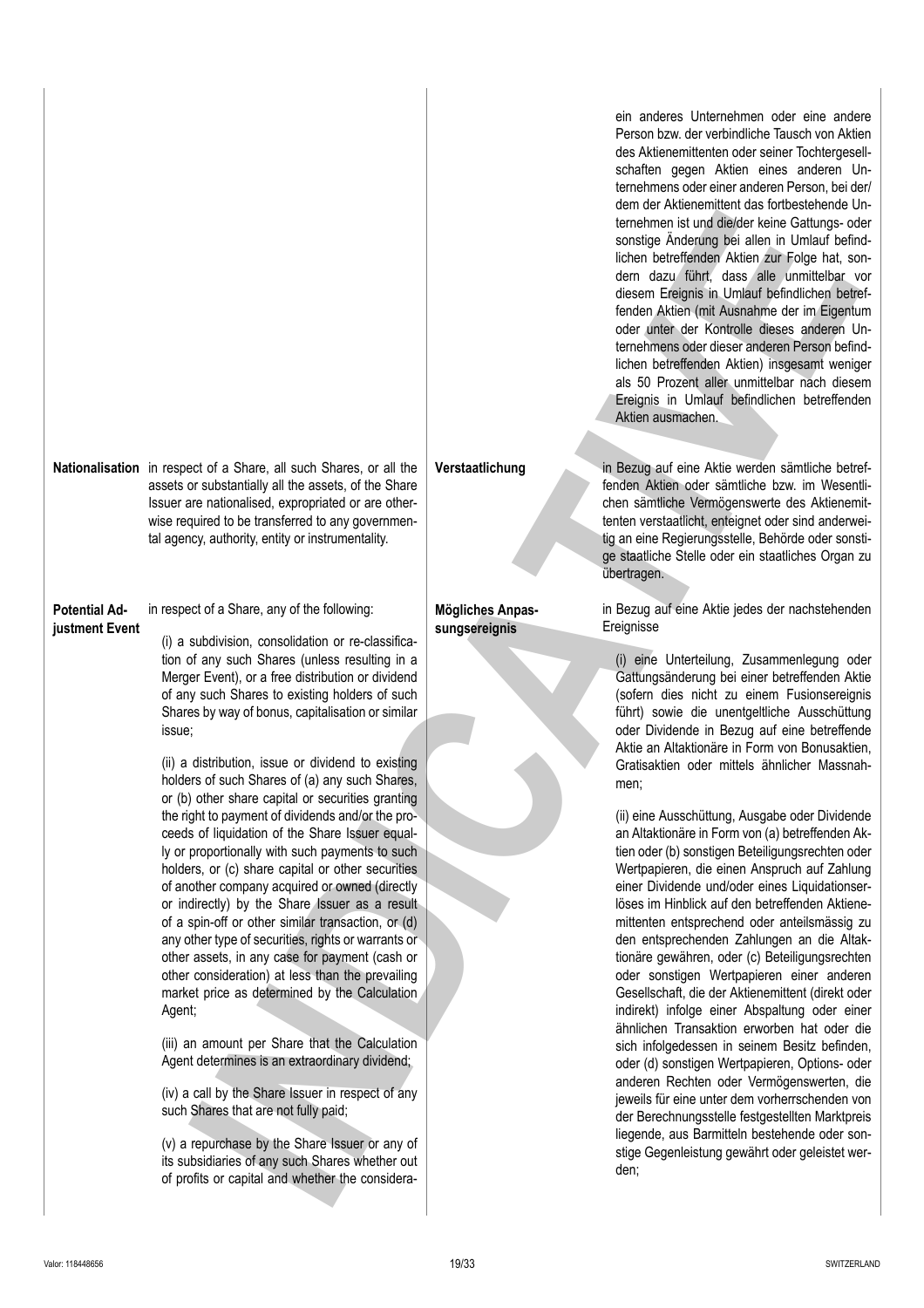ein anderes Unternehmen oder eine andere Person bzw. der verbindliche Tausch von Aktien des Aktienemittenten oder seiner Tochtergesellschaften gegen Aktien eines anderen Unternehmens oder einer anderen Person, bei der/dem der Aktienemittent das fortbestehende Unternehmen ist und die/der keine Gattungs- oder sonstige Änderung bei allen in Umlauf befindlichen betreffenden Aktien zur Folge hat, sondern dazu führt, dass alle unmittelbar vor diesem Ereignis in Umlauf befindlichen betreffenden Aktien (mit Ausnahme der im Eigentum oder unter der Kontrolle dieses anderen Unternehmens oder dieser anderen Person befindlichen betreffenden Aktien) insgesamt weniger als 50 Prozent aller unmittelbar nach diesem Ereignis in Umlauf befindlichen betreffenden Aktien ausmachen.

| | | | |
|---|---|---|---|
| **Nationalisation** | in respect of a Share, all such Shares, or all the assets or substantially all the assets, of the Share Issuer are nationalised, expropriated or are otherwise required to be transferred to any governmental agency, authority, entity or instrumentality. | **Verstaatlichung** | in Bezug auf eine Aktie werden sämtliche betreffenden Aktien oder sämtliche bzw. im Wesentlichen sämtliche Vermögenswerte des Aktienemittenten verstaatlicht, enteignet oder sind anderweitig an eine Regierungsstelle, Behörde oder sonstige staatliche Stelle oder ein staatliches Organ zu übertragen. |
| **Potential Adjustment Event** | in respect of a Share, any of the following:<br><br>(i) a subdivision, consolidation or re-classification of any such Shares (unless resulting in a Merger Event), or a free distribution or dividend of any such Shares to existing holders of such Shares by way of bonus, capitalisation or similar issue;<br><br>(ii) a distribution, issue or dividend to existing holders of such Shares of (a) any such Shares, or (b) other share capital or securities granting the right to payment of dividends and/or the proceeds of liquidation of the Share Issuer equally or proportionally with such payments to such holders, or (c) share capital or other securities of another company acquired or owned (directly or indirectly) by the Share Issuer as a result of a spin-off or other similar transaction, or (d) any other type of securities, rights or warrants or other assets, in any case for payment (cash or other consideration) at less than the prevailing market price as determined by the Calculation Agent;<br><br>(iii) an amount per Share that the Calculation Agent determines is an extraordinary dividend;<br><br>(iv) a call by the Share Issuer in respect of any such Shares that are not fully paid;<br><br>(v) a repurchase by the Share Issuer or any of its subsidiaries of any such Shares whether out of profits or capital and whether the considera- | **Mögliches Anpassungsereignis** | in Bezug auf eine Aktie jedes der nachstehenden Ereignisse<br><br>(i) eine Unterteilung, Zusammenlegung oder Gattungsänderung bei einer betreffenden Aktie (sofern dies nicht zu einem Fusionsereignis führt) sowie die unentgeltliche Ausschüttung oder Dividende in Bezug auf eine betreffende Aktie an Altaktionäre in Form von Bonusaktien, Gratisaktien oder mittels ähnlicher Massnahmen;<br><br>(ii) eine Ausschüttung, Ausgabe oder Dividende an Altaktionäre in Form von (a) betreffenden Aktien oder (b) sonstigen Beteiligungsrechten oder Wertpapieren, die einen Anspruch auf Zahlung einer Dividende und/oder eines Liquidationserlöses im Hinblick auf den betreffenden Aktienemittenten entsprechend oder anteilsmässig zu den entsprechenden Zahlungen an die Altaktionäre gewähren, oder (c) Beteiligungsrechten oder sonstigen Wertpapieren einer anderen Gesellschaft, die der Aktienemittent (direkt oder indirekt) infolge einer Abspaltung oder einer ähnlichen Transaktion erworben hat oder die sich infolgedessen in seinem Besitz befinden, oder (d) sonstigen Wertpapieren, Options- oder anderen Rechten oder Vermögenswerten, die jeweils für eine unter dem vorherrschenden von der Berechnungsstelle festgestellten Marktpreis liegende, aus Barmitteln bestehende oder sonstige Gegenleistung gewährt oder geleistet werden; |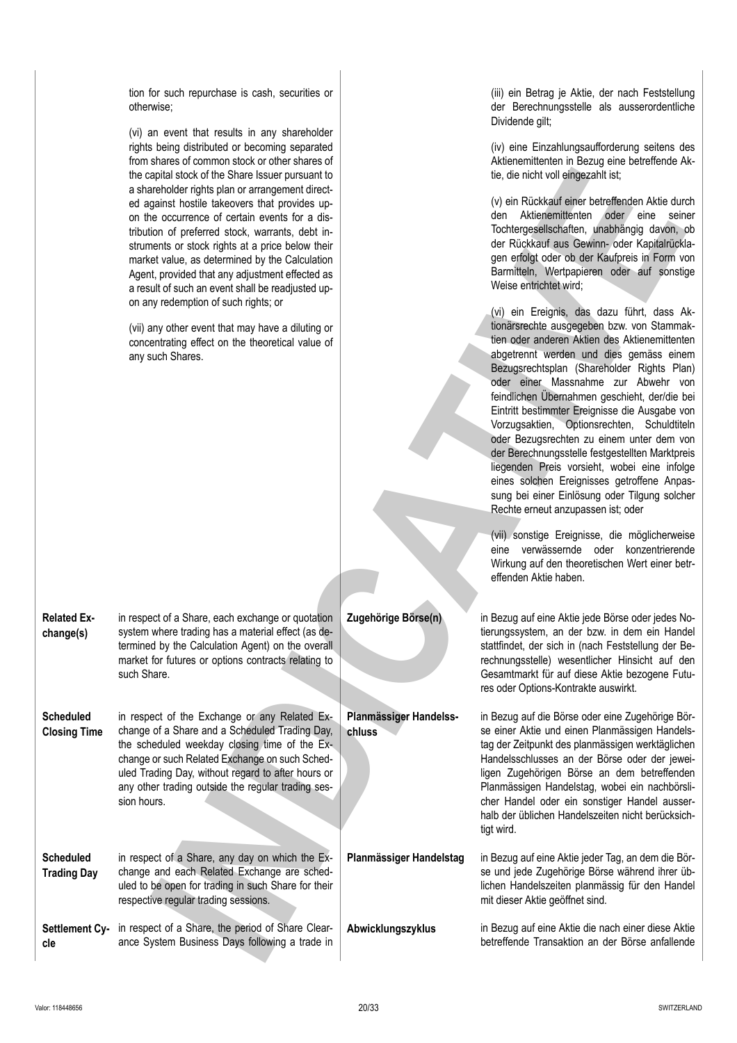| | | | |
|---|---|---|---|
| | tion for such repurchase is cash, securities or otherwise;<br><br>(vi) an event that results in any shareholder rights being distributed or becoming separated from shares of common stock or other shares of the capital stock of the Share Issuer pursuant to a shareholder rights plan or arrangement directed against hostile takeovers that provides upon the occurrence of certain events for a distribution of preferred stock, warrants, debt instruments or stock rights at a price below their market value, as determined by the Calculation Agent, provided that any adjustment effected as a result of such an event shall be readjusted upon any redemption of such rights; or<br><br>(vii) any other event that may have a diluting or concentrating effect on the theoretical value of any such Shares. | | (iii) ein Betrag je Aktie, der nach Feststellung der Berechnungsstelle als ausserordentliche Dividende gilt;<br><br>(iv) eine Einzahlungsaufforderung seitens des Aktienemittenten in Bezug eine betreffende Aktie, die nicht voll eingezahlt ist;<br><br>(v) ein Rückkauf einer betreffenden Aktie durch den Aktienemittenten oder eine seiner Tochtergesellschaften, unabhängig davon, ob der Rückkauf aus Gewinn- oder Kapitalrücklagen erfolgt oder ob der Kaufpreis in Form von Barmitteln, Wertpapieren oder auf sonstige Weise entrichtet wird;<br><br>(vi) ein Ereignis, das dazu führt, dass Aktionärsrechte ausgegeben bzw. von Stammaktien oder anderen Aktien des Aktienemittenten abgetrennt werden und dies gemäss einem Bezugsrechtsplan (Shareholder Rights Plan) oder einer Massnahme zur Abwehr von feindlichen Übernahmen geschieht, der/die bei Eintritt bestimmter Ereignisse die Ausgabe von Vorzugsaktien, Optionsrechten, Schuldtiteln oder Bezugsrechten zu einem unter dem von der Berechnungsstelle festgestellten Marktpreis liegenden Preis vorsieht, wobei eine infolge eines solchen Ereignisses getroffene Anpassung bei einer Einlösung oder Tilgung solcher Rechte erneut anzupassen ist; oder<br><br>(vii) sonstige Ereignisse, die möglicherweise eine verwässernde oder konzentrierende Wirkung auf den theoretischen Wert einer betreffenden Aktie haben. |
| **Related Exchange(s)** | in respect of a Share, each exchange or quotation system where trading has a material effect (as determined by the Calculation Agent) on the overall market for futures or options contracts relating to such Share. | **Zugehörige Börse(n)** | in Bezug auf eine Aktie jede Börse oder jedes Notierungssystem, an der bzw. in dem ein Handel stattfindet, der sich in (nach Feststellung der Berechnungsstelle) wesentlicher Hinsicht auf den Gesamtmarkt für auf diese Aktie bezogene Futures oder Options-Kontrakte auswirkt. |
| **Scheduled Closing Time** | in respect of the Exchange or any Related Exchange of a Share and a Scheduled Trading Day, the scheduled weekday closing time of the Exchange or such Related Exchange on such Scheduled Trading Day, without regard to after hours or any other trading outside the regular trading session hours. | **Planmässiger Handelsschluss** | in Bezug auf die Börse oder eine Zugehörige Börse einer Aktie und einen Planmässigen Handelstag der Zeitpunkt des planmässigen werktäglichen Handelsschlusses an der Börse oder der jeweiligen Zugehörigen Börse an dem betreffenden Planmässigen Handelstag, wobei ein nachbörslicher Handel oder ein sonstiger Handel ausserhalb der üblichen Handelszeiten nicht berücksichtigt wird. |
| **Scheduled Trading Day** | in respect of a Share, any day on which the Exchange and each Related Exchange are scheduled to be open for trading in such Share for their respective regular trading sessions. | **Planmässiger Handelstag** | in Bezug auf eine Aktie jeder Tag, an dem die Börse und jede Zugehörige Börse während ihrer üblichen Handelszeiten planmässig für den Handel mit dieser Aktie geöffnet sind. |
| **Settlement Cycle** | in respect of a Share, the period of Share Clearance System Business Days following a trade in | **Abwicklungszyklus** | in Bezug auf eine Aktie die nach einer diese Aktie betreffende Transaktion an der Börse anfallende |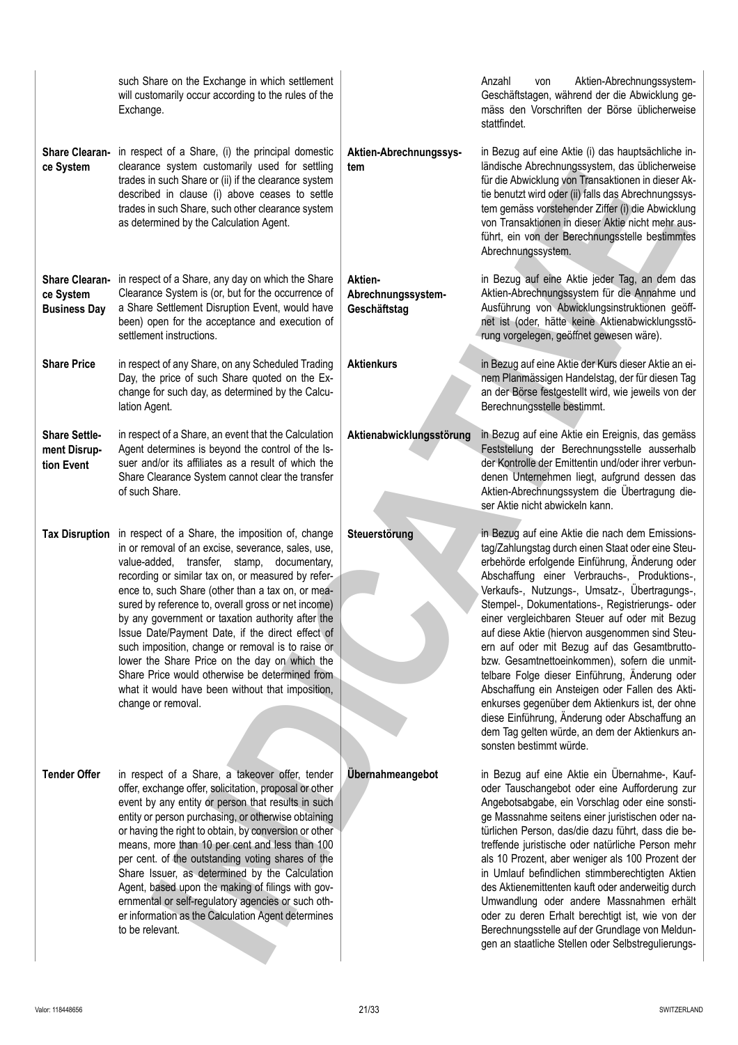| | | | |
|---|---|---|---|
| | such Share on the Exchange in which settlement will customarily occur according to the rules of the Exchange. | | Anzahl von Aktien-Abrechnungssystem-Geschäftstagen, während der die Abwicklung gemäss den Vorschriften der Börse üblicherweise stattfindet. |
| **Share Clearance System** | in respect of a Share, (i) the principal domestic clearance system customarily used for settling trades in such Share or (ii) if the clearance system described in clause (i) above ceases to settle trades in such Share, such other clearance system as determined by the Calculation Agent. | **Aktien-Abrechnungssystem** | in Bezug auf eine Aktie (i) das hauptsächliche inländische Abrechnungssystem, das üblicherweise für die Abwicklung von Transaktionen in dieser Aktie benutzt wird oder (ii) falls das Abrechnungssystem gemäss vorstehender Ziffer (i) die Abwicklung von Transaktionen in dieser Aktie nicht mehr ausführt, ein von der Berechnungsstelle bestimmtes Abrechnungssystem. |
| **Share Clearance System Business Day** | in respect of a Share, any day on which the Share Clearance System is (or, but for the occurrence of a Share Settlement Disruption Event, would have been) open for the acceptance and execution of settlement instructions. | **Aktien-Abrechnungssystem-Geschäftstag** | in Bezug auf eine Aktie jeder Tag, an dem das Aktien-Abrechnungssystem für die Annahme und Ausführung von Abwicklungsinstruktionen geöffnet ist (oder, hätte keine Aktienabwicklungsstörung vorgelegen, geöffnet gewesen wäre). |
| **Share Price** | in respect of any Share, on any Scheduled Trading Day, the price of such Share quoted on the Exchange for such day, as determined by the Calculation Agent. | **Aktienkurs** | in Bezug auf eine Aktie der Kurs dieser Aktie an einem Planmässigen Handelstag, der für diesen Tag an der Börse festgestellt wird, wie jeweils von der Berechnungsstelle bestimmt. |
| **Share Settlement Disruption Event** | in respect of a Share, an event that the Calculation Agent determines is beyond the control of the Issuer and/or its affiliates as a result of which the Share Clearance System cannot clear the transfer of such Share. | **Aktienabwicklungsstörung** | in Bezug auf eine Aktie ein Ereignis, das gemäss Feststellung der Berechnungsstelle ausserhalb der Kontrolle der Emittentin und/oder ihrer verbundenen Unternehmen liegt, aufgrund dessen das Aktien-Abrechnungssystem die Übertragung dieser Aktie nicht abwickeln kann. |
| **Tax Disruption** | in respect of a Share, the imposition of, change in or removal of an excise, severance, sales, use, value-added, transfer, stamp, documentary, recording or similar tax on, or measured by reference to, such Share (other than a tax on, or measured by reference to, overall gross or net income) by any government or taxation authority after the Issue Date/Payment Date, if the direct effect of such imposition, change or removal is to raise or lower the Share Price on the day on which the Share Price would otherwise be determined from what it would have been without that imposition, change or removal. | **Steuerstörung** | in Bezug auf eine Aktie die nach dem Emissionstag/Zahlungstag durch einen Staat oder eine Steuerbehörde erfolgende Einführung, Änderung oder Abschaffung einer Verbrauchs-, Produktions-, Verkaufs-, Nutzungs-, Umsatz-, Übertragungs-, Stempel-, Dokumentations-, Registrierungs- oder einer vergleichbaren Steuer auf oder mit Bezug auf diese Aktie (hiervon ausgenommen sind Steuern auf oder mit Bezug auf das Gesamtbrutto- bzw. Gesamtnettoeinkommen), sofern die unmittelbare Folge dieser Einführung, Änderung oder Abschaffung ein Ansteigen oder Fallen des Aktienkurses gegenüber dem Aktienkurs ist, der ohne diese Einführung, Änderung oder Abschaffung an dem Tag gelten würde, an dem der Aktienkurs ansonsten bestimmt würde. |
| **Tender Offer** | in respect of a Share, a takeover offer, tender offer, exchange offer, solicitation, proposal or other event by any entity or person that results in such entity or person purchasing, or otherwise obtaining or having the right to obtain, by conversion or other means, more than 10 per cent and less than 100 per cent. of the outstanding voting shares of the Share Issuer, as determined by the Calculation Agent, based upon the making of filings with governmental or self-regulatory agencies or such other information as the Calculation Agent determines to be relevant. | **Übernahmeangebot** | in Bezug auf eine Aktie ein Übernahme-, Kauf- oder Tauschangebot oder eine Aufforderung zur Angebotsabgabe, ein Vorschlag oder eine sonstige Massnahme seitens einer juristischen oder natürlichen Person, das/die dazu führt, dass die betreffende juristische oder natürliche Person mehr als 10 Prozent, aber weniger als 100 Prozent der in Umlauf befindlichen stimmberechtigten Aktien des Aktienemittenten kauft oder anderweitig durch Umwandlung oder andere Massnahmen erhält oder zu deren Erhalt berechtigt ist, wie von der Berechnungsstelle auf der Grundlage von Meldungen an staatliche Stellen oder Selbstregulierungs- |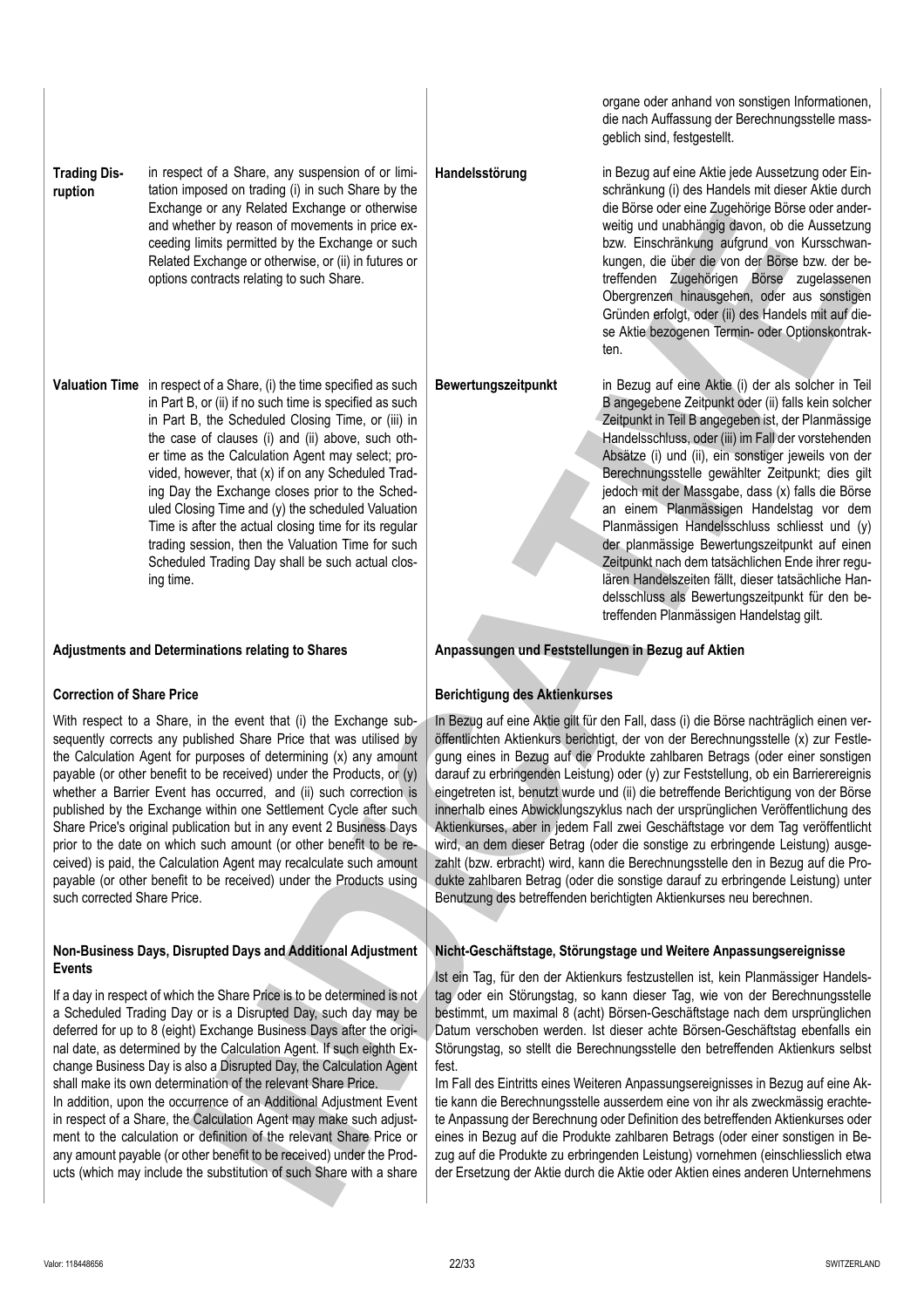organe oder anhand von sonstigen Informationen, die nach Auffassung der Berechnungsstelle massgeblich sind, festgestellt.

| | | | |
|---|---|---|---|
| **Trading Disruption** | in respect of a Share, any suspension of or limitation imposed on trading (i) in such Share by the Exchange or any Related Exchange or otherwise and whether by reason of movements in price exceeding limits permitted by the Exchange or such Related Exchange or otherwise, or (ii) in futures or options contracts relating to such Share. | **Handelsstörung** | in Bezug auf eine Aktie jede Aussetzung oder Einschränkung (i) des Handels mit dieser Aktie durch die Börse oder eine Zugehörige Börse oder anderweitig und unabhängig davon, ob die Aussetzung bzw. Einschränkung aufgrund von Kursschwankungen, die über die von der Börse bzw. der betreffenden Zugehörigen Börse zugelassenen Obergrenzen hinausgehen, oder aus sonstigen Gründen erfolgt, oder (ii) des Handels mit auf diese Aktie bezogenen Termin- oder Optionskontrakten. |
| **Valuation Time** | in respect of a Share, (i) the time specified as such in Part B, or (ii) if no such time is specified as such in Part B, the Scheduled Closing Time, or (iii) in the case of clauses (i) and (ii) above, such other time as the Calculation Agent may select; provided, however, that (x) if on any Scheduled Trading Day the Exchange closes prior to the Scheduled Closing Time and (y) the scheduled Valuation Time is after the actual closing time for its regular trading session, then the Valuation Time for such Scheduled Trading Day shall be such actual closing time. | **Bewertungszeitpunkt** | in Bezug auf eine Aktie (i) der als solcher in Teil B angegebene Zeitpunkt oder (ii) falls kein solcher Zeitpunkt in Teil B angegeben ist, der Planmässige Handelsschluss, oder (iii) im Fall der vorstehenden Absätze (i) und (ii), ein sonstiger jeweils von der Berechnungsstelle gewählter Zeitpunkt; dies gilt jedoch mit der Massgabe, dass (x) falls die Börse an einem Planmässigen Handelstag vor dem Planmässigen Handelsschluss schliesst und (y) der planmässige Bewertungszeitpunkt auf einen Zeitpunkt nach dem tatsächlichen Ende ihrer regulären Handelszeiten fällt, dieser tatsächliche Handelsschluss als Bewertungszeitpunkt für den betreffenden Planmässigen Handelstag gilt. |

**Adjustments and Determinations relating to Shares**

**Correction of Share Price**

With respect to a Share, in the event that (i) the Exchange subsequently corrects any published Share Price that was utilised by the Calculation Agent for purposes of determining (x) any amount payable (or other benefit to be received) under the Products, or (y) whether a Barrier Event has occurred, and (ii) such correction is published by the Exchange within one Settlement Cycle after such Share Price's original publication but in any event 2 Business Days prior to the date on which such amount (or other benefit to be received) is paid, the Calculation Agent may recalculate such amount payable (or other benefit to be received) under the Products using such corrected Share Price.

**Non-Business Days, Disrupted Days and Additional Adjustment Events**

If a day in respect of which the Share Price is to be determined is not a Scheduled Trading Day or is a Disrupted Day, such day may be deferred for up to 8 (eight) Exchange Business Days after the original date, as determined by the Calculation Agent. If such eighth Exchange Business Day is also a Disrupted Day, the Calculation Agent shall make its own determination of the relevant Share Price.

In addition, upon the occurrence of an Additional Adjustment Event in respect of a Share, the Calculation Agent may make such adjustment to the calculation or definition of the relevant Share Price or any amount payable (or other benefit to be received) under the Products (which may include the substitution of such Share with a share

**Anpassungen und Feststellungen in Bezug auf Aktien**

**Berichtigung des Aktienkurses**

In Bezug auf eine Aktie gilt für den Fall, dass (i) die Börse nachträglich einen veröffentlichten Aktienkurs berichtigt, der von der Berechnungsstelle (x) zur Festlegung eines in Bezug auf die Produkte zahlbaren Betrags (oder einer sonstigen darauf zu erbringenden Leistung) oder (y) zur Feststellung, ob ein Barriereereignis eingetreten ist, benutzt wurde und (ii) die betreffende Berichtigung von der Börse innerhalb eines Abwicklungszyklus nach der ursprünglichen Veröffentlichung des Aktienkurses, aber in jedem Fall zwei Geschäftstage vor dem Tag veröffentlicht wird, an dem dieser Betrag (oder die sonstige zu erbringende Leistung) ausgezahlt (bzw. erbracht) wird, kann die Berechnungsstelle den in Bezug auf die Produkte zahlbaren Betrag (oder die sonstige darauf zu erbringende Leistung) unter Benutzung des betreffenden berichtigten Aktienkurses neu berechnen.

**Nicht-Geschäftstage, Störungstage und Weitere Anpassungsereignisse**

Ist ein Tag, für den der Aktienkurs festzustellen ist, kein Planmässiger Handelstag oder ein Störungstag, so kann dieser Tag, wie von der Berechnungsstelle bestimmt, um maximal 8 (acht) Börsen-Geschäftstage nach dem ursprünglichen Datum verschoben werden. Ist dieser achte Börsen-Geschäftstag ebenfalls ein Störungstag, so stellt die Berechnungsstelle den betreffenden Aktienkurs selbst fest.

Im Fall des Eintritts eines Weiteren Anpassungsereignisses in Bezug auf eine Aktie kann die Berechnungsstelle ausserdem eine von ihr als zweckmässig erachtete Anpassung der Berechnung oder Definition des betreffenden Aktienkurses oder eines in Bezug auf die Produkte zahlbaren Betrags (oder einer sonstigen in Bezug auf die Produkte zu erbringenden Leistung) vornehmen (einschliesslich etwa der Ersetzung der Aktie durch die Aktie oder Aktien eines anderen Unternehmens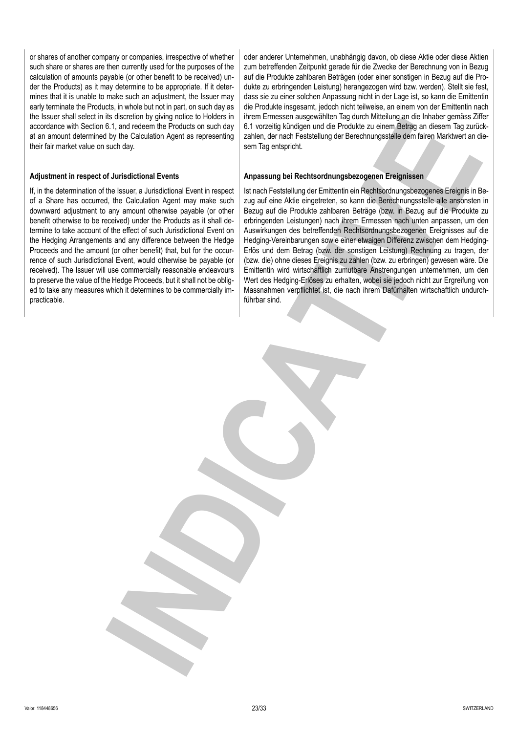or shares of another company or companies, irrespective of whether such share or shares are then currently used for the purposes of the calculation of amounts payable (or other benefit to be received) under the Products) as it may determine to be appropriate. If it determines that it is unable to make such an adjustment, the Issuer may early terminate the Products, in whole but not in part, on such day as the Issuer shall select in its discretion by giving notice to Holders in accordance with Section 6.1, and redeem the Products on such day at an amount determined by the Calculation Agent as representing their fair market value on such day.

oder anderer Unternehmen, unabhängig davon, ob diese Aktie oder diese Aktien zum betreffenden Zeitpunkt gerade für die Zwecke der Berechnung von in Bezug auf die Produkte zahlbaren Beträgen (oder einer sonstigen in Bezug auf die Produkte zu erbringenden Leistung) herangezogen wird bzw. werden). Stellt sie fest, dass sie zu einer solchen Anpassung nicht in der Lage ist, so kann die Emittentin die Produkte insgesamt, jedoch nicht teilweise, an einem von der Emittentin nach ihrem Ermessen ausgewählten Tag durch Mitteilung an die Inhaber gemäss Ziffer 6.1 vorzeitig kündigen und die Produkte zu einem Betrag an diesem Tag zurückzahlen, der nach Feststellung der Berechnungsstelle dem fairen Marktwert an diesem Tag entspricht.

**Adjustment in respect of Jurisdictional Events**

If, in the determination of the Issuer, a Jurisdictional Event in respect of a Share has occurred, the Calculation Agent may make such downward adjustment to any amount otherwise payable (or other benefit otherwise to be received) under the Products as it shall determine to take account of the effect of such Jurisdictional Event on the Hedging Arrangements and any difference between the Hedge Proceeds and the amount (or other benefit) that, but for the occurrence of such Jurisdictional Event, would otherwise be payable (or received). The Issuer will use commercially reasonable endeavours to preserve the value of the Hedge Proceeds, but it shall not be obliged to take any measures which it determines to be commercially impracticable.

**Anpassung bei Rechtsordnungsbezogenen Ereignissen**

Ist nach Feststellung der Emittentin ein Rechtsordnungsbezogenes Ereignis in Bezug auf eine Aktie eingetreten, so kann die Berechnungsstelle alle ansonsten in Bezug auf die Produkte zahlbaren Beträge (bzw. in Bezug auf die Produkte zu erbringenden Leistungen) nach ihrem Ermessen nach unten anpassen, um den Auswirkungen des betreffenden Rechtsordnungsbezogenen Ereignisses auf die Hedging-Vereinbarungen sowie einer etwaigen Differenz zwischen dem Hedging-Erlös und dem Betrag (bzw. der sonstigen Leistung) Rechnung zu tragen, der (bzw. die) ohne dieses Ereignis zu zahlen (bzw. zu erbringen) gewesen wäre. Die Emittentin wird wirtschaftlich zumutbare Anstrengungen unternehmen, um den Wert des Hedging-Erlöses zu erhalten, wobei sie jedoch nicht zur Ergreifung von Massnahmen verpflichtet ist, die nach ihrem Dafürhalten wirtschaftlich undurchführbar sind.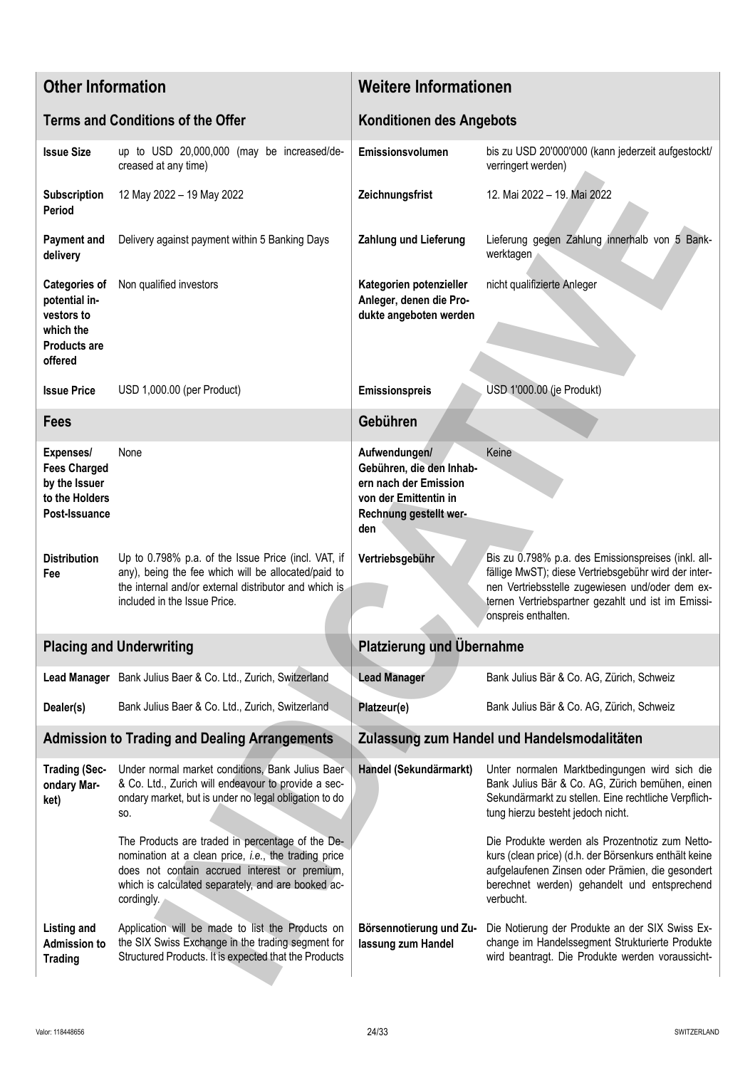| Other Information | | Weitere Informationen | |
|---|---|---|---|
| **Terms and Conditions of the Offer** | | **Konditionen des Angebots** | |
| **Issue Size** | up to USD 20,000,000 (may be increased/decreased at any time) | **Emissionsvolumen** | bis zu USD 20'000'000 (kann jederzeit aufgestockt/ verringert werden) |
| **Subscription Period** | 12 May 2022 – 19 May 2022 | **Zeichnungsfrist** | 12. Mai 2022 – 19. Mai 2022 |
| **Payment and delivery** | Delivery against payment within 5 Banking Days | **Zahlung und Lieferung** | Lieferung gegen Zahlung innerhalb von 5 Bankwerktagen |
| **Categories of potential investors to which the Products are offered** | Non qualified investors | **Kategorien potenzieller Anleger, denen die Produkte angeboten werden** | nicht qualifizierte Anleger |
| **Issue Price** | USD 1,000.00 (per Product) | **Emissionspreis** | USD 1'000.00 (je Produkt) |
| **Fees** | | **Gebühren** | |
| **Expenses/ Fees Charged by the Issuer to the Holders Post-Issuance** | None | **Aufwendungen/ Gebühren, die den Inhabern nach der Emission von der Emittentin in Rechnung gestellt werden** | Keine |
| **Distribution Fee** | Up to 0.798% p.a. of the Issue Price (incl. VAT, if any), being the fee which will be allocated/paid to the internal and/or external distributor and which is included in the Issue Price. | **Vertriebsgebühr** | Bis zu 0.798% p.a. des Emissionspreises (inkl. allfällige MwST); diese Vertriebsgebühr wird der internen Vertriebsstelle zugewiesen und/oder dem externen Vertriebspartner gezahlt und ist im Emissionspreis enthalten. |
| **Placing and Underwriting** | | **Platzierung und Übernahme** | |
| **Lead Manager** | Bank Julius Baer & Co. Ltd., Zurich, Switzerland | **Lead Manager** | Bank Julius Bär & Co. AG, Zürich, Schweiz |
| **Dealer(s)** | Bank Julius Baer & Co. Ltd., Zurich, Switzerland | **Platzeur(e)** | Bank Julius Bär & Co. AG, Zürich, Schweiz |
| **Admission to Trading and Dealing Arrangements** | | **Zulassung zum Handel und Handelsmodalitäten** | |
| **Trading (Secondary Market)** | Under normal market conditions, Bank Julius Baer & Co. Ltd., Zurich will endeavour to provide a secondary market, but is under no legal obligation to do so.<br><br>The Products are traded in percentage of the Denomination at a clean price, *i.e.*, the trading price does not contain accrued interest or premium, which is calculated separately, and are booked accordingly. | **Handel (Sekundärmarkt)** | Unter normalen Marktbedingungen wird sich die Bank Julius Bär & Co. AG, Zürich bemühen, einen Sekundärmarkt zu stellen. Eine rechtliche Verpflichtung hierzu besteht jedoch nicht.<br><br>Die Produkte werden als Prozentnotiz zum Nettokurs (clean price) (d.h. der Börsenkurs enthält keine aufgelaufenen Zinsen oder Prämien, die gesondert berechnet werden) gehandelt und entsprechend verbucht. |
| **Listing and Admission to Trading** | Application will be made to list the Products on the SIX Swiss Exchange in the trading segment for Structured Products. It is expected that the Products | **Börsennotierung und Zulassung zum Handel** | Die Notierung der Produkte an der SIX Swiss Exchange im Handelssegment Strukturierte Produkte wird beantragt. Die Produkte werden voraussicht- |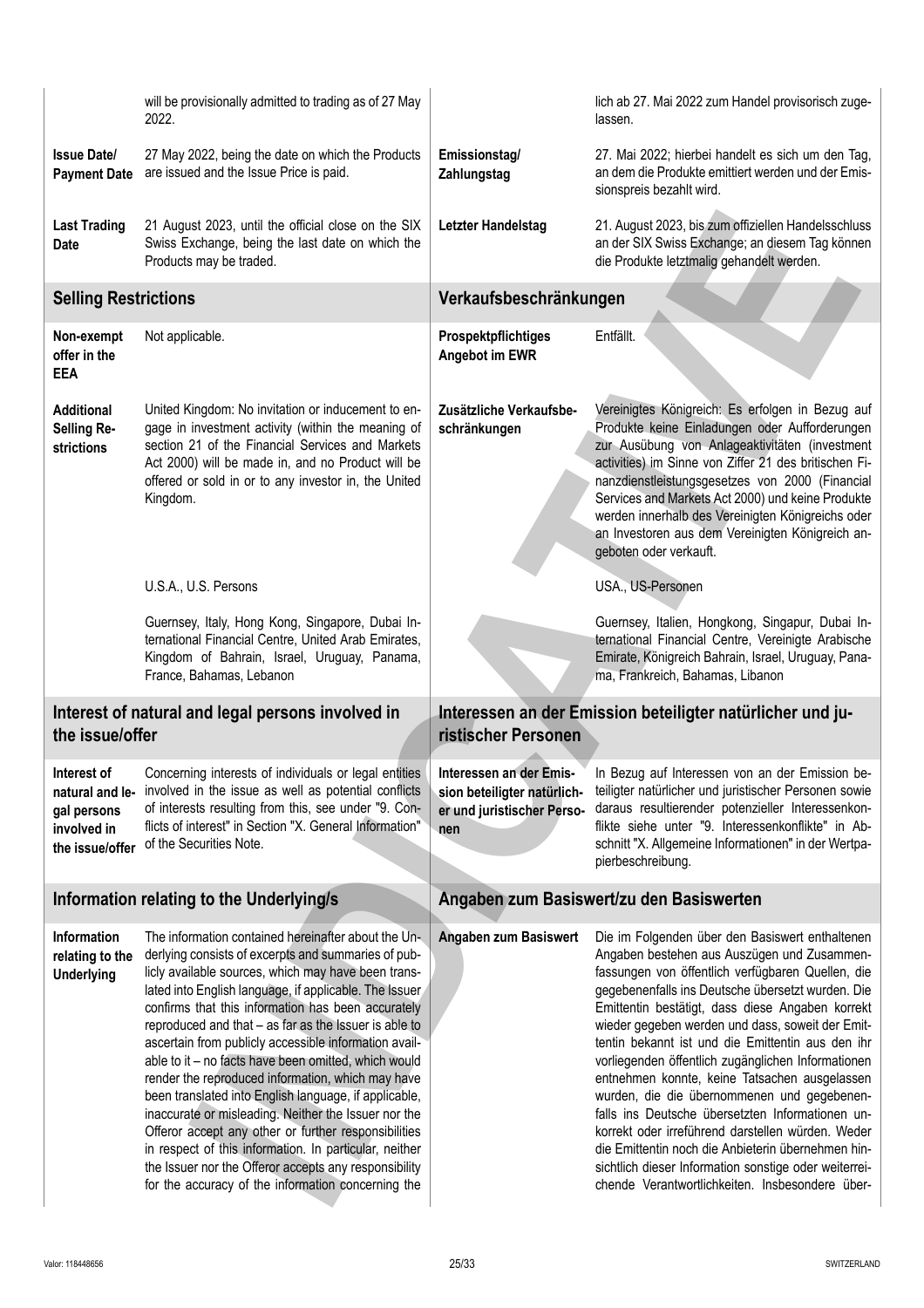| | | | |
|---|---|---|---|
| | will be provisionally admitted to trading as of 27 May 2022. | | lich ab 27. Mai 2022 zum Handel provisorisch zugelassen. |
| **Issue Date/ Payment Date** | 27 May 2022, being the date on which the Products are issued and the Issue Price is paid. | **Emissionstag/ Zahlungstag** | 27. Mai 2022; hierbei handelt es sich um den Tag, an dem die Produkte emittiert werden und der Emissionspreis bezahlt wird. |
| **Last Trading Date** | 21 August 2023, until the official close on the SIX Swiss Exchange, being the last date on which the Products may be traded. | **Letzter Handelstag** | 21. August 2023, bis zum offiziellen Handelsschluss an der SIX Swiss Exchange; an diesem Tag können die Produkte letztmalig gehandelt werden. |

## Selling Restrictions / Verkaufsbeschränkungen

| | | | |
|---|---|---|---|
| **Non-exempt offer in the EEA** | Not applicable. | **Prospektpflichtiges Angebot im EWR** | Entfällt. |
| **Additional Selling Restrictions** | United Kingdom: No invitation or inducement to engage in investment activity (within the meaning of section 21 of the Financial Services and Markets Act 2000) will be made in, and no Product will be offered or sold in or to any investor in, the United Kingdom. | **Zusätzliche Verkaufsbeschränkungen** | Vereinigtes Königreich: Es erfolgen in Bezug auf Produkte keine Einladungen oder Aufforderungen zur Ausübung von Anlageaktivitäten (investment activities) im Sinne von Ziffer 21 des britischen Finanzdienstleistungsgesetzes von 2000 (Financial Services and Markets Act 2000) und keine Produkte werden innerhalb des Vereinigten Königreichs oder an Investoren aus dem Vereinigten Königreich angeboten oder verkauft. |
| | U.S.A., U.S. Persons | | USA., US-Personen |
| | Guernsey, Italy, Hong Kong, Singapore, Dubai International Financial Centre, United Arab Emirates, Kingdom of Bahrain, Israel, Uruguay, Panama, France, Bahamas, Lebanon | | Guernsey, Italien, Hongkong, Singapur, Dubai International Financial Centre, Vereinigte Arabische Emirate, Königreich Bahrain, Israel, Uruguay, Panama, Frankreich, Bahamas, Libanon |

## Interest of natural and legal persons involved in the issue/offer / Interessen an der Emission beteiligter natürlicher und juristischer Personen

| | | | |
|---|---|---|---|
| **Interest of natural and legal persons involved in the issue/offer** | Concerning interests of individuals or legal entities involved in the issue as well as potential conflicts of interests resulting from this, see under "9. Conflicts of interest" in Section "X. General Information" of the Securities Note. | **Interessen an der Emission beteiligter natürlicher und juristischer Personen** | In Bezug auf Interessen von an der Emission beteiligter natürlicher und juristischer Personen sowie daraus resultierender potenzieller Interessenkonflikte siehe unter "9. Interessenkonflikte" in Abschnitt "X. Allgemeine Informationen" in der Wertpapierbeschreibung. |

## Information relating to the Underlying/s / Angaben zum Basiswert/zu den Basiswerten

| | | | |
|---|---|---|---|
| **Information relating to the Underlying** | The information contained hereinafter about the Underlying consists of excerpts and summaries of publicly available sources, which may have been translated into English language, if applicable. The Issuer confirms that this information has been accurately reproduced and that – as far as the Issuer is able to ascertain from publicly accessible information available to it – no facts have been omitted, which would render the reproduced information, which may have been translated into English language, if applicable, inaccurate or misleading. Neither the Issuer nor the Offeror accept any other or further responsibilities in respect of this information. In particular, neither the Issuer nor the Offeror accepts any responsibility for the accuracy of the information concerning the | **Angaben zum Basiswert** | Die im Folgenden über den Basiswert enthaltenen Angaben bestehen aus Auszügen und Zusammenfassungen von öffentlich verfügbaren Quellen, die gegebenenfalls ins Deutsche übersetzt wurden. Die Emittentin bestätigt, dass diese Angaben korrekt wieder gegeben werden und dass, soweit der Emittentin bekannt ist und die Emittentin aus den ihr vorliegenden öffentlich zugänglichen Informationen entnehmen konnte, keine Tatsachen ausgelassen wurden, die die übernommenen und gegebenenfalls ins Deutsche übersetzten Informationen unkorrekt oder irreführend darstellen würden. Weder die Emittentin noch die Anbieterin übernehmen hinsichtlich dieser Information sonstige oder weiterreichende Verantwortlichkeiten. Insbesondere über- |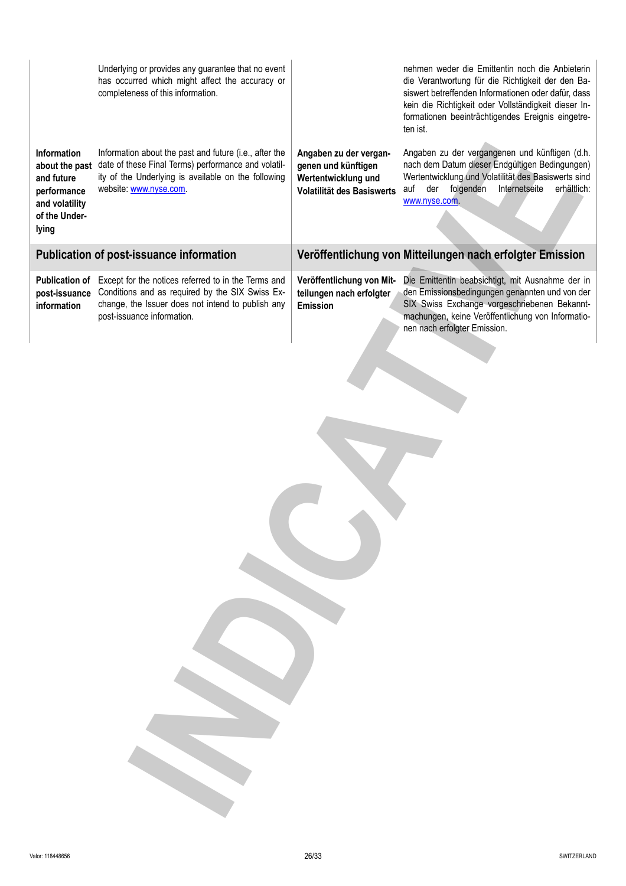| | | | |
|---|---|---|---|
| | Underlying or provides any guarantee that no event has occurred which might affect the accuracy or completeness of this information. | | nehmen weder die Emittentin noch die Anbieterin die Verantwortung für die Richtigkeit der den Basiswert betreffenden Informationen oder dafür, dass kein die Richtigkeit oder Vollständigkeit dieser Informationen beeinträchtigendes Ereignis eingetreten ist. |
| **Information about the past and future performance and volatility of the Underlying** | Information about the past and future (i.e., after the date of these Final Terms) performance and volatility of the Underlying is available on the following website: www.nyse.com. | **Angaben zu der vergangenen und künftigen Wertentwicklung und Volatilität des Basiswerts** | Angaben zu der vergangenen und künftigen (d.h. nach dem Datum dieser Endgültigen Bedingungen) Wertentwicklung und Volatilität des Basiswerts sind auf der folgenden Internetseite erhältlich: www.nyse.com. |

## Publication of post-issuance information

## Veröffentlichung von Mitteilungen nach erfolgter Emission

| | | | |
|---|---|---|---|
| **Publication of post-issuance information** | Except for the notices referred to in the Terms and Conditions and as required by the SIX Swiss Exchange, the Issuer does not intend to publish any post-issuance information. | **Veröffentlichung von Mitteilungen nach erfolgter Emission** | Die Emittentin beabsichtigt, mit Ausnahme der in den Emissionsbedingungen genannten und von der SIX Swiss Exchange vorgeschriebenen Bekanntmachungen, keine Veröffentlichung von Informationen nach erfolgter Emission. |

INDICATIVE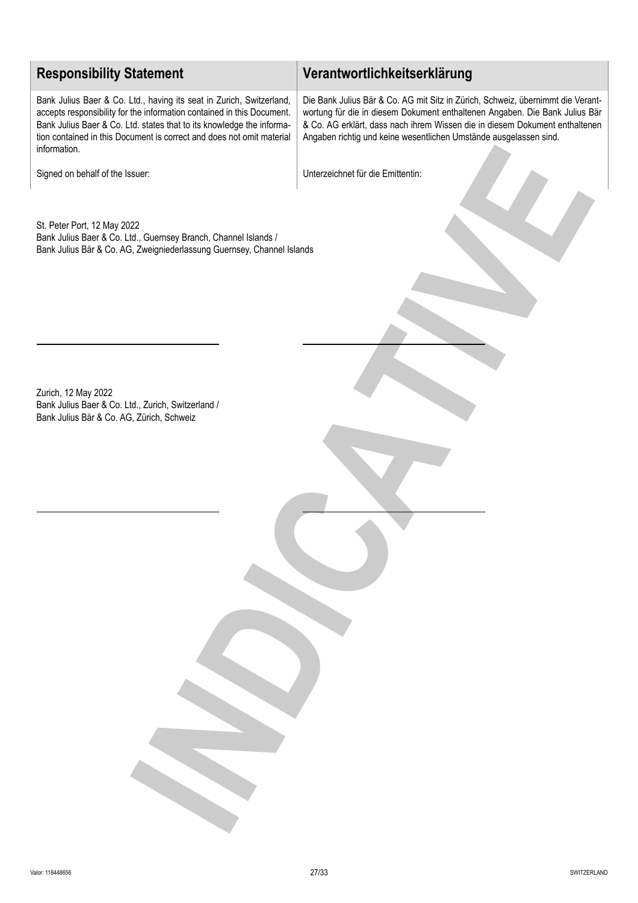| Responsibility Statement | Verantwortlichkeitserklärung |
| --- | --- |
| Bank Julius Baer & Co. Ltd., having its seat in Zurich, Switzerland, accepts responsibility for the information contained in this Document. Bank Julius Baer & Co. Ltd. states that to its knowledge the information contained in this Document is correct and does not omit material information. | Die Bank Julius Bär & Co. AG mit Sitz in Zürich, Schweiz, übernimmt die Verantwortung für die in diesem Dokument enthaltenen Angaben. Die Bank Julius Bär & Co. AG erklärt, dass nach ihrem Wissen die in diesem Dokument enthaltenen Angaben richtig und keine wesentlichen Umstände ausgelassen sind. |
| Signed on behalf of the Issuer: | Unterzeichnet für die Emittentin: |

St. Peter Port, 12 May 2022
Bank Julius Baer & Co. Ltd., Guernsey Branch, Channel Islands /
Bank Julius Bär & Co. AG, Zweigniederlassung Guernsey, Channel Islands

Zurich, 12 May 2022
Bank Julius Baer & Co. Ltd., Zurich, Switzerland /
Bank Julius Bär & Co. AG, Zürich, Schweiz

INDICATIVE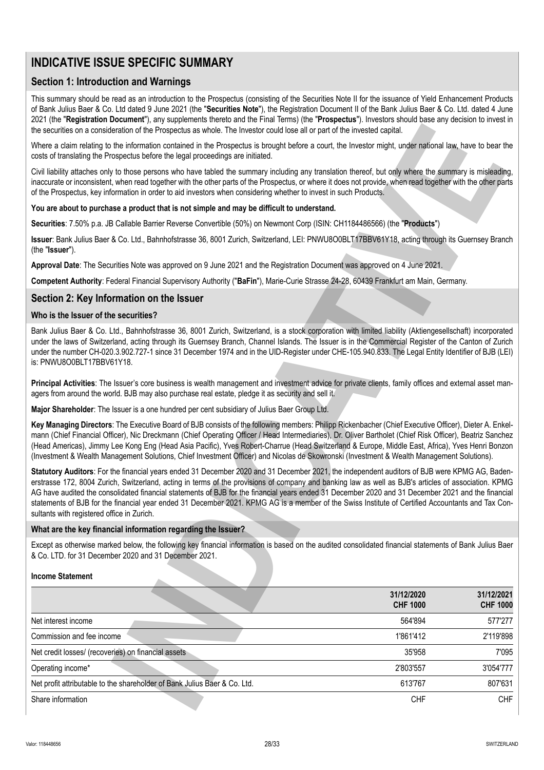# INDICATIVE ISSUE SPECIFIC SUMMARY

## Section 1: Introduction and Warnings

This summary should be read as an introduction to the Prospectus (consisting of the Securities Note II for the issuance of Yield Enhancement Products of Bank Julius Baer & Co. Ltd dated 9 June 2021 (the "**Securities Note**"), the Registration Document II of the Bank Julius Baer & Co. Ltd. dated 4 June 2021 (the "**Registration Document**"), any supplements thereto and the Final Terms) (the "**Prospectus**"). Investors should base any decision to invest in the securities on a consideration of the Prospectus as whole. The Investor could lose all or part of the invested capital.

Where a claim relating to the information contained in the Prospectus is brought before a court, the Investor might, under national law, have to bear the costs of translating the Prospectus before the legal proceedings are initiated.

Civil liability attaches only to those persons who have tabled the summary including any translation thereof, but only where the summary is misleading, inaccurate or inconsistent, when read together with the other parts of the Prospectus, or where it does not provide, when read together with the other parts of the Prospectus, key information in order to aid investors when considering whether to invest in such Products.

**You are about to purchase a product that is not simple and may be difficult to understand.**

**Securities**: 7.50% p.a. JB Callable Barrier Reverse Convertible (50%) on Newmont Corp (ISIN: CH1184486566) (the "**Products**")

**Issuer**: Bank Julius Baer & Co. Ltd., Bahnhofstrasse 36, 8001 Zurich, Switzerland, LEI: PNWU8O0BLT17BBV61Y18, acting through its Guernsey Branch (the "**Issuer**").

**Approval Date**: The Securities Note was approved on 9 June 2021 and the Registration Document was approved on 4 June 2021.

**Competent Authority**: Federal Financial Supervisory Authority ("**BaFin**"), Marie-Curie Strasse 24-28, 60439 Frankfurt am Main, Germany.

## Section 2: Key Information on the Issuer

### Who is the Issuer of the securities?

Bank Julius Baer & Co. Ltd., Bahnhofstrasse 36, 8001 Zurich, Switzerland, is a stock corporation with limited liability (Aktiengesellschaft) incorporated under the laws of Switzerland, acting through its Guernsey Branch, Channel Islands. The Issuer is in the Commercial Register of the Canton of Zurich under the number CH-020.3.902.727-1 since 31 December 1974 and in the UID-Register under CHE-105.940.833. The Legal Entity Identifier of BJB (LEI) is: PNWU8O0BLT17BBV61Y18.

**Principal Activities**: The Issuer's core business is wealth management and investment advice for private clients, family offices and external asset managers from around the world. BJB may also purchase real estate, pledge it as security and sell it.

**Major Shareholder**: The Issuer is a one hundred per cent subsidiary of Julius Baer Group Ltd.

**Key Managing Directors**: The Executive Board of BJB consists of the following members: Philipp Rickenbacher (Chief Executive Officer), Dieter A. Enkelmann (Chief Financial Officer), Nic Dreckmann (Chief Operating Officer / Head Intermediaries), Dr. Oliver Bartholet (Chief Risk Officer), Beatriz Sanchez (Head Americas), Jimmy Lee Kong Eng (Head Asia Pacific), Yves Robert-Charrue (Head Switzerland & Europe, Middle East, Africa), Yves Henri Bonzon (Investment & Wealth Management Solutions, Chief Investment Officer) and Nicolas de Skowronski (Investment & Wealth Management Solutions).

**Statutory Auditors**: For the financial years ended 31 December 2020 and 31 December 2021, the independent auditors of BJB were KPMG AG, Badenerstrasse 172, 8004 Zurich, Switzerland, acting in terms of the provisions of company and banking law as well as BJB's articles of association. KPMG AG have audited the consolidated financial statements of BJB for the financial years ended 31 December 2020 and 31 December 2021 and the financial statements of BJB for the financial year ended 31 December 2021. KPMG AG is a member of the Swiss Institute of Certified Accountants and Tax Consultants with registered office in Zurich.

### What are the key financial information regarding the Issuer?

Except as otherwise marked below, the following key financial information is based on the audited consolidated financial statements of Bank Julius Baer & Co. LTD. for 31 December 2020 and 31 December 2021.

**Income Statement**

| | 31/12/2020 CHF 1000 | 31/12/2021 CHF 1000 |
|---|---|---|
| Net interest income | 564'894 | 577'277 |
| Commission and fee income | 1'861'412 | 2'119'898 |
| Net credit losses/ (recoveries) on financial assets | 35'958 | 7'095 |
| Operating income* | 2'803'557 | 3'054'777 |
| Net profit attributable to the shareholder of Bank Julius Baer & Co. Ltd. | 613'767 | 807'631 |
| Share information | CHF | CHF |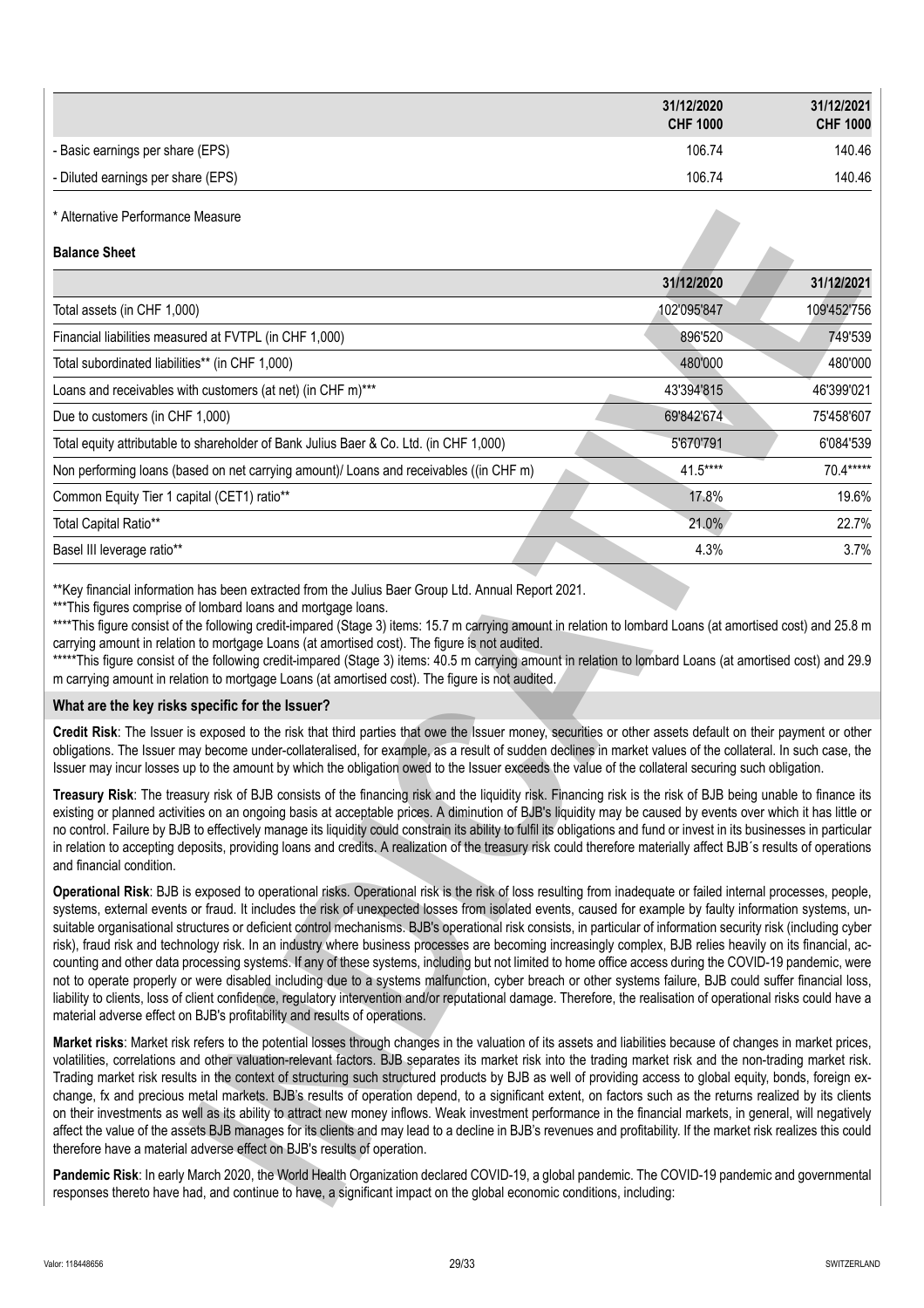| | 31/12/2020 CHF 1000 | 31/12/2021 CHF 1000 |
|---|---|---|
| - Basic earnings per share (EPS) | 106.74 | 140.46 |
| - Diluted earnings per share (EPS) | 106.74 | 140.46 |

* Alternative Performance Measure

**Balance Sheet**

| | 31/12/2020 | 31/12/2021 |
|---|---|---|
| Total assets (in CHF 1,000) | 102'095'847 | 109'452'756 |
| Financial liabilities measured at FVTPL (in CHF 1,000) | 896'520 | 749'539 |
| Total subordinated liabilities** (in CHF 1,000) | 480'000 | 480'000 |
| Loans and receivables with customers (at net) (in CHF m)*** | 43'394'815 | 46'399'021 |
| Due to customers (in CHF 1,000) | 69'842'674 | 75'458'607 |
| Total equity attributable to shareholder of Bank Julius Baer & Co. Ltd. (in CHF 1,000) | 5'670'791 | 6'084'539 |
| Non performing loans (based on net carrying amount)/ Loans and receivables ((in CHF m) | 41.5**** | 70.4***** |
| Common Equity Tier 1 capital (CET1) ratio** | 17.8% | 19.6% |
| Total Capital Ratio** | 21.0% | 22.7% |
| Basel III leverage ratio** | 4.3% | 3.7% |

**Key financial information has been extracted from the Julius Baer Group Ltd. Annual Report 2021.
***This figures comprise of lombard loans and mortgage loans.
****This figure consist of the following credit-impared (Stage 3) items: 15.7 m carrying amount in relation to lombard Loans (at amortised cost) and 25.8 m carrying amount in relation to mortgage Loans (at amortised cost). The figure is not audited.
*****This figure consist of the following credit-impared (Stage 3) items: 40.5 m carrying amount in relation to lombard Loans (at amortised cost) and 29.9 m carrying amount in relation to mortgage Loans (at amortised cost). The figure is not audited.

**What are the key risks specific for the Issuer?**

**Credit Risk**: The Issuer is exposed to the risk that third parties that owe the Issuer money, securities or other assets default on their payment or other obligations. The Issuer may become under-collateralised, for example, as a result of sudden declines in market values of the collateral. In such case, the Issuer may incur losses up to the amount by which the obligation owed to the Issuer exceeds the value of the collateral securing such obligation.

**Treasury Risk**: The treasury risk of BJB consists of the financing risk and the liquidity risk. Financing risk is the risk of BJB being unable to finance its existing or planned activities on an ongoing basis at acceptable prices. A diminution of BJB's liquidity may be caused by events over which it has little or no control. Failure by BJB to effectively manage its liquidity could constrain its ability to fulfil its obligations and fund or invest in its businesses in particular in relation to accepting deposits, providing loans and credits. A realization of the treasury risk could therefore materially affect BJB´s results of operations and financial condition.

**Operational Risk**: BJB is exposed to operational risks. Operational risk is the risk of loss resulting from inadequate or failed internal processes, people, systems, external events or fraud. It includes the risk of unexpected losses from isolated events, caused for example by faulty information systems, unsuitable organisational structures or deficient control mechanisms. BJB's operational risk consists, in particular of information security risk (including cyber risk), fraud risk and technology risk. In an industry where business processes are becoming increasingly complex, BJB relies heavily on its financial, accounting and other data processing systems. If any of these systems, including but not limited to home office access during the COVID-19 pandemic, were not to operate properly or were disabled including due to a systems malfunction, cyber breach or other systems failure, BJB could suffer financial loss, liability to clients, loss of client confidence, regulatory intervention and/or reputational damage. Therefore, the realisation of operational risks could have a material adverse effect on BJB's profitability and results of operations.

**Market risks**: Market risk refers to the potential losses through changes in the valuation of its assets and liabilities because of changes in market prices, volatilities, correlations and other valuation-relevant factors. BJB separates its market risk into the trading market risk and the non-trading market risk. Trading market risk results in the context of structuring such structured products by BJB as well of providing access to global equity, bonds, foreign exchange, fx and precious metal markets. BJB's results of operation depend, to a significant extent, on factors such as the returns realized by its clients on their investments as well as its ability to attract new money inflows. Weak investment performance in the financial markets, in general, will negatively affect the value of the assets BJB manages for its clients and may lead to a decline in BJB's revenues and profitability. If the market risk realizes this could therefore have a material adverse effect on BJB's results of operation.

**Pandemic Risk**: In early March 2020, the World Health Organization declared COVID-19, a global pandemic. The COVID-19 pandemic and governmental responses thereto have had, and continue to have, a significant impact on the global economic conditions, including: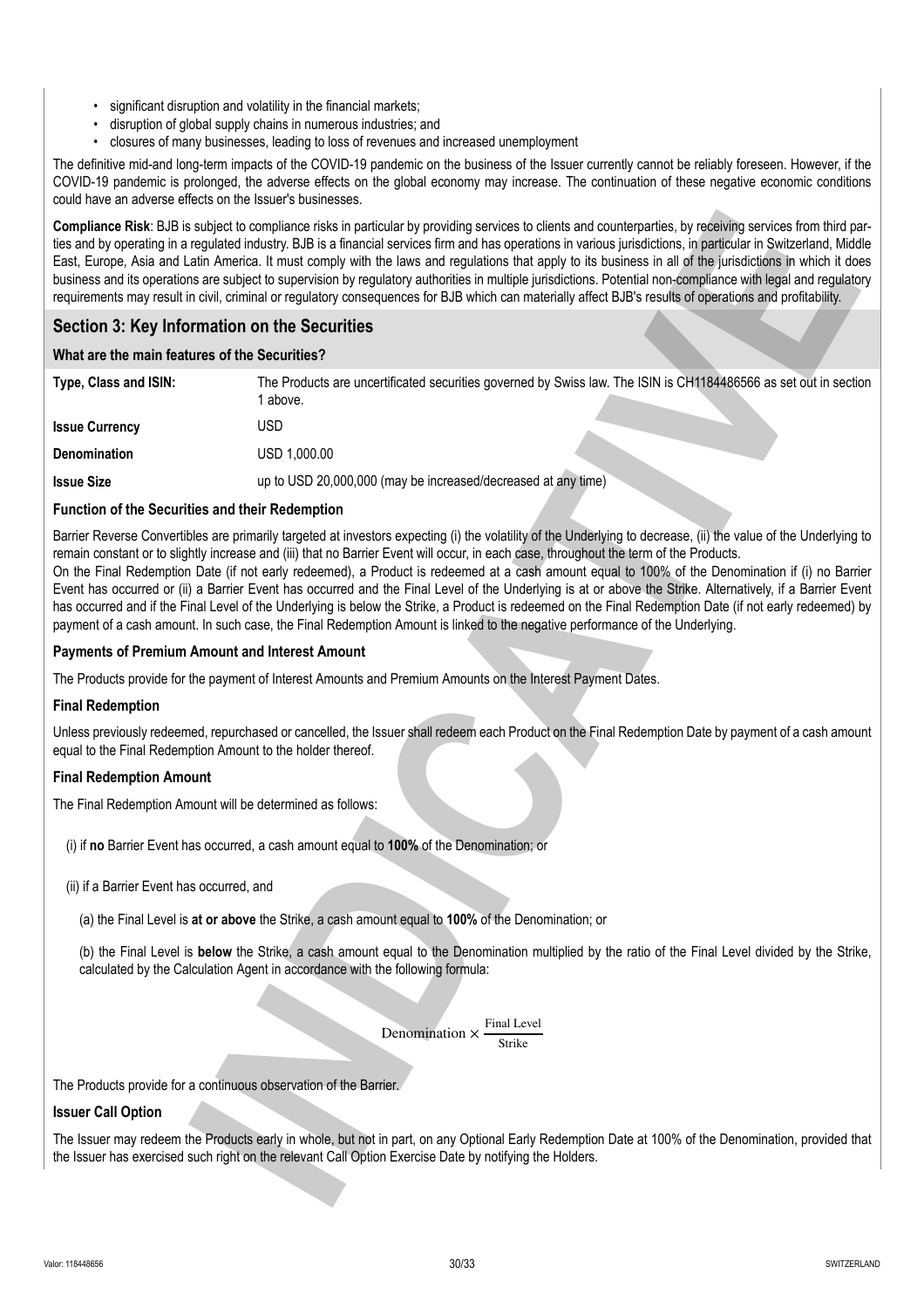- significant disruption and volatility in the financial markets;
- disruption of global supply chains in numerous industries; and
- closures of many businesses, leading to loss of revenues and increased unemployment

The definitive mid-and long-term impacts of the COVID-19 pandemic on the business of the Issuer currently cannot be reliably foreseen. However, if the COVID-19 pandemic is prolonged, the adverse effects on the global economy may increase. The continuation of these negative economic conditions could have an adverse effects on the Issuer's businesses.

**Compliance Risk**: BJB is subject to compliance risks in particular by providing services to clients and counterparties, by receiving services from third parties and by operating in a regulated industry. BJB is a financial services firm and has operations in various jurisdictions, in particular in Switzerland, Middle East, Europe, Asia and Latin America. It must comply with the laws and regulations that apply to its business in all of the jurisdictions in which it does business and its operations are subject to supervision by regulatory authorities in multiple jurisdictions. Potential non-compliance with legal and regulatory requirements may result in civil, criminal or regulatory consequences for BJB which can materially affect BJB's results of operations and profitability.

## Section 3: Key Information on the Securities

### What are the main features of the Securities?

| | |
|---|---|
| **Type, Class and ISIN:** | The Products are uncertificated securities governed by Swiss law. The ISIN is CH1184486566 as set out in section 1 above. |
| **Issue Currency** | USD |
| **Denomination** | USD 1,000.00 |
| **Issue Size** | up to USD 20,000,000 (may be increased/decreased at any time) |

### Function of the Securities and their Redemption

Barrier Reverse Convertibles are primarily targeted at investors expecting (i) the volatility of the Underlying to decrease, (ii) the value of the Underlying to remain constant or to slightly increase and (iii) that no Barrier Event will occur, in each case, throughout the term of the Products.
On the Final Redemption Date (if not early redeemed), a Product is redeemed at a cash amount equal to 100% of the Denomination if (i) no Barrier Event has occurred or (ii) a Barrier Event has occurred and the Final Level of the Underlying is at or above the Strike. Alternatively, if a Barrier Event has occurred and if the Final Level of the Underlying is below the Strike, a Product is redeemed on the Final Redemption Date (if not early redeemed) by payment of a cash amount. In such case, the Final Redemption Amount is linked to the negative performance of the Underlying.

### Payments of Premium Amount and Interest Amount

The Products provide for the payment of Interest Amounts and Premium Amounts on the Interest Payment Dates.

### Final Redemption

Unless previously redeemed, repurchased or cancelled, the Issuer shall redeem each Product on the Final Redemption Date by payment of a cash amount equal to the Final Redemption Amount to the holder thereof.

### Final Redemption Amount

The Final Redemption Amount will be determined as follows:

(i) if **no** Barrier Event has occurred, a cash amount equal to **100%** of the Denomination; or

(ii) if a Barrier Event has occurred, and

(a) the Final Level is **at or above** the Strike, a cash amount equal to **100%** of the Denomination; or

(b) the Final Level is **below** the Strike, a cash amount equal to the Denomination multiplied by the ratio of the Final Level divided by the Strike, calculated by the Calculation Agent in accordance with the following formula:

$$\text{Denomination} \times \frac{\text{Final Level}}{\text{Strike}}$$

The Products provide for a continuous observation of the Barrier.

### Issuer Call Option

The Issuer may redeem the Products early in whole, but not in part, on any Optional Early Redemption Date at 100% of the Denomination, provided that the Issuer has exercised such right on the relevant Call Option Exercise Date by notifying the Holders.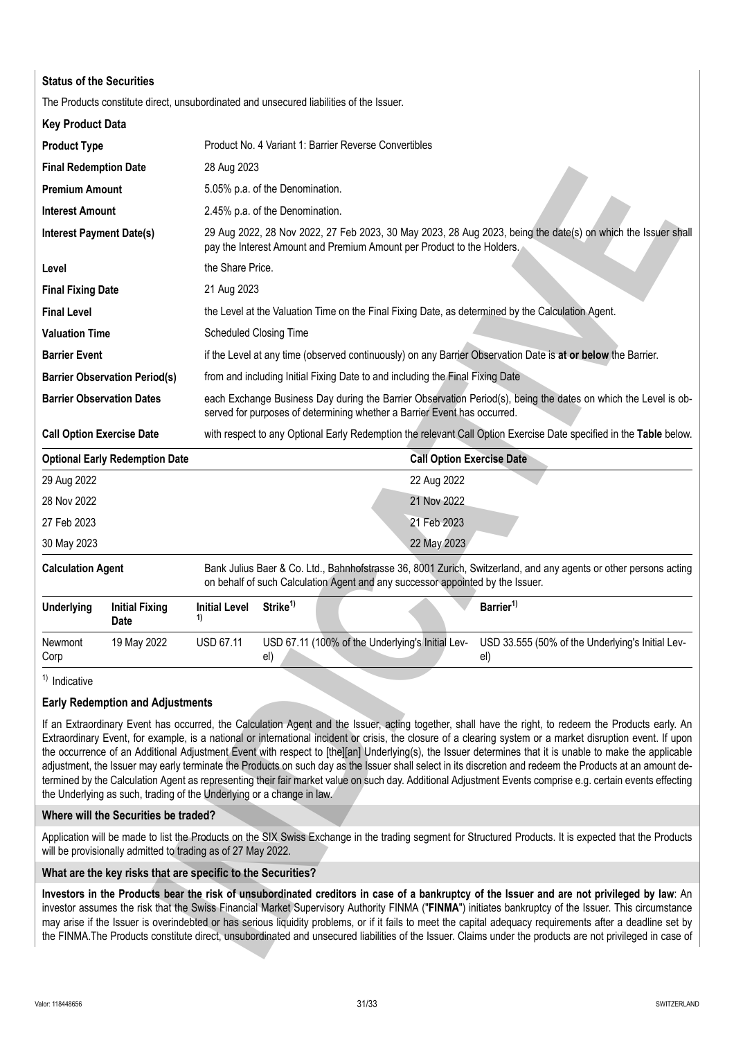**Status of the Securities**

The Products constitute direct, unsubordinated and unsecured liabilities of the Issuer.

**Key Product Data**

| | |
|---|---|
| **Product Type** | Product No. 4 Variant 1: Barrier Reverse Convertibles |
| **Final Redemption Date** | 28 Aug 2023 |
| **Premium Amount** | 5.05% p.a. of the Denomination. |
| **Interest Amount** | 2.45% p.a. of the Denomination. |
| **Interest Payment Date(s)** | 29 Aug 2022, 28 Nov 2022, 27 Feb 2023, 30 May 2023, 28 Aug 2023, being the date(s) on which the Issuer shall pay the Interest Amount and Premium Amount per Product to the Holders. |
| **Level** | the Share Price. |
| **Final Fixing Date** | 21 Aug 2023 |
| **Final Level** | the Level at the Valuation Time on the Final Fixing Date, as determined by the Calculation Agent. |
| **Valuation Time** | Scheduled Closing Time |
| **Barrier Event** | if the Level at any time (observed continuously) on any Barrier Observation Date is **at or below** the Barrier. |
| **Barrier Observation Period(s)** | from and including Initial Fixing Date to and including the Final Fixing Date |
| **Barrier Observation Dates** | each Exchange Business Day during the Barrier Observation Period(s), being the dates on which the Level is observed for purposes of determining whether a Barrier Event has occurred. |
| **Call Option Exercise Date** | with respect to any Optional Early Redemption the relevant Call Option Exercise Date specified in the **Table** below. |

| **Optional Early Redemption Date** | **Call Option Exercise Date** |
|---|---|
| 29 Aug 2022 | 22 Aug 2022 |
| 28 Nov 2022 | 21 Nov 2022 |
| 27 Feb 2023 | 21 Feb 2023 |
| 30 May 2023 | 22 May 2023 |

| | |
|---|---|
| **Calculation Agent** | Bank Julius Baer & Co. Ltd., Bahnhofstrasse 36, 8001 Zurich, Switzerland, and any agents or other persons acting on behalf of such Calculation Agent and any successor appointed by the Issuer. |

| **Underlying** | **Initial Fixing Date** | **Initial Level** [1] | **Strike**[1] | **Barrier**[1] |
|---|---|---|---|---|
| Newmont Corp | 19 May 2022 | USD 67.11 | USD 67.11 (100% of the Underlying's Initial Level) | USD 33.555 (50% of the Underlying's Initial Level) |

[1] Indicative

**Early Redemption and Adjustments**

If an Extraordinary Event has occurred, the Calculation Agent and the Issuer, acting together, shall have the right, to redeem the Products early. An Extraordinary Event, for example, is a national or international incident or crisis, the closure of a clearing system or a market disruption event. If upon the occurrence of an Additional Adjustment Event with respect to [the][an] Underlying(s), the Issuer determines that it is unable to make the applicable adjustment, the Issuer may early terminate the Products on such day as the Issuer shall select in its discretion and redeem the Products at an amount determined by the Calculation Agent as representing their fair market value on such day. Additional Adjustment Events comprise e.g. certain events effecting the Underlying as such, trading of the Underlying or a change in law.

### Where will the Securities be traded?

Application will be made to list the Products on the SIX Swiss Exchange in the trading segment for Structured Products. It is expected that the Products will be provisionally admitted to trading as of 27 May 2022.

### What are the key risks that are specific to the Securities?

**Investors in the Products bear the risk of unsubordinated creditors in case of a bankruptcy of the Issuer and are not privileged by law**: An investor assumes the risk that the Swiss Financial Market Supervisory Authority FINMA ("**FINMA**") initiates bankruptcy of the Issuer. This circumstance may arise if the Issuer is overindebted or has serious liquidity problems, or if it fails to meet the capital adequacy requirements after a deadline set by the FINMA.The Products constitute direct, unsubordinated and unsecured liabilities of the Issuer. Claims under the products are not privileged in case of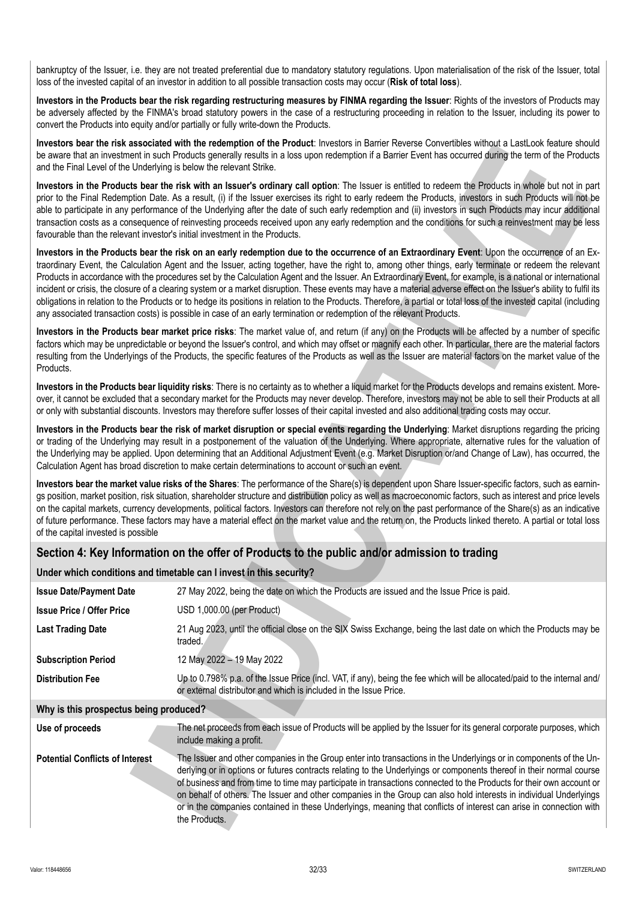bankruptcy of the Issuer, i.e. they are not treated preferential due to mandatory statutory regulations. Upon materialisation of the risk of the Issuer, total loss of the invested capital of an investor in addition to all possible transaction costs may occur (**Risk of total loss**).

**Investors in the Products bear the risk regarding restructuring measures by FINMA regarding the Issuer**: Rights of the investors of Products may be adversely affected by the FINMA's broad statutory powers in the case of a restructuring proceeding in relation to the Issuer, including its power to convert the Products into equity and/or partially or fully write-down the Products.

**Investors bear the risk associated with the redemption of the Product**: Investors in Barrier Reverse Convertibles without a LastLook feature should be aware that an investment in such Products generally results in a loss upon redemption if a Barrier Event has occurred during the term of the Products and the Final Level of the Underlying is below the relevant Strike.

**Investors in the Products bear the risk with an Issuer's ordinary call option**: The Issuer is entitled to redeem the Products in whole but not in part prior to the Final Redemption Date. As a result, (i) if the Issuer exercises its right to early redeem the Products, investors in such Products will not be able to participate in any performance of the Underlying after the date of such early redemption and (ii) investors in such Products may incur additional transaction costs as a consequence of reinvesting proceeds received upon any early redemption and the conditions for such a reinvestment may be less favourable than the relevant investor's initial investment in the Products.

**Investors in the Products bear the risk on an early redemption due to the occurrence of an Extraordinary Event**: Upon the occurrence of an Extraordinary Event, the Calculation Agent and the Issuer, acting together, have the right to, among other things, early terminate or redeem the relevant Products in accordance with the procedures set by the Calculation Agent and the Issuer. An Extraordinary Event, for example, is a national or international incident or crisis, the closure of a clearing system or a market disruption. These events may have a material adverse effect on the Issuer's ability to fulfil its obligations in relation to the Products or to hedge its positions in relation to the Products. Therefore, a partial or total loss of the invested capital (including any associated transaction costs) is possible in case of an early termination or redemption of the relevant Products.

**Investors in the Products bear market price risks**: The market value of, and return (if any) on the Products will be affected by a number of specific factors which may be unpredictable or beyond the Issuer's control, and which may offset or magnify each other. In particular, there are the material factors resulting from the Underlyings of the Products, the specific features of the Products as well as the Issuer are material factors on the market value of the Products.

**Investors in the Products bear liquidity risks**: There is no certainty as to whether a liquid market for the Products develops and remains existent. Moreover, it cannot be excluded that a secondary market for the Products may never develop. Therefore, investors may not be able to sell their Products at all or only with substantial discounts. Investors may therefore suffer losses of their capital invested and also additional trading costs may occur.

**Investors in the Products bear the risk of market disruption or special events regarding the Underlying**: Market disruptions regarding the pricing or trading of the Underlying may result in a postponement of the valuation of the Underlying. Where appropriate, alternative rules for the valuation of the Underlying may be applied. Upon determining that an Additional Adjustment Event (e.g. Market Disruption or/and Change of Law), has occurred, the Calculation Agent has broad discretion to make certain determinations to account or such an event.

**Investors bear the market value risks of the Shares**: The performance of the Share(s) is dependent upon Share Issuer-specific factors, such as earnings position, market position, risk situation, shareholder structure and distribution policy as well as macroeconomic factors, such as interest and price levels on the capital markets, currency developments, political factors. Investors can therefore not rely on the past performance of the Share(s) as an indicative of future performance. These factors may have a material effect on the market value and the return on, the Products linked thereto. A partial or total loss of the capital invested is possible

## Section 4: Key Information on the offer of Products to the public and/or admission to trading

### Under which conditions and timetable can I invest in this security?

| | |
|---|---|
| **Issue Date/Payment Date** | 27 May 2022, being the date on which the Products are issued and the Issue Price is paid. |
| **Issue Price / Offer Price** | USD 1,000.00 (per Product) |
| **Last Trading Date** | 21 Aug 2023, until the official close on the SIX Swiss Exchange, being the last date on which the Products may be traded. |
| **Subscription Period** | 12 May 2022 – 19 May 2022 |
| **Distribution Fee** | Up to 0.798% p.a. of the Issue Price (incl. VAT, if any), being the fee which will be allocated/paid to the internal and/or external distributor and which is included in the Issue Price. |

### Why is this prospectus being produced?

| | |
|---|---|
| **Use of proceeds** | The net proceeds from each issue of Products will be applied by the Issuer for its general corporate purposes, which include making a profit. |
| **Potential Conflicts of Interest** | The Issuer and other companies in the Group enter into transactions in the Underlyings or in components of the Underlying or in options or futures contracts relating to the Underlyings or components thereof in their normal course of business and from time to time may participate in transactions connected to the Products for their own account or on behalf of others. The Issuer and other companies in the Group can also hold interests in individual Underlyings or in the companies contained in these Underlyings, meaning that conflicts of interest can arise in connection with the Products. |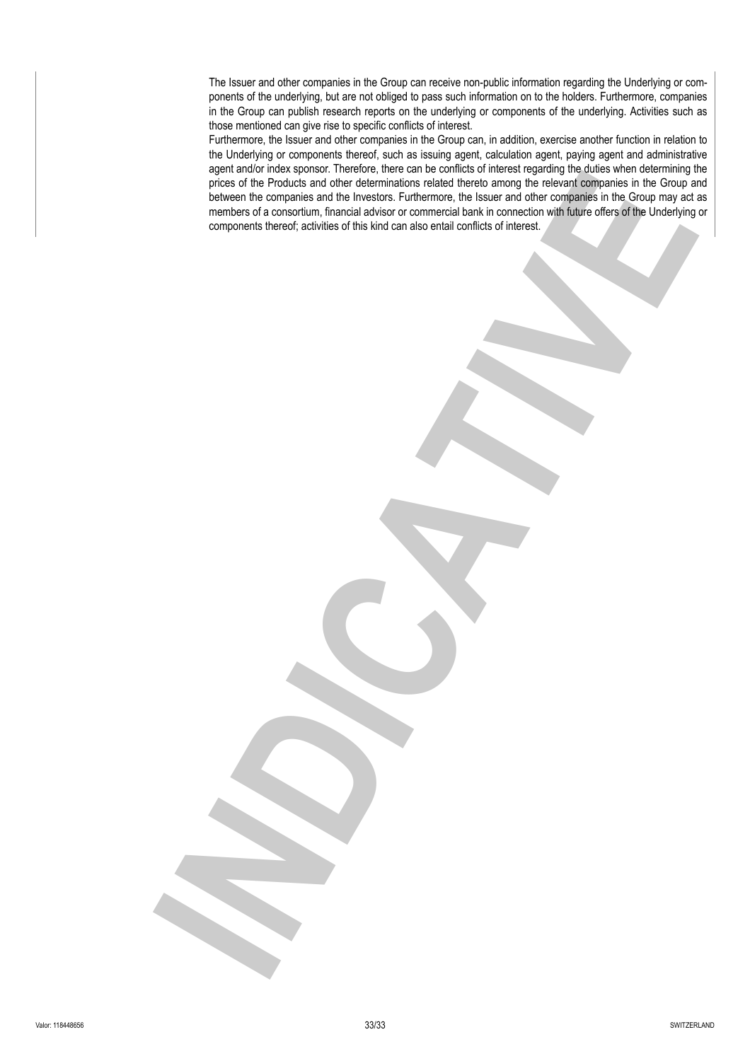The Issuer and other companies in the Group can receive non-public information regarding the Underlying or components of the underlying, but are not obliged to pass such information on to the holders. Furthermore, companies in the Group can publish research reports on the underlying or components of the underlying. Activities such as those mentioned can give rise to specific conflicts of interest.

Furthermore, the Issuer and other companies in the Group can, in addition, exercise another function in relation to the Underlying or components thereof, such as issuing agent, calculation agent, paying agent and administrative agent and/or index sponsor. Therefore, there can be conflicts of interest regarding the duties when determining the prices of the Products and other determinations related thereto among the relevant companies in the Group and between the companies and the Investors. Furthermore, the Issuer and other companies in the Group may act as members of a consortium, financial advisor or commercial bank in connection with future offers of the Underlying or components thereof; activities of this kind can also entail conflicts of interest.